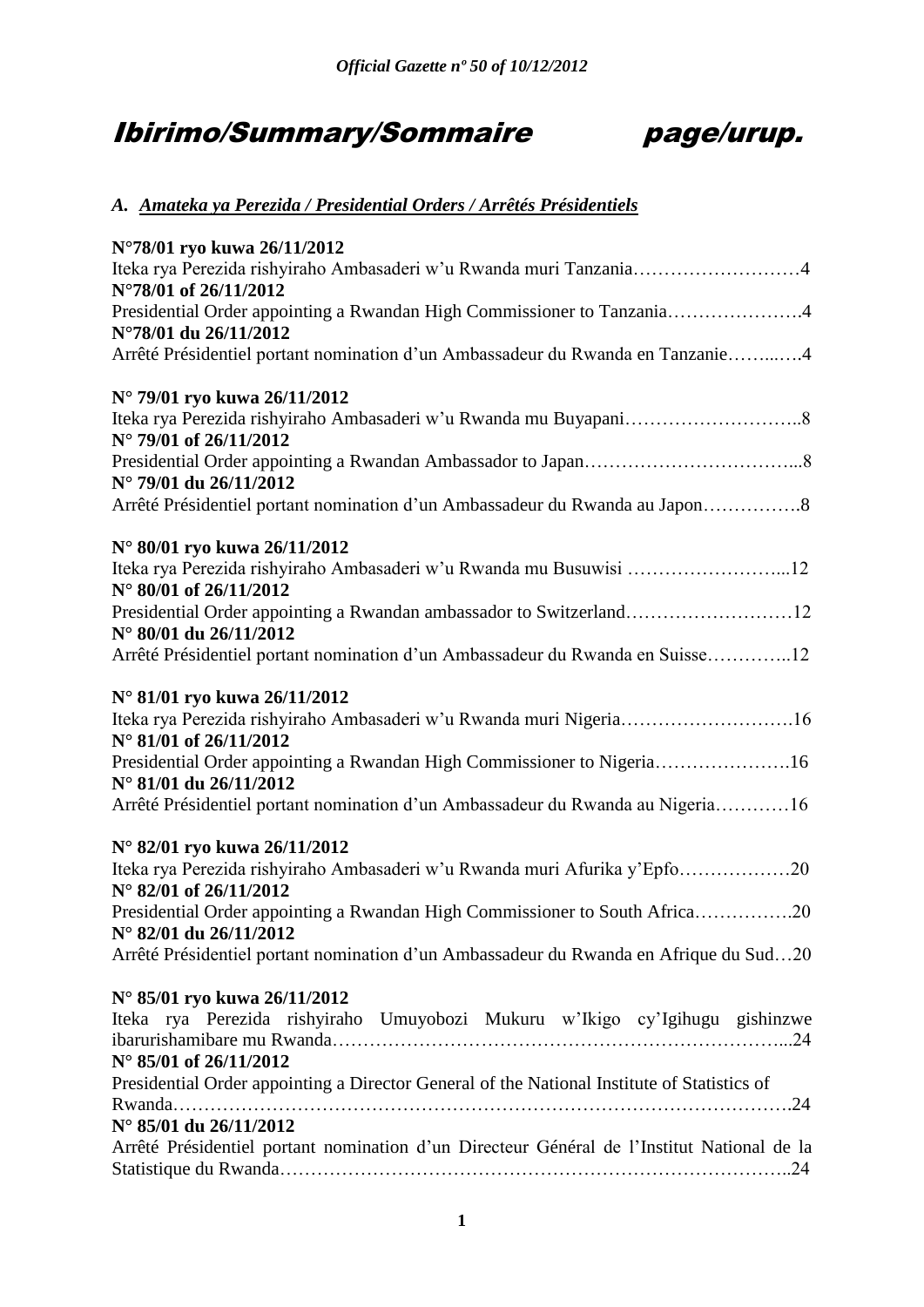# Ibirimo/Summary/Sommaire page/urup.

## *A. Amateka ya Perezida / Presidential Orders / Arrêtés Présidentiels*

**N°78/01 ryo kuwa 26/11/2012**
Iteka rya Perezida rishyiraho Ambasaderi w'u Rwanda muri Tanzania……………………….4
**N°78/01 of 26/11/2012**
Presidential Order appointing a Rwandan High Commissioner to Tanzania………………….4
**N°78/01 du 26/11/2012**
Arrêté Présidentiel portant nomination d'un Ambassadeur du Rwanda en Tanzanie……..….4

**N° 79/01 ryo kuwa 26/11/2012**
Iteka rya Perezida rishyiraho Ambasaderi w'u Rwanda mu Buyapani………………………..8
**N° 79/01 of 26/11/2012**
Presidential Order appointing a Rwandan Ambassador to Japan……………………………...8
**N° 79/01 du 26/11/2012**
Arrêté Présidentiel portant nomination d'un Ambassadeur du Rwanda au Japon…………….8

**N° 80/01 ryo kuwa 26/11/2012**
Iteka rya Perezida rishyiraho Ambasaderi w'u Rwanda mu Busuwisi ……………………...12
**N° 80/01 of 26/11/2012**
Presidential Order appointing a Rwandan ambassador to Switzerland………………………12
**N° 80/01 du 26/11/2012**
Arrêté Présidentiel portant nomination d'un Ambassadeur du Rwanda en Suisse…………..12

**N° 81/01 ryo kuwa 26/11/2012**
Iteka rya Perezida rishyiraho Ambasaderi w'u Rwanda muri Nigeria……………………….16
**N° 81/01 of 26/11/2012**
Presidential Order appointing a Rwandan High Commissioner to Nigeria………………….16
**N° 81/01 du 26/11/2012**
Arrêté Présidentiel portant nomination d'un Ambassadeur du Rwanda au Nigeria…………16

**N° 82/01 ryo kuwa 26/11/2012**
Iteka rya Perezida rishyiraho Ambasaderi w'u Rwanda muri Afurika y'Epfo……………….20
**N° 82/01 of 26/11/2012**
Presidential Order appointing a Rwandan High Commissioner to South Africa…………….20
**N° 82/01 du 26/11/2012**
Arrêté Présidentiel portant nomination d'un Ambassadeur du Rwanda en Afrique du Sud…20

**N° 85/01 ryo kuwa 26/11/2012**
Iteka rya Perezida rishyiraho Umuyobozi Mukuru w'Ikigo cy'Igihugu gishinzwe ibarurishamibare mu Rwanda……………………………………………………………...24
**N° 85/01 of 26/11/2012**
Presidential Order appointing a Director General of the National Institute of Statistics of Rwanda…………………………………………………………………………………….24
**N° 85/01 du 26/11/2012**
Arrêté Présidentiel portant nomination d'un Directeur Général de l'Institut National de la Statistique du Rwanda………………………………………………………………………..24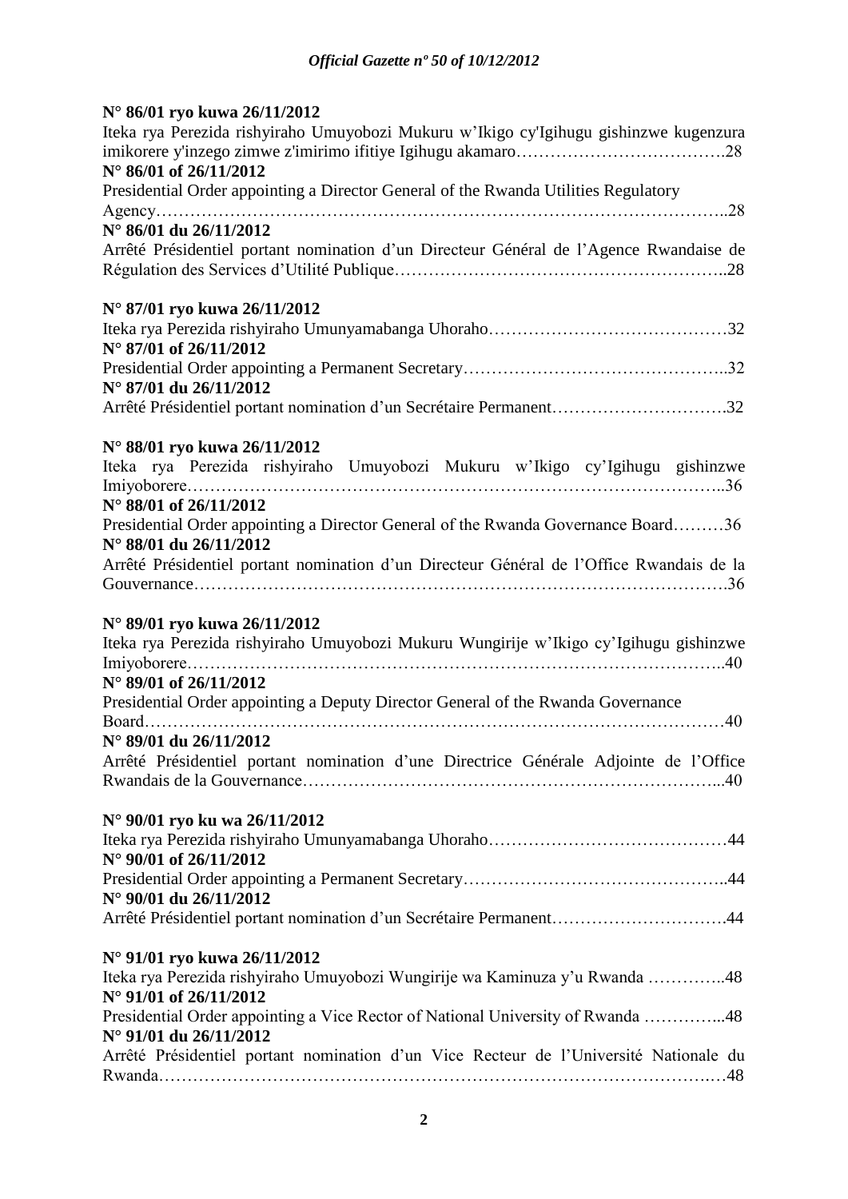**N° 86/01 ryo kuwa 26/11/2012**
Iteka rya Perezida rishyiraho Umuyobozi Mukuru w'Ikigo cy'Igihugu gishinzwe kugenzura imikorere y'inzego zimwe z'imirimo ifitiye Igihugu akamaro……………………………….28
**N° 86/01 of 26/11/2012**
Presidential Order appointing a Director General of the Rwanda Utilities Regulatory Agency……………………………………………………………………………………..28
**N° 86/01 du 26/11/2012**
Arrêté Présidentiel portant nomination d'un Directeur Général de l'Agence Rwandaise de Régulation des Services d'Utilité Publique………………………………………………..28

**N° 87/01 ryo kuwa 26/11/2012**
Iteka rya Perezida rishyiraho Umunyamabanga Uhoraho……………………………………32
**N° 87/01 of 26/11/2012**
Presidential Order appointing a Permanent Secretary……………………………………..32
**N° 87/01 du 26/11/2012**
Arrêté Présidentiel portant nomination d'un Secrétaire Permanent………………………….32

**N° 88/01 ryo kuwa 26/11/2012**
Iteka rya Perezida rishyiraho Umuyobozi Mukuru w'Ikigo cy'Igihugu gishinzwe Imiyoborere……………………………………………………………………………..36
**N° 88/01 of 26/11/2012**
Presidential Order appointing a Director General of the Rwanda Governance Board………36
**N° 88/01 du 26/11/2012**
Arrêté Présidentiel portant nomination d'un Directeur Général de l'Office Rwandais de la Gouvernance……………………………………………………………………………….36

**N° 89/01 ryo kuwa 26/11/2012**
Iteka rya Perezida rishyiraho Umuyobozi Mukuru Wungirije w'Ikigo cy'Igihugu gishinzwe Imiyoborere……………………………………………………………………………..40
**N° 89/01 of 26/11/2012**
Presidential Order appointing a Deputy Director General of the Rwanda Governance Board…………………………………………………………………………………………40
**N° 89/01 du 26/11/2012**
Arrêté Présidentiel portant nomination d'une Directrice Générale Adjointe de l'Office Rwandais de la Gouvernance………………………………………………………………...40

**N° 90/01 ryo ku wa 26/11/2012**
Iteka rya Perezida rishyiraho Umunyamabanga Uhoraho……………………………………44
**N° 90/01 of 26/11/2012**
Presidential Order appointing a Permanent Secretary……………………………………..44
**N° 90/01 du 26/11/2012**
Arrêté Présidentiel portant nomination d'un Secrétaire Permanent………………………….44

**N° 91/01 ryo kuwa 26/11/2012**
Iteka rya Perezida rishyiraho Umuyobozi Wungirije wa Kaminuza y'u Rwanda …………..48
**N° 91/01 of 26/11/2012**
Presidential Order appointing a Vice Rector of National University of Rwanda …………...48
**N° 91/01 du 26/11/2012**
Arrêté Présidentiel portant nomination d'un Vice Recteur de l'Université Nationale du Rwanda………………………………………………………………………………….…48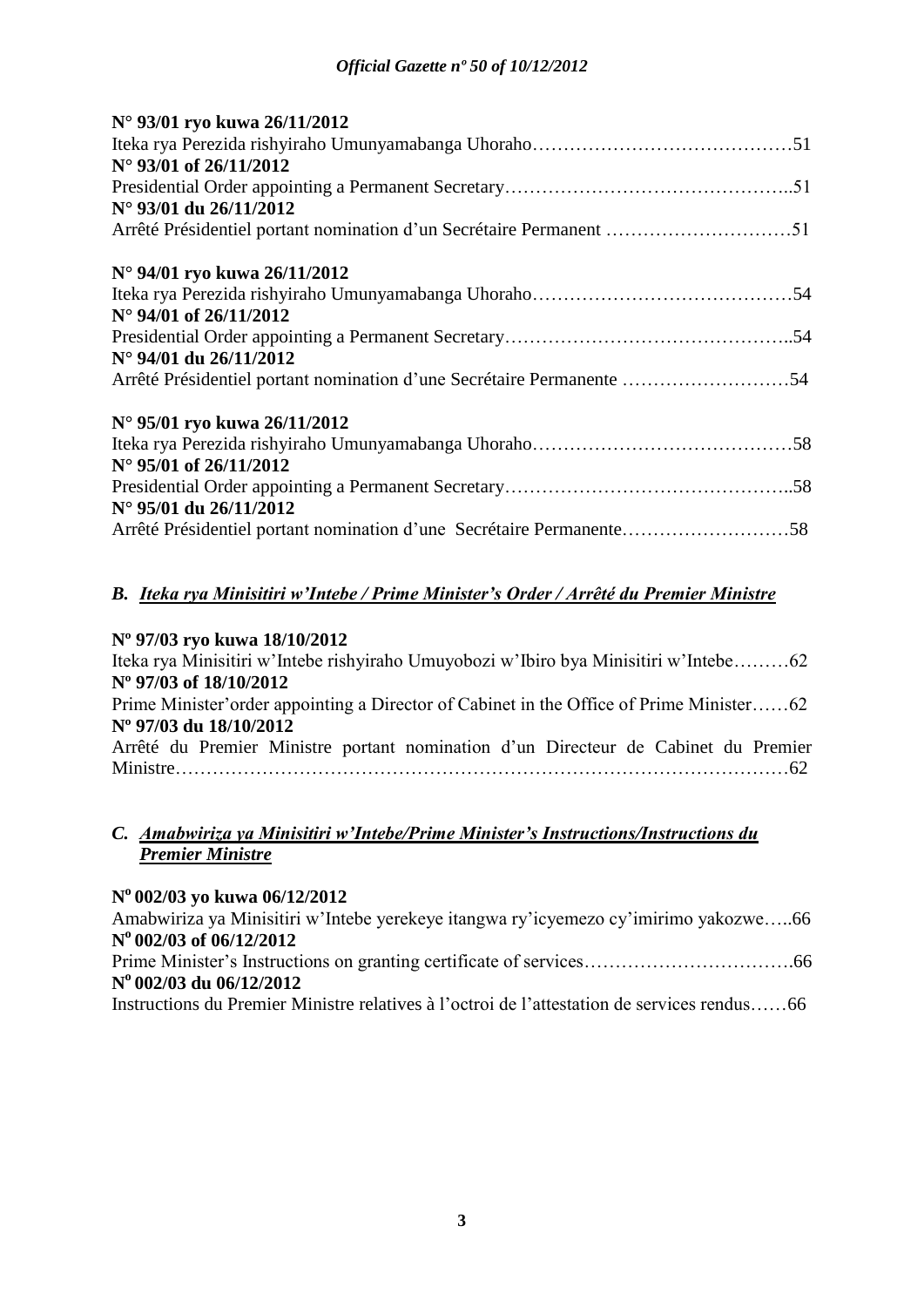**N° 93/01 ryo kuwa 26/11/2012**
Iteka rya Perezida rishyiraho Umunyamabanga Uhoraho……………………………………51
**N° 93/01 of 26/11/2012**
Presidential Order appointing a Permanent Secretary………………………………………..51
**N° 93/01 du 26/11/2012**
Arrêté Présidentiel portant nomination d'un Secrétaire Permanent …………………………51

**N° 94/01 ryo kuwa 26/11/2012**
Iteka rya Perezida rishyiraho Umunyamabanga Uhoraho……………………………………54
**N° 94/01 of 26/11/2012**
Presidential Order appointing a Permanent Secretary………………………………………..54
**N° 94/01 du 26/11/2012**
Arrêté Présidentiel portant nomination d'une Secrétaire Permanente ………………………54

**N° 95/01 ryo kuwa 26/11/2012**
Iteka rya Perezida rishyiraho Umunyamabanga Uhoraho……………………………………58
**N° 95/01 of 26/11/2012**
Presidential Order appointing a Permanent Secretary………………………………………..58
**N° 95/01 du 26/11/2012**
Arrêté Présidentiel portant nomination d'une Secrétaire Permanente………………………58

## *B. Iteka rya Minisitiri w'Intebe / Prime Minister's Order / Arrêté du Premier Ministre*

**Nº 97/03 ryo kuwa 18/10/2012**
Iteka rya Minisitiri w'Intebe rishyiraho Umuyobozi w'Ibiro bya Minisitiri w'Intebe………62
**Nº 97/03 of 18/10/2012**
Prime Minister'order appointing a Director of Cabinet in the Office of Prime Minister……62
**Nº 97/03 du 18/10/2012**
Arrêté du Premier Ministre portant nomination d'un Directeur de Cabinet du Premier Ministre……………………………………………………………………………………62

## *C. Amabwiriza ya Minisitiri w'Intebe/Prime Minister's Instructions/Instructions du Premier Ministre*

**Nº 002/03 yo kuwa 06/12/2012**
Amabwiriza ya Minisitiri w'Intebe yerekeye itangwa ry'icyemezo cy'imirimo yakozwe…..66
**Nº 002/03 of 06/12/2012**
Prime Minister's Instructions on granting certificate of services…………………………….66
**Nº 002/03 du 06/12/2012**
Instructions du Premier Ministre relatives à l'octroi de l'attestation de services rendus……66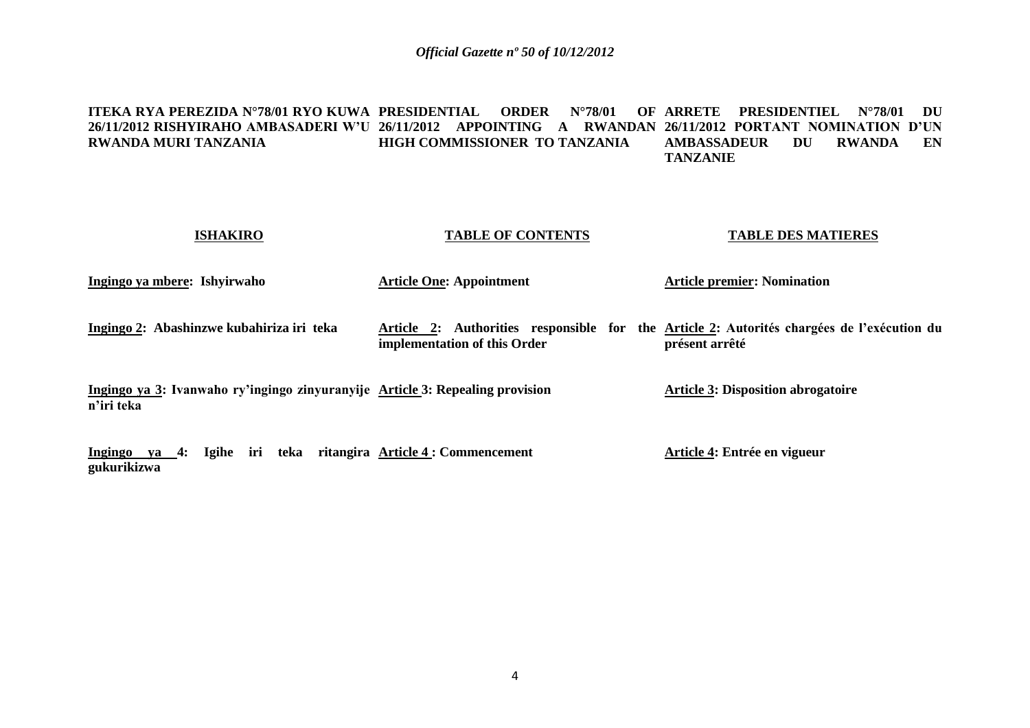**ITEKA RYA PEREZIDA N°78/01 RYO KUWA 26/11/2012 RISHYIRAHO AMBASADERI W'U RWANDA MURI TANZANIA**

**PRESIDENTIAL ORDER N°78/01 OF 26/11/2012 APPOINTING A RWANDAN HIGH COMMISSIONER TO TANZANIA**

**ARRETE PRESIDENTIEL N°78/01 DU 26/11/2012 PORTANT NOMINATION D'UN AMBASSADEUR DU RWANDA EN TANZANIE**

| ISHAKIRO | TABLE OF CONTENTS | TABLE DES MATIERES |
|---|---|---|
| **Ingingo ya mbere: Ishyirwaho** | **Article One: Appointment** | **Article premier: Nomination** |
| **Ingingo 2: Abashinzwe kubahiriza iri teka** | **Article 2: Authorities responsible for the implementation of this Order** | **Article 2: Autorités chargées de l'exécution du présent arrêté** |
| **Ingingo ya 3: Ivanwaho ry'ingingo zinyuranyije n'iri teka** | **Article 3: Repealing provision** | **Article 3: Disposition abrogatoire** |
| **Ingingo ya 4: Igihe iri teka ritangira gukurikizwa** | **Article 4 : Commencement** | **Article 4: Entrée en vigueur** |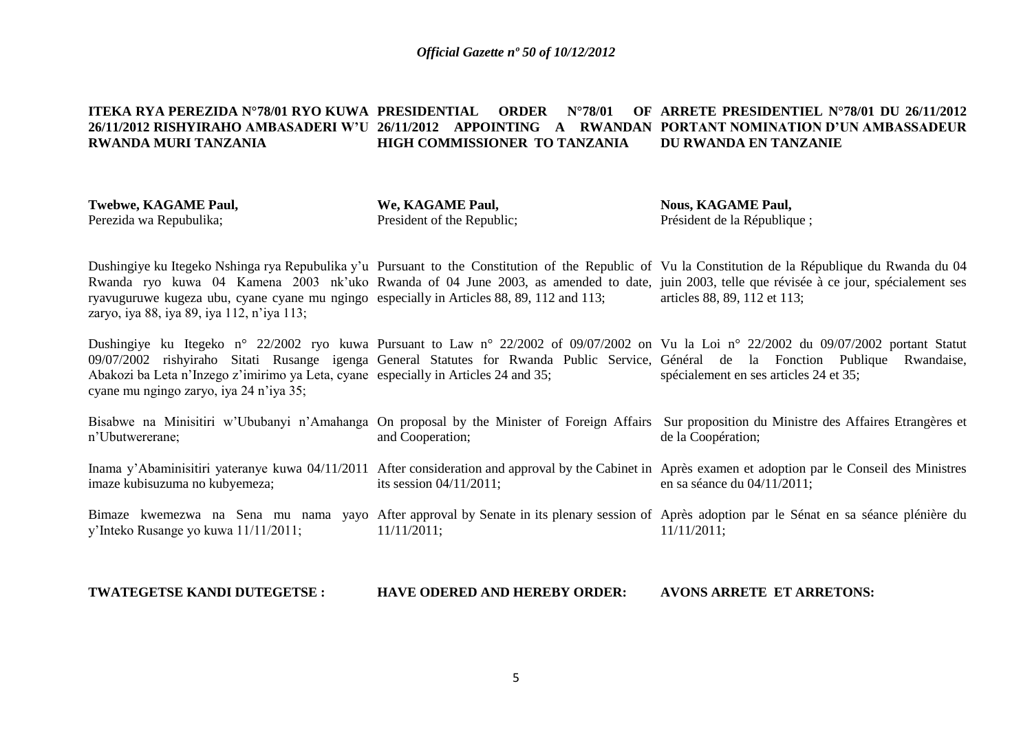**ITEKA RYA PEREZIDA N°78/01 RYO KUWA 26/11/2012 RISHYIRAHO AMBASADERI W'U RWANDA MURI TANZANIA**

**Twebwe, KAGAME Paul,**
Perezida wa Repubulika;

Dushingiye ku Itegeko Nshinga rya Repubulika y'u Rwanda ryo kuwa 04 Kamena 2003 nk'uko ryavuguruwe kugeza ubu, cyane cyane mu ngingo zaryo, iya 88, iya 89, iya 112, n'iya 113;

Dushingiye ku Itegeko n° 22/2002 ryo kuwa 09/07/2002 rishyiraho Sitati Rusange igenga Abakozi ba Leta n'Inzego z'imirimo ya Leta, cyane cyane mu ngingo zaryo, iya 24 n'iya 35;

Bisabwe na Minisitiri w'Ububanyi n'Amahanga n'Ubutwererane;

Inama y'Abaminisitiri yateranye kuwa 04/11/2011 imaze kubisuzuma no kubyemeza;

Bimaze kwemezwa na Sena mu nama yayo y'Inteko Rusange yo kuwa 11/11/2011;

**TWATEGETSE KANDI DUTEGETSE :**

**PRESIDENTIAL ORDER N°78/01 OF 26/11/2012 APPOINTING A RWANDAN HIGH COMMISSIONER TO TANZANIA**

**We, KAGAME Paul,**
President of the Republic;

Pursuant to the Constitution of the Republic of Rwanda of 04 June 2003, as amended to date, especially in Articles 88, 89, 112 and 113;

Pursuant to Law n° 22/2002 of 09/07/2002 on General Statutes for Rwanda Public Service, especially in Articles 24 and 35;

On proposal by the Minister of Foreign Affairs and Cooperation;

After consideration and approval by the Cabinet in its session 04/11/2011;

After approval by Senate in its plenary session of 11/11/2011;

**HAVE ODERED AND HEREBY ORDER:**

**ARRETE PRESIDENTIEL N°78/01 DU 26/11/2012 PORTANT NOMINATION D'UN AMBASSADEUR DU RWANDA EN TANZANIE**

**Nous, KAGAME Paul,**
Président de la République ;

Vu la Constitution de la République du Rwanda du 04 juin 2003, telle que révisée à ce jour, spécialement ses articles 88, 89, 112 et 113;

Vu la Loi n° 22/2002 du 09/07/2002 portant Statut Général de la Fonction Publique Rwandaise, spécialement en ses articles 24 et 35;

Sur proposition du Ministre des Affaires Etrangères et de la Coopération;

Après examen et adoption par le Conseil des Ministres en sa séance du 04/11/2011;

Après adoption par le Sénat en sa séance plénière du 11/11/2011;

**AVONS ARRETE ET ARRETONS:**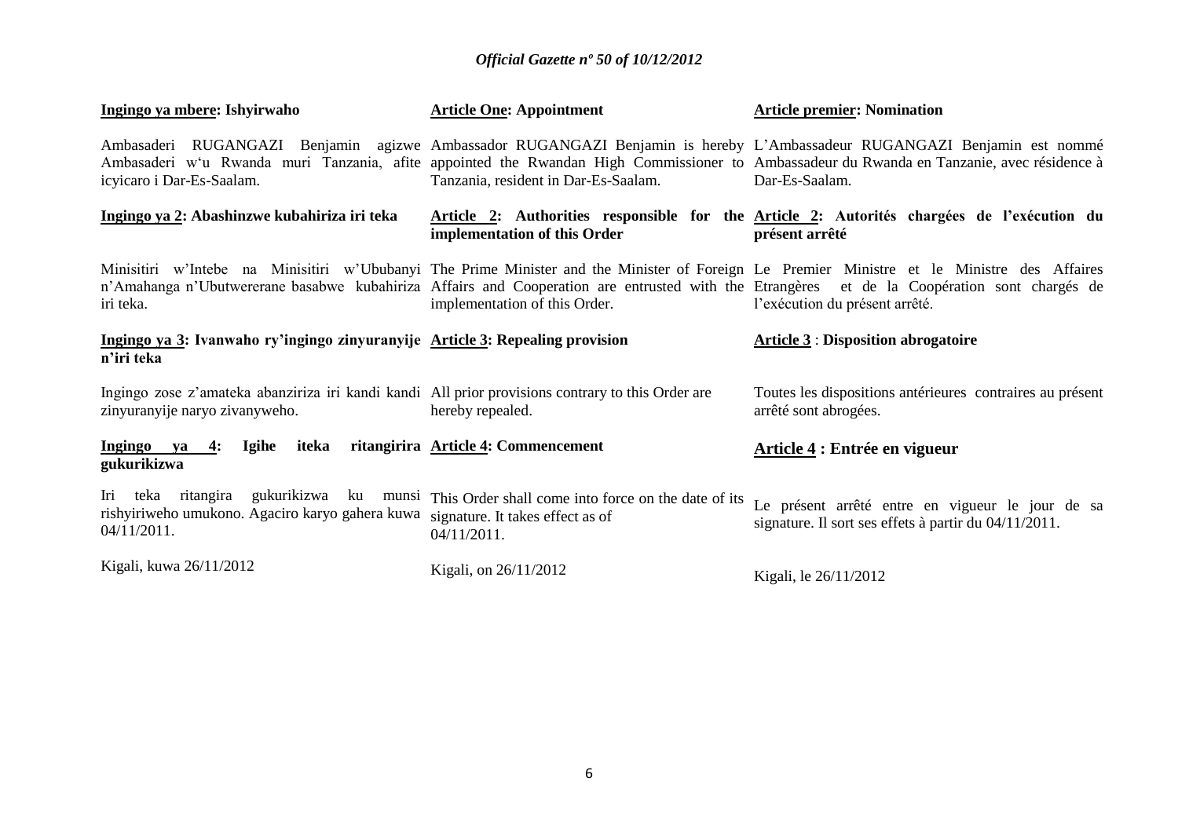**Ingingo ya mbere: Ishyirwaho**

Ambasaderi RUGANGAZI Benjamin agizwe Ambasaderi w'u Rwanda muri Tanzania, afite icyicaro i Dar-Es-Saalam.

**Ingingo ya 2: Abashinzwe kubahiriza iri teka**

Minisitiri w'Intebe na Minisitiri w'Ububanyi n'Amahanga n'Ubutwererane basabwe kubahiriza iri teka.

**Ingingo ya 3: Ivanwaho ry'ingingo zinyuranyije n'iri teka**

Ingingo zose z'amateka abanziriza iri kandi kandi zinyuranyije naryo zivanyweho.

**Ingingo ya 4: Igihe iteka ritangirira gukurikizwa**

Iri teka ritangira gukurikizwa ku munsi rishyiriweho umukono. Agaciro karyo gahera kuwa 04/11/2011.

Kigali, kuwa 26/11/2012

**Article One: Appointment**

Ambassador RUGANGAZI Benjamin is hereby appointed the Rwandan High Commissioner to Tanzania, resident in Dar-Es-Saalam.

**Article 2: Authorities responsible for the implementation of this Order**

The Prime Minister and the Minister of Foreign Affairs and Cooperation are entrusted with the implementation of this Order.

**Article 3: Repealing provision**

All prior provisions contrary to this Order are hereby repealed.

**Article 4: Commencement**

This Order shall come into force on the date of its signature. It takes effect as of 04/11/2011.

Kigali, on 26/11/2012

**Article premier: Nomination**

L'Ambassadeur RUGANGAZI Benjamin est nommé Ambassadeur du Rwanda en Tanzanie, avec résidence à Dar-Es-Saalam.

**Article 2: Autorités chargées de l'exécution du présent arrêté**

Le Premier Ministre et le Ministre des Affaires Etrangères et de la Coopération sont chargés de l'exécution du présent arrêté.

**Article 3 : Disposition abrogatoire**

Toutes les dispositions antérieures contraires au présent arrêté sont abrogées.

**Article 4 : Entrée en vigueur**

Le présent arrêté entre en vigueur le jour de sa signature. Il sort ses effets à partir du 04/11/2011.

Kigali, le 26/11/2012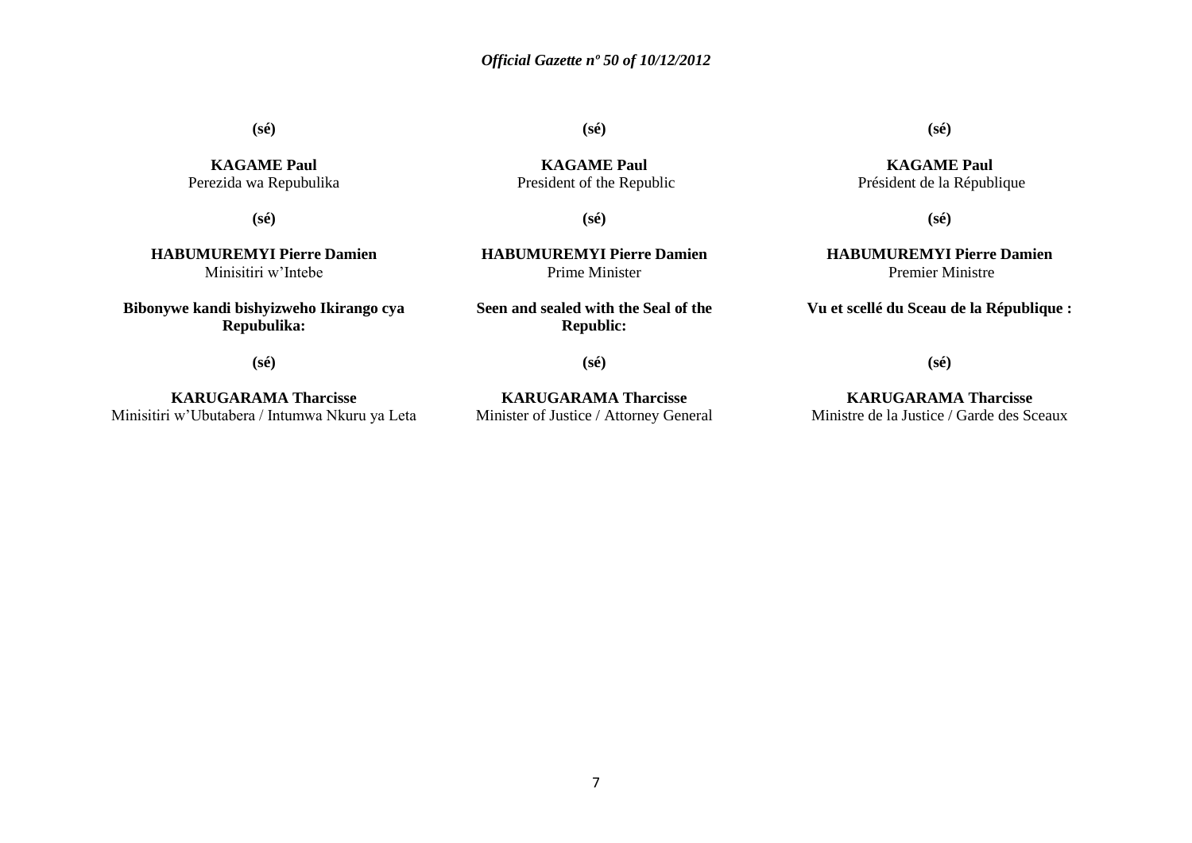(sé)

**KAGAME Paul**
Perezida wa Repubulika

(sé)

**HABUMUREMYI Pierre Damien**
Minisitiri w'Intebe

**Bibonywe kandi bishyizweho Ikirango cya Repubulika:**

(sé)

**KARUGARAMA Tharcisse**
Minisitiri w'Ubutabera / Intumwa Nkuru ya Leta

(sé)

**KAGAME Paul**
President of the Republic

(sé)

**HABUMUREMYI Pierre Damien**
Prime Minister

**Seen and sealed with the Seal of the Republic:**

(sé)

**KARUGARAMA Tharcisse**
Minister of Justice / Attorney General

(sé)

**KAGAME Paul**
Président de la République

(sé)

**HABUMUREMYI Pierre Damien**
Premier Ministre

**Vu et scellé du Sceau de la République :**

(sé)

**KARUGARAMA Tharcisse**
Ministre de la Justice / Garde des Sceaux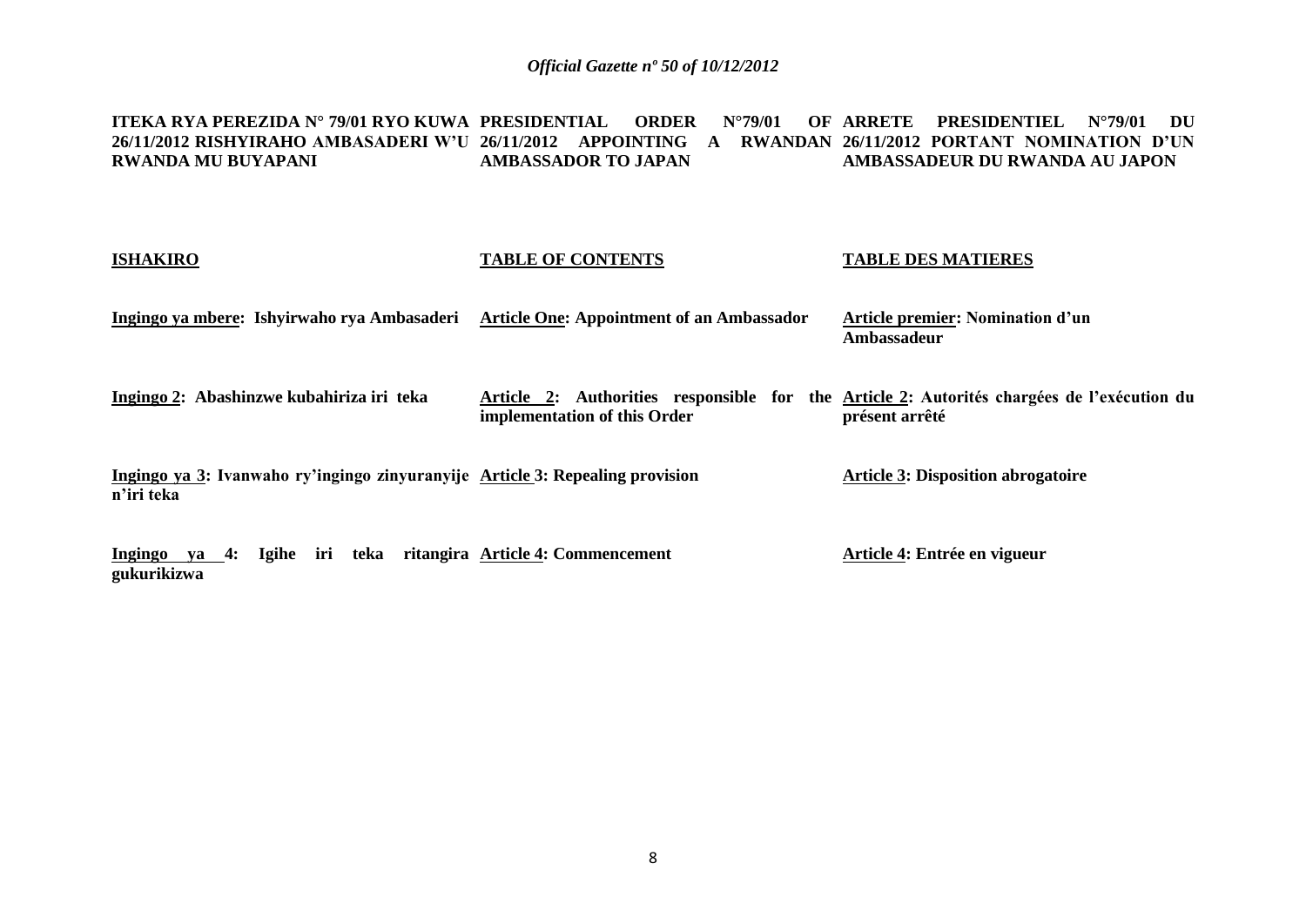| ITEKA RYA PEREZIDA N° 79/01 RYO KUWA 26/11/2012 RISHYIRAHO AMBASADERI W'U RWANDA MU BUYAPANI | PRESIDENTIAL ORDER N°79/01 OF 26/11/2012 APPOINTING A RWANDAN AMBASSADOR TO JAPAN | ARRETE PRESIDENTIEL N°79/01 DU 26/11/2012 PORTANT NOMINATION D'UN AMBASSADEUR DU RWANDA AU JAPON |
|---|---|---|
| **ISHAKIRO** | **TABLE OF CONTENTS** | **TABLE DES MATIERES** |
| **Ingingo ya mbere: Ishyirwaho rya Ambasaderi** | **Article One: Appointment of an Ambassador** | **Article premier: Nomination d'un Ambassadeur** |
| **Ingingo 2: Abashinzwe kubahiriza iri teka** | **Article 2: Authorities responsible for the implementation of this Order** | **Article 2: Autorités chargées de l'exécution du présent arrêté** |
| **Ingingo ya 3: Ivanwaho ry'ingingo zinyuranyije n'iri teka** | **Article 3: Repealing provision** | **Article 3: Disposition abrogatoire** |
| **Ingingo ya 4: Igihe iri teka ritangira gukurikizwa** | **Article 4: Commencement** | **Article 4: Entrée en vigueur** |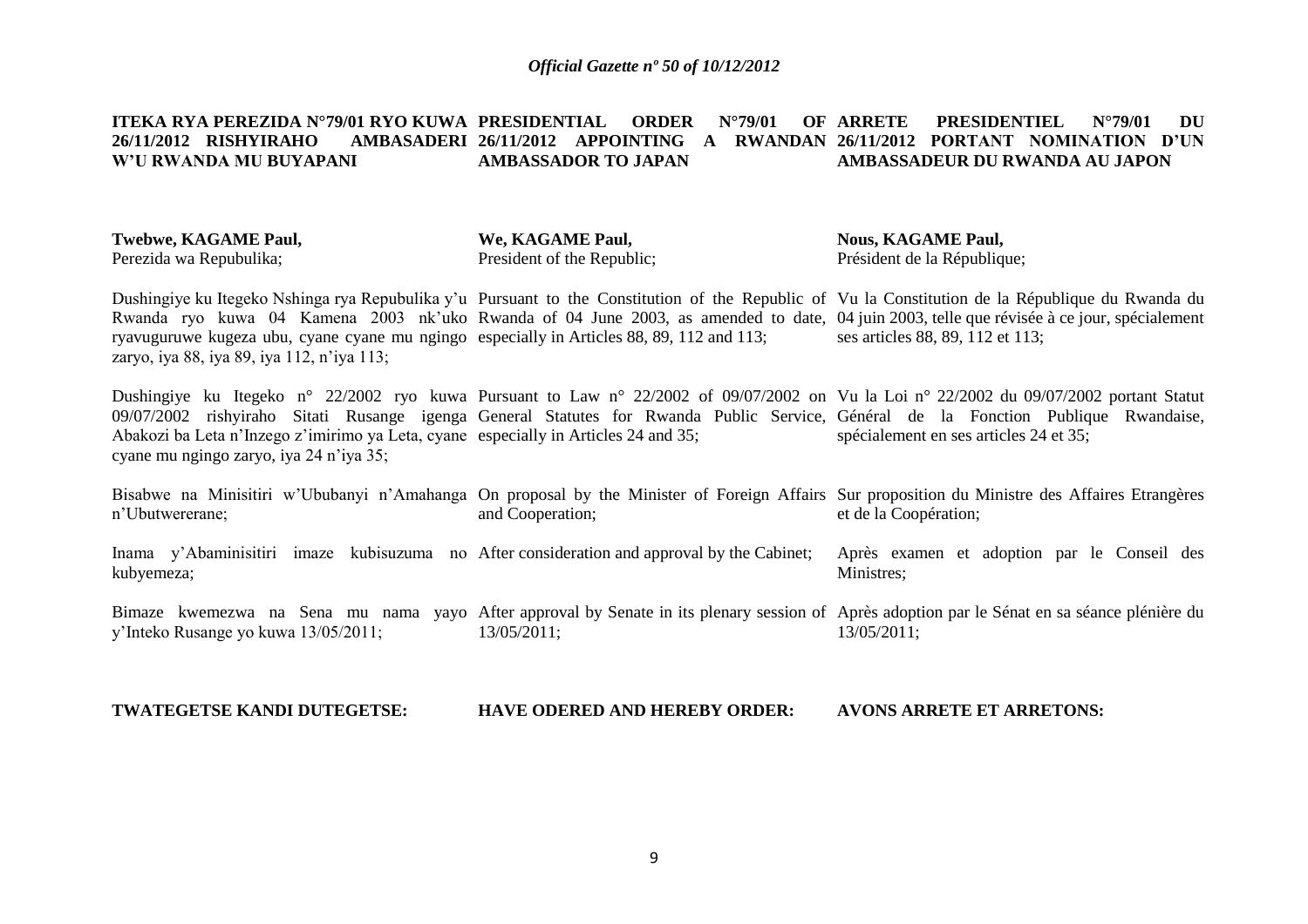**ITEKA RYA PEREZIDA N°79/01 RYO KUWA 26/11/2012 RISHYIRAHO AMBASADERI W'U RWANDA MU BUYAPANI**

**Twebwe, KAGAME Paul,**
Perezida wa Repubulika;

Dushingiye ku Itegeko Nshinga rya Repubulika y'u Rwanda ryo kuwa 04 Kamena 2003 nk'uko ryavuguruwe kugeza ubu, cyane cyane mu ngingo zaryo, iya 88, iya 89, iya 112, n'iya 113;

Dushingiye ku Itegeko n° 22/2002 ryo kuwa 09/07/2002 rishyiraho Sitati Rusange igenga Abakozi ba Leta n'Inzego z'imirimo ya Leta, cyane cyane mu ngingo zaryo, iya 24 n'iya 35;

Bisabwe na Minisitiri w'Ububanyi n'Amahanga n'Ubutwererane;

Inama y'Abaminisitiri imaze kubisuzuma no kubyemeza;

Bimaze kwemezwa na Sena mu nama yayo y'Inteko Rusange yo kuwa 13/05/2011;

**TWATEGETSE KANDI DUTEGETSE:**

**PRESIDENTIAL ORDER N°79/01 OF 26/11/2012 APPOINTING A RWANDAN AMBASSADOR TO JAPAN**

**We, KAGAME Paul,**
President of the Republic;

Pursuant to the Constitution of the Republic of Rwanda of 04 June 2003, as amended to date, especially in Articles 88, 89, 112 and 113;

Pursuant to Law n° 22/2002 of 09/07/2002 on General Statutes for Rwanda Public Service, especially in Articles 24 and 35;

On proposal by the Minister of Foreign Affairs and Cooperation;

After consideration and approval by the Cabinet;

After approval by Senate in its plenary session of 13/05/2011;

**HAVE ODERED AND HEREBY ORDER:**

**ARRETE PRESIDENTIEL N°79/01 DU 26/11/2012 PORTANT NOMINATION D'UN AMBASSADEUR DU RWANDA AU JAPON**

**Nous, KAGAME Paul,**
Président de la République;

Vu la Constitution de la République du Rwanda du 04 juin 2003, telle que révisée à ce jour, spécialement ses articles 88, 89, 112 et 113;

Vu la Loi n° 22/2002 du 09/07/2002 portant Statut Général de la Fonction Publique Rwandaise, spécialement en ses articles 24 et 35;

Sur proposition du Ministre des Affaires Etrangères et de la Coopération;

Après examen et adoption par le Conseil des Ministres;

Après adoption par le Sénat en sa séance plénière du 13/05/2011;

**AVONS ARRETE ET ARRETONS:**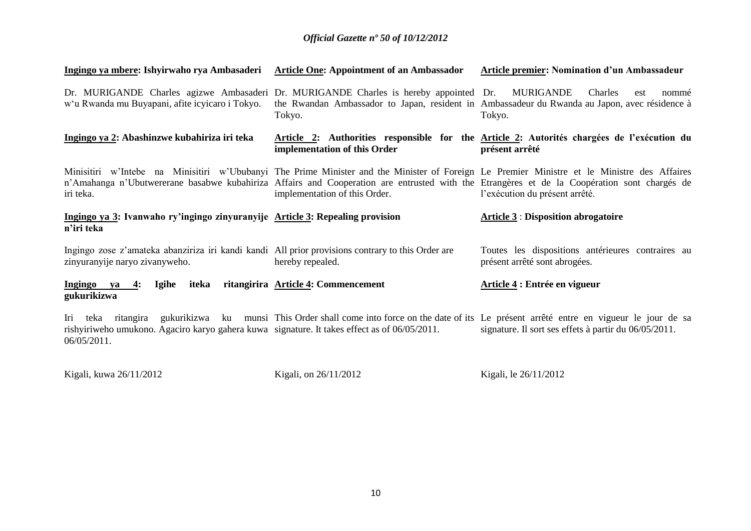**Ingingo ya mbere: Ishyirwaho rya Ambasaderi**

Dr. MURIGANDE Charles agizwe Ambasaderi w'u Rwanda mu Buyapani, afite icyicaro i Tokyo.

**Ingingo ya 2: Abashinzwe kubahiriza iri teka**

Minisitiri w'Intebe na Minisitiri w'Ububanyi n'Amahanga n'Ubutwererane basabwe kubahiriza iri teka.

**Ingingo ya 3: Ivanwaho ry'ingingo zinyuranyije n'iri teka**

Ingingo zose z'amateka abanziriza iri kandi kandi zinyuranyije naryo zivanyweho.

**Ingingo ya 4: Igihe iteka ritangirira gukurikizwa**

Iri teka ritangira gukurikizwa ku munsi rishyiriweho umukono. Agaciro karyo gahera kuwa 06/05/2011.

Kigali, kuwa 26/11/2012

**Article One: Appointment of an Ambassador**

Dr. MURIGANDE Charles is hereby appointed the Rwandan Ambassador to Japan, resident in Tokyo.

**Article 2: Authorities responsible for the implementation of this Order**

The Prime Minister and the Minister of Foreign Affairs and Cooperation are entrusted with the implementation of this Order.

**Article 3: Repealing provision**

All prior provisions contrary to this Order are hereby repealed.

**Article 4: Commencement**

This Order shall come into force on the date of its signature. It takes effect as of 06/05/2011.

Kigali, on 26/11/2012

**Article premier: Nomination d'un Ambassadeur**

Dr. MURIGANDE Charles est nommé Ambassadeur du Rwanda au Japon, avec résidence à Tokyo.

**Article 2: Autorités chargées de l'exécution du présent arrêté**

Le Premier Ministre et le Ministre des Affaires Etrangères et de la Coopération sont chargés de l'exécution du présent arrêté.

**Article 3 : Disposition abrogatoire**

Toutes les dispositions antérieures contraires au présent arrêté sont abrogées.

**Article 4 : Entrée en vigueur**

Le présent arrêté entre en vigueur le jour de sa signature. Il sort ses effets à partir du 06/05/2011.

Kigali, le 26/11/2012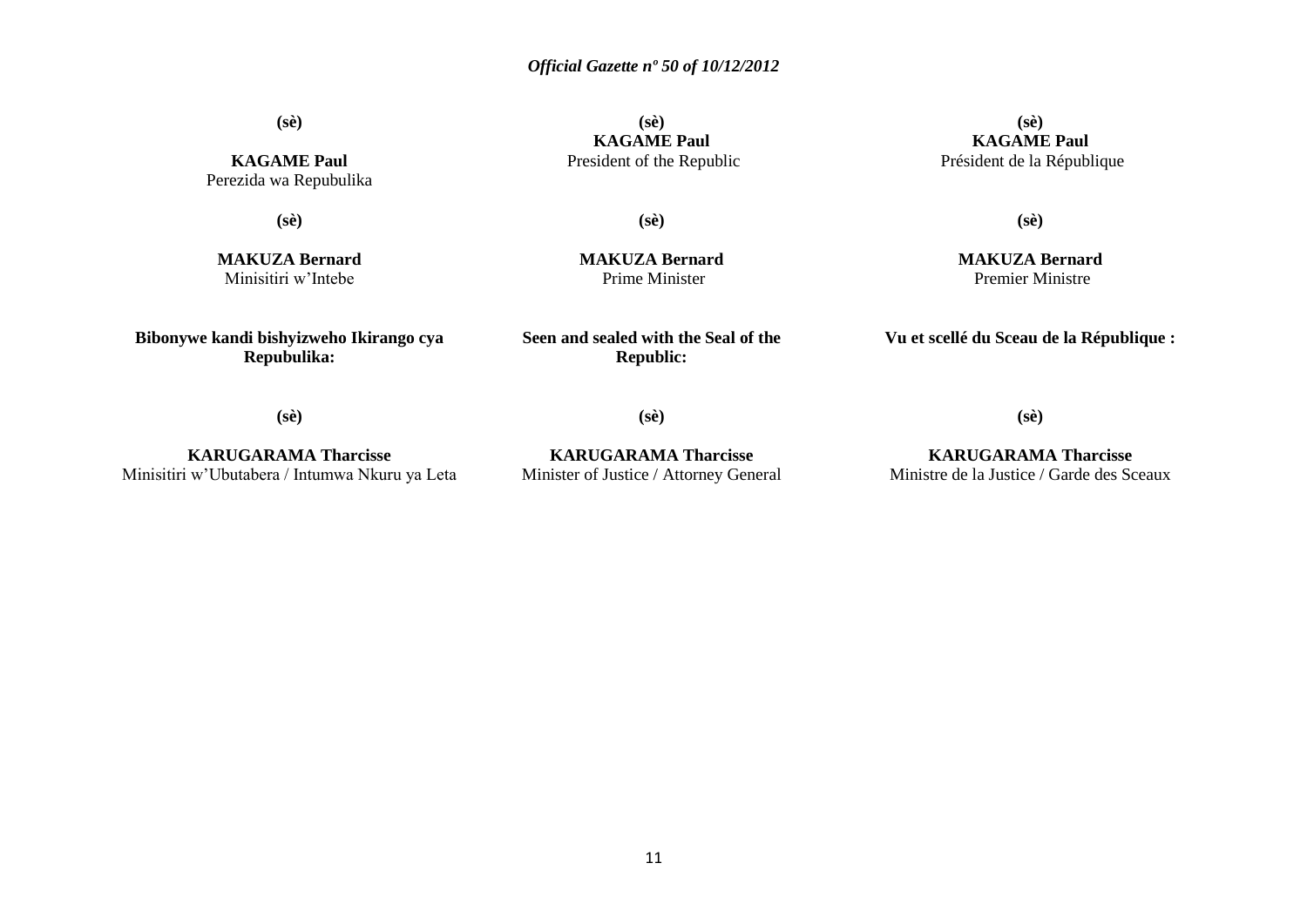**(sè)**

**KAGAME Paul**
Perezida wa Repubulika

**(sè)**

**MAKUZA Bernard**
Minisitiri w'Intebe

**Bibonywe kandi bishyizweho Ikirango cya Repubulika:**

**(sè)**

**KARUGARAMA Tharcisse**
Minisitiri w'Ubutabera / Intumwa Nkuru ya Leta

**(sè)**
**KAGAME Paul**
President of the Republic

**(sè)**

**MAKUZA Bernard**
Prime Minister

**Seen and sealed with the Seal of the Republic:**

**(sè)**

**KARUGARAMA Tharcisse**
Minister of Justice / Attorney General

**(sè)**
**KAGAME Paul**
Président de la République

**(sè)**

**MAKUZA Bernard**
Premier Ministre

**Vu et scellé du Sceau de la République :**

**(sè)**

**KARUGARAMA Tharcisse**
Ministre de la Justice / Garde des Sceaux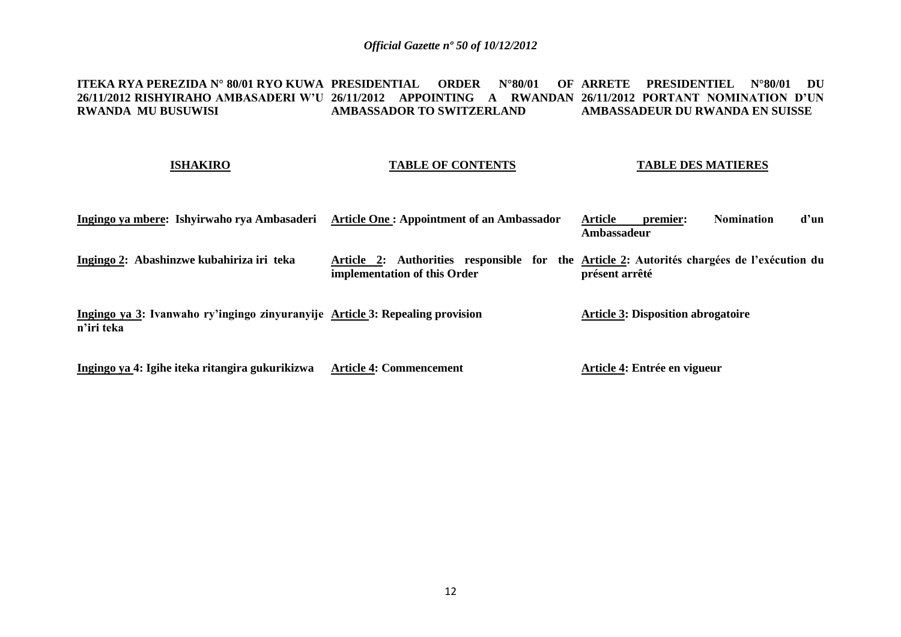**ITEKA RYA PEREZIDA N° 80/01 RYO KUWA 26/11/2012 RISHYIRAHO AMBASADERI W'U RWANDA MU BUSUWISI**

**PRESIDENTIAL ORDER N°80/01 OF 26/11/2012 APPOINTING A RWANDAN AMBASSADOR TO SWITZERLAND**

**ARRETE PRESIDENTIEL N°80/01 DU 26/11/2012 PORTANT NOMINATION D'UN AMBASSADEUR DU RWANDA EN SUISSE**

| **ISHAKIRO** | **TABLE OF CONTENTS** | **TABLE DES MATIERES** |
|---|---|---|
| **Ingingo ya mbere: Ishyirwaho rya Ambasaderi** | **Article One : Appointment of an Ambassador** | **Article premier: Nomination d'un Ambassadeur** |
| **Ingingo 2: Abashinzwe kubahiriza iri teka** | **Article 2: Authorities responsible for the implementation of this Order** | **Article 2: Autorités chargées de l'exécution du présent arrêté** |
| **Ingingo ya 3: Ivanwaho ry'ingingo zinyuranyije n'iri teka** | **Article 3: Repealing provision** | **Article 3: Disposition abrogatoire** |
| **Ingingo ya 4: Igihe iteka ritangira gukurikizwa** | **Article 4: Commencement** | **Article 4: Entrée en vigueur** |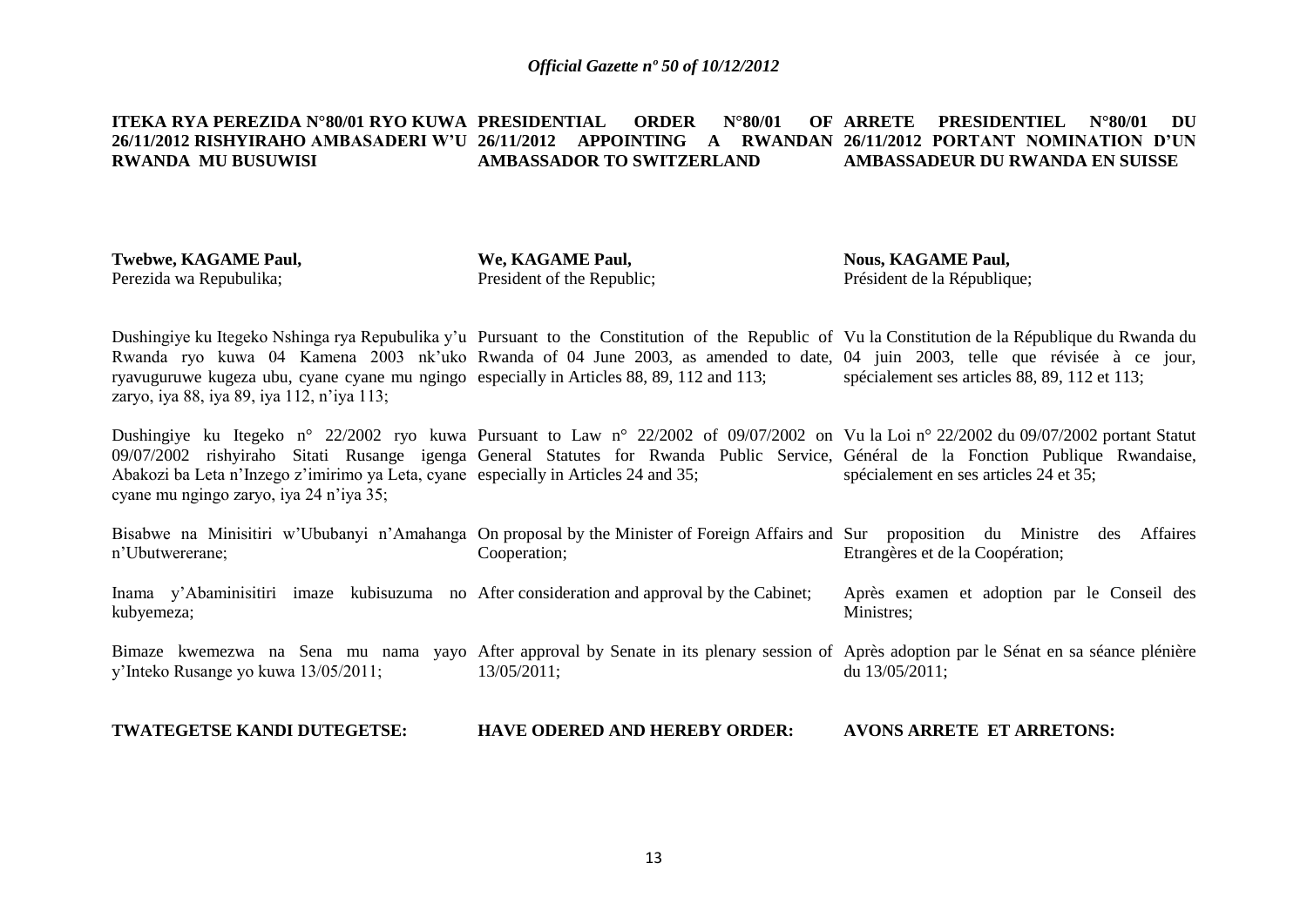**ITEKA RYA PEREZIDA N°80/01 RYO KUWA 26/11/2012 RISHYIRAHO AMBASADERI W'U RWANDA MU BUSUWISI**

**Twebwe, KAGAME Paul,**
Perezida wa Repubulika;

Dushingiye ku Itegeko Nshinga rya Repubulika y'u Rwanda ryo kuwa 04 Kamena 2003 nk'uko ryavuguruwe kugeza ubu, cyane cyane mu ngingo zaryo, iya 88, iya 89, iya 112, n'iya 113;

Dushingiye ku Itegeko n° 22/2002 ryo kuwa 09/07/2002 rishyiraho Sitati Rusange igenga Abakozi ba Leta n'Inzego z'imirimo ya Leta, cyane cyane mu ngingo zaryo, iya 24 n'iya 35;

Bisabwe na Minisitiri w'Ububanyi n'Amahanga n'Ubutwererane;

Inama y'Abaminisitiri imaze kubisuzuma no kubyemeza;

Bimaze kwemezwa na Sena mu nama yayo y'Inteko Rusange yo kuwa 13/05/2011;

**TWATEGETSE KANDI DUTEGETSE:**

**PRESIDENTIAL ORDER N°80/01 OF 26/11/2012 APPOINTING A RWANDAN AMBASSADOR TO SWITZERLAND**

**We, KAGAME Paul,**
President of the Republic;

Pursuant to the Constitution of the Republic of Rwanda of 04 June 2003, as amended to date, especially in Articles 88, 89, 112 and 113;

Pursuant to Law n° 22/2002 of 09/07/2002 on General Statutes for Rwanda Public Service, especially in Articles 24 and 35;

On proposal by the Minister of Foreign Affairs and Cooperation;

After consideration and approval by the Cabinet;

After approval by Senate in its plenary session of 13/05/2011;

**HAVE ODERED AND HEREBY ORDER:**

**ARRETE PRESIDENTIEL N°80/01 DU 26/11/2012 PORTANT NOMINATION D'UN AMBASSADEUR DU RWANDA EN SUISSE**

**Nous, KAGAME Paul,**
Président de la République;

Vu la Constitution de la République du Rwanda du 04 juin 2003, telle que révisée à ce jour, spécialement ses articles 88, 89, 112 et 113;

Vu la Loi n° 22/2002 du 09/07/2002 portant Statut Général de la Fonction Publique Rwandaise, spécialement en ses articles 24 et 35;

Sur proposition du Ministre des Affaires Etrangères et de la Coopération;

Après examen et adoption par le Conseil des Ministres;

Après adoption par le Sénat en sa séance plénière du 13/05/2011;

**AVONS ARRETE ET ARRETONS:**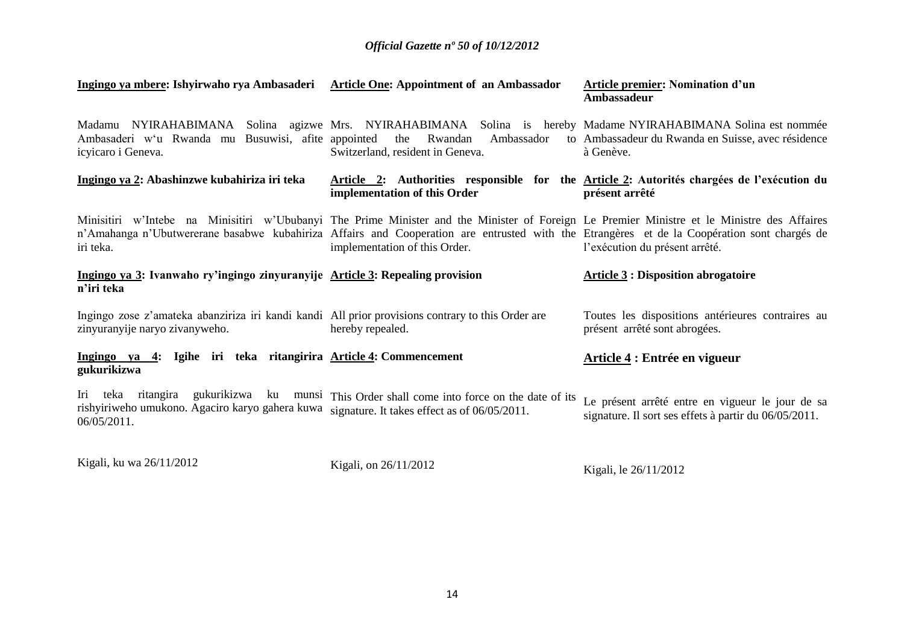| Ingingo ya mbere: Ishyirwaho rya Ambasaderi | Article One: Appointment of an Ambassador | Article premier: Nomination d'un Ambassadeur |
|---|---|---|
| Madamu NYIRAHABIMANA Solina agizwe Ambasaderi w'u Rwanda mu Busuwisi, afite icyicaro i Geneva. | Mrs. NYIRAHABIMANA Solina is hereby appointed the Rwandan Ambassador to Switzerland, resident in Geneva. | Madame NYIRAHABIMANA Solina est nommée Ambassadeur du Rwanda en Suisse, avec résidence à Genève. |
| **Ingingo ya 2: Abashinzwe kubahiriza iri teka** | **Article 2: Authorities responsible for the implementation of this Order** | **Article 2: Autorités chargées de l'exécution du présent arrêté** |
| Minisitiri w'Intebe na Minisitiri w'Ububanyi n'Amahanga n'Ubutwererane basabwe kubahiriza iri teka. | The Prime Minister and the Minister of Foreign Affairs and Cooperation are entrusted with the implementation of this Order. | Le Premier Ministre et le Ministre des Affaires Etrangères et de la Coopération sont chargés de l'exécution du présent arrêté. |
| **Ingingo ya 3: Ivanwaho ry'ingingo zinyuranyije n'iri teka** | **Article 3: Repealing provision** | **Article 3 : Disposition abrogatoire** |
| Ingingo zose z'amateka abanziriza iri kandi kandi zinyuranyije naryo zivanyweho. | All prior provisions contrary to this Order are hereby repealed. | Toutes les dispositions antérieures contraires au présent arrêté sont abrogées. |
| **Ingingo ya 4: Igihe iri teka ritangirira gukurikizwa** | **Article 4: Commencement** | **Article 4 : Entrée en vigueur** |
| Iri teka ritangira gukurikizwa ku munsi rishyiriweho umukono. Agaciro karyo gahera kuwa 06/05/2011. | This Order shall come into force on the date of its signature. It takes effect as of 06/05/2011. | Le présent arrêté entre en vigueur le jour de sa signature. Il sort ses effets à partir du 06/05/2011. |
| Kigali, ku wa 26/11/2012 | Kigali, on 26/11/2012 | Kigali, le 26/11/2012 |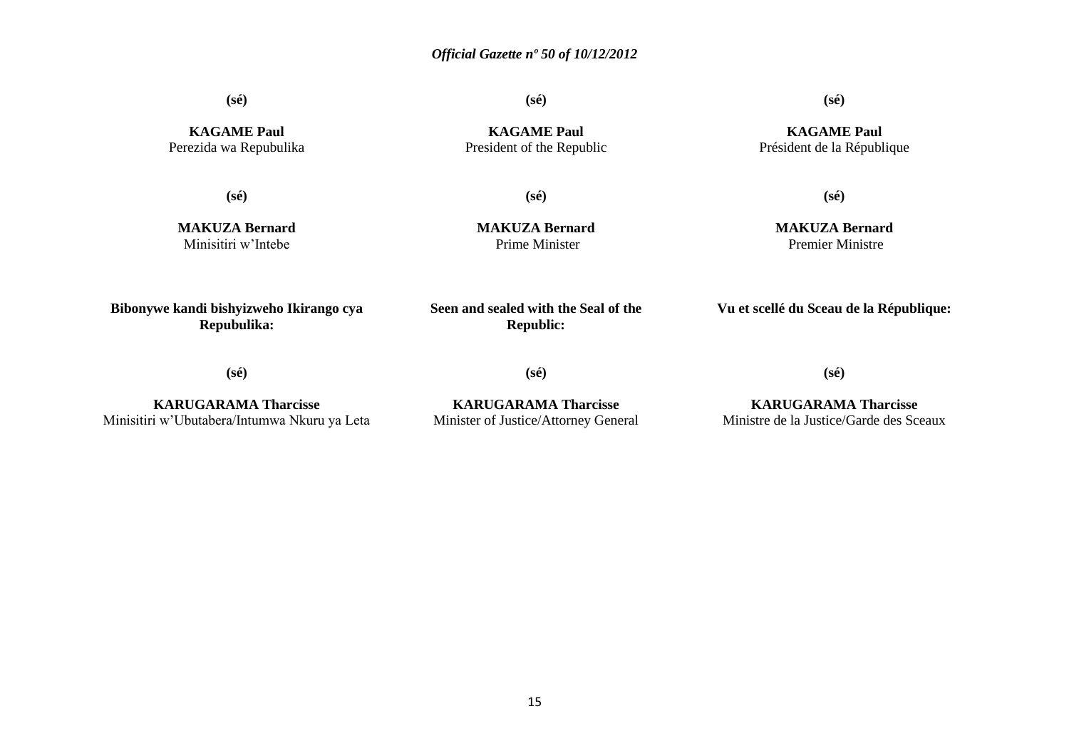(sé)

**KAGAME Paul**
Perezida wa Repubulika

(sé)

**MAKUZA Bernard**
Minisitiri w'Intebe

**Bibonywe kandi bishyizweho Ikirango cya Repubulika:**

(sé)

**KARUGARAMA Tharcisse**
Minisitiri w'Ubutabera/Intumwa Nkuru ya Leta

(sé)

**KAGAME Paul**
President of the Republic

(sé)

**MAKUZA Bernard**
Prime Minister

**Seen and sealed with the Seal of the Republic:**

(sé)

**KARUGARAMA Tharcisse**
Minister of Justice/Attorney General

(sé)

**KAGAME Paul**
Président de la République

(sé)

**MAKUZA Bernard**
Premier Ministre

**Vu et scellé du Sceau de la République:**

(sé)

**KARUGARAMA Tharcisse**
Ministre de la Justice/Garde des Sceaux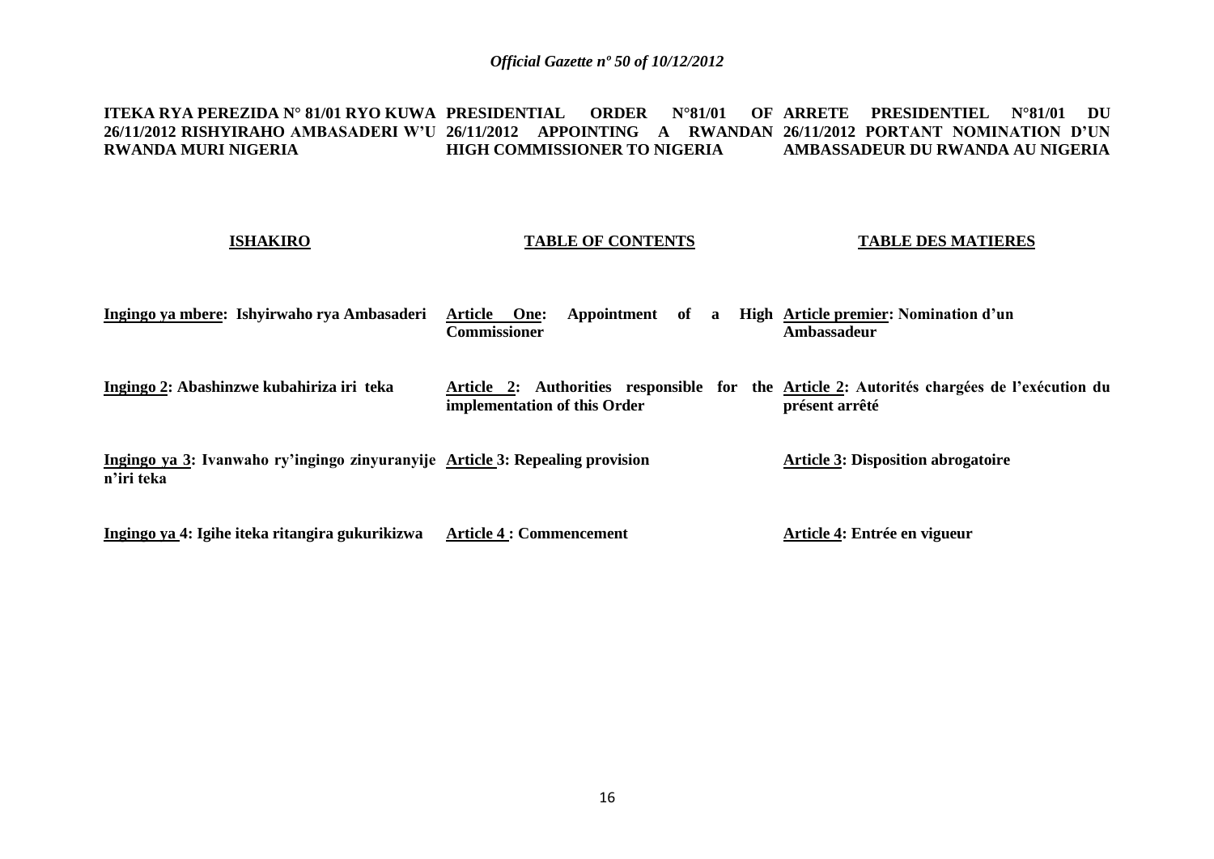**ITEKA RYA PEREZIDA N° 81/01 RYO KUWA 26/11/2012 RISHYIRAHO AMBASADERI W'U RWANDA MURI NIGERIA**

**PRESIDENTIAL ORDER N°81/01 OF 26/11/2012 APPOINTING A RWANDAN HIGH COMMISSIONER TO NIGERIA**

**ARRETE PRESIDENTIEL N°81/01 DU 26/11/2012 PORTANT NOMINATION D'UN AMBASSADEUR DU RWANDA AU NIGERIA**

| **ISHAKIRO** | **TABLE OF CONTENTS** | **TABLE DES MATIERES** |
|---|---|---|
| **Ingingo ya mbere: Ishyirwaho rya Ambasaderi** | **Article One: Appointment of a High Commissioner** | **Article premier: Nomination d'un Ambassadeur** |
| **Ingingo 2: Abashinzwe kubahiriza iri teka** | **Article 2: Authorities responsible for the implementation of this Order** | **Article 2: Autorités chargées de l'exécution du présent arrêté** |
| **Ingingo ya 3: Ivanwaho ry'ingingo zinyuranyije n'iri teka** | **Article 3: Repealing provision** | **Article 3: Disposition abrogatoire** |
| **Ingingo ya 4: Igihe iteka ritangira gukurikizwa** | **Article 4 : Commencement** | **Article 4: Entrée en vigueur** |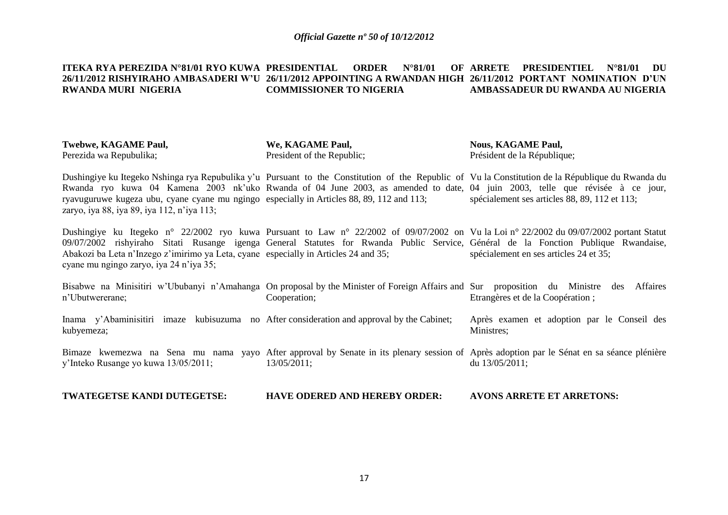**ITEKA RYA PEREZIDA N°81/01 RYO KUWA 26/11/2012 RISHYIRAHO AMBASADERI W'U RWANDA MURI NIGERIA**

**Twebwe, KAGAME Paul,**
Perezida wa Repubulika;

Dushingiye ku Itegeko Nshinga rya Repubulika y'u Rwanda ryo kuwa 04 Kamena 2003 nk'uko ryavuguruwe kugeza ubu, cyane cyane mu ngingo zaryo, iya 88, iya 89, iya 112, n'iya 113;

Dushingiye ku Itegeko n° 22/2002 ryo kuwa 09/07/2002 rishyiraho Sitati Rusange igenga Abakozi ba Leta n'Inzego z'imirimo ya Leta, cyane cyane mu ngingo zaryo, iya 24 n'iya 35;

Bisabwe na Minisitiri w'Ububanyi n'Amahanga n'Ubutwererane;

Inama y'Abaminisitiri imaze kubisuzuma no kubyemeza;

Bimaze kwemezwa na Sena mu nama yayo y'Inteko Rusange yo kuwa 13/05/2011;

**TWATEGETSE KANDI DUTEGETSE:**

**PRESIDENTIAL ORDER N°81/01 OF 26/11/2012 APPOINTING A RWANDAN HIGH COMMISSIONER TO NIGERIA**

**We, KAGAME Paul,**
President of the Republic;

Pursuant to the Constitution of the Republic of Rwanda of 04 June 2003, as amended to date, especially in Articles 88, 89, 112 and 113;

Pursuant to Law n° 22/2002 of 09/07/2002 on General Statutes for Rwanda Public Service, especially in Articles 24 and 35;

On proposal by the Minister of Foreign Affairs and Cooperation;

After consideration and approval by the Cabinet;

After approval by Senate in its plenary session of 13/05/2011;

**HAVE ODERED AND HEREBY ORDER:**

**ARRETE PRESIDENTIEL N°81/01 DU 26/11/2012 PORTANT NOMINATION D'UN AMBASSADEUR DU RWANDA AU NIGERIA**

**Nous, KAGAME Paul,**
Président de la République;

Vu la Constitution de la République du Rwanda du 04 juin 2003, telle que révisée à ce jour, spécialement ses articles 88, 89, 112 et 113;

Vu la Loi n° 22/2002 du 09/07/2002 portant Statut Général de la Fonction Publique Rwandaise, spécialement en ses articles 24 et 35;

Sur proposition du Ministre des Affaires Etrangères et de la Coopération ;

Après examen et adoption par le Conseil des Ministres;

Après adoption par le Sénat en sa séance plénière du 13/05/2011;

**AVONS ARRETE ET ARRETONS:**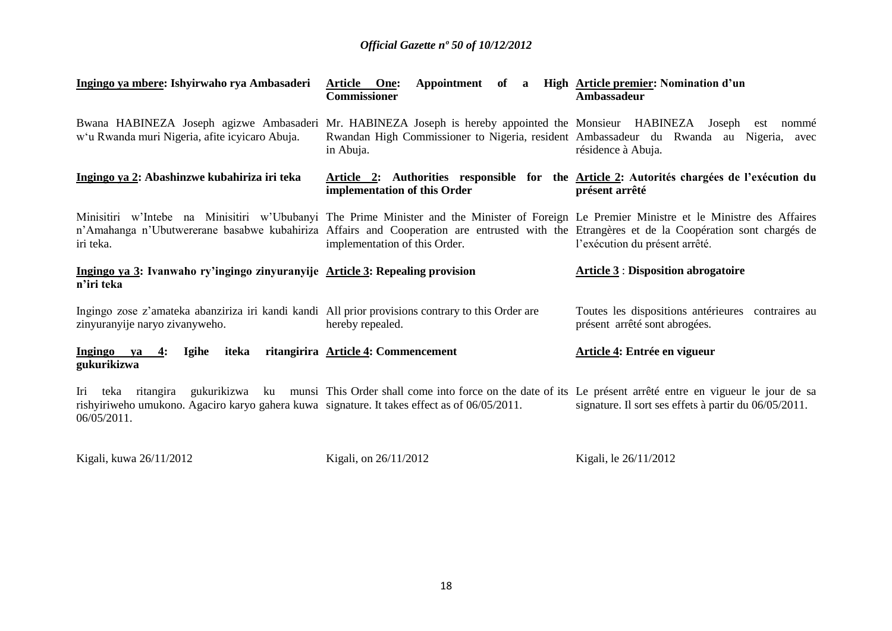**Ingingo ya mbere: Ishyirwaho rya Ambasaderi**

Bwana HABINEZA Joseph agizwe Ambasaderi w'u Rwanda muri Nigeria, afite icyicaro Abuja.

**Ingingo ya 2: Abashinzwe kubahiriza iri teka**

Minisitiri w'Intebe na Minisitiri w'Ububanyi n'Amahanga n'Ubutwererane basabwe kubahiriza iri teka.

**Ingingo ya 3: Ivanwaho ry'ingingo zinyuranyije n'iri teka**

Ingingo zose z'amateka abanziriza iri kandi kandi zinyuranyije naryo zivanyweho.

**Ingingo ya 4: Igihe iteka ritangirira gukurikizwa**

Iri teka ritangira gukurikizwa ku munsi rishyiriweho umukono. Agaciro karyo gahera kuwa 06/05/2011.

Kigali, kuwa 26/11/2012

**Article One: Appointment of a High Commissioner**

Mr. HABINEZA Joseph is hereby appointed the Rwandan High Commissioner to Nigeria, resident in Abuja.

**Article 2: Authorities responsible for the implementation of this Order**

The Prime Minister and the Minister of Foreign Affairs and Cooperation are entrusted with the implementation of this Order.

**Article 3: Repealing provision**

All prior provisions contrary to this Order are hereby repealed.

**Article 4: Commencement**

This Order shall come into force on the date of its signature. It takes effect as of 06/05/2011.

Kigali, on 26/11/2012

**Article premier: Nomination d'un Ambassadeur**

Monsieur HABINEZA Joseph est nommé Ambassadeur du Rwanda au Nigeria, avec résidence à Abuja.

**Article 2: Autorités chargées de l'exécution du présent arrêté**

Le Premier Ministre et le Ministre des Affaires Etrangères et de la Coopération sont chargés de l'exécution du présent arrêté.

**Article 3 : Disposition abrogatoire**

Toutes les dispositions antérieures contraires au présent arrêté sont abrogées.

**Article 4: Entrée en vigueur**

Le présent arrêté entre en vigueur le jour de sa signature. Il sort ses effets à partir du 06/05/2011.

Kigali, le 26/11/2012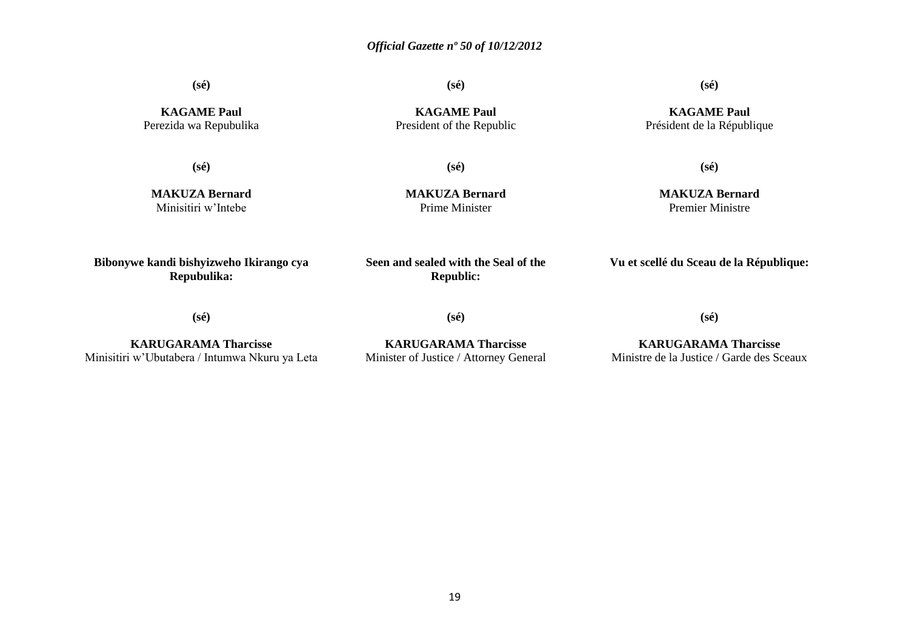**(sé)**

**KAGAME Paul**
Perezida wa Repubulika

**(sé)**

**MAKUZA Bernard**
Minisitiri w'Intebe

**Bibonywe kandi bishyizweho Ikirango cya Repubulika:**

**(sé)**

**KARUGARAMA Tharcisse**
Minisitiri w'Ubutabera / Intumwa Nkuru ya Leta

**(sé)**

**KAGAME Paul**
President of the Republic

**(sé)**

**MAKUZA Bernard**
Prime Minister

**Seen and sealed with the Seal of the Republic:**

**(sé)**

**KARUGARAMA Tharcisse**
Minister of Justice / Attorney General

**(sé)**

**KAGAME Paul**
Président de la République

**(sé)**

**MAKUZA Bernard**
Premier Ministre

**Vu et scellé du Sceau de la République:**

**(sé)**

**KARUGARAMA Tharcisse**
Ministre de la Justice / Garde des Sceaux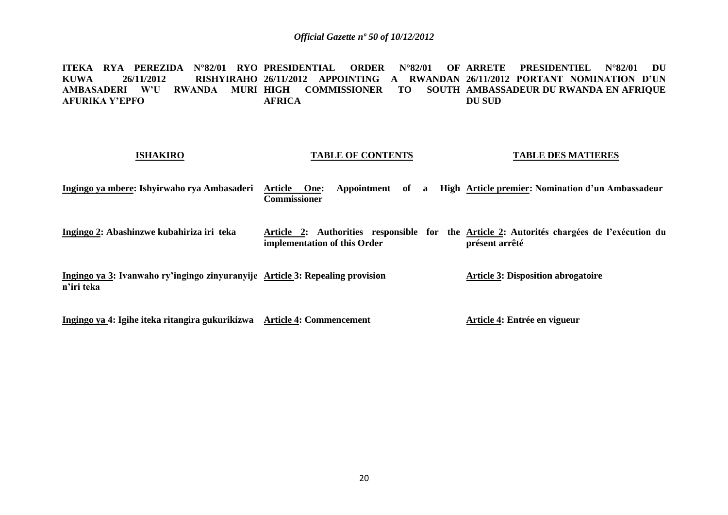| ITEKA RYA PEREZIDA N°82/01 RYO KUWA 26/11/2012 RISHYIRAHO AMBASADERI W'U RWANDA MURI AFURIKA Y'EPFO | PRESIDENTIAL ORDER N°82/01 OF 26/11/2012 APPOINTING A RWANDAN HIGH COMMISSIONER TO SOUTH AFRICA | ARRETE PRESIDENTIEL N°82/01 DU 26/11/2012 PORTANT NOMINATION D'UN AMBASSADEUR DU RWANDA EN AFRIQUE DU SUD |
|---|---|---|
| **ISHAKIRO** | **TABLE OF CONTENTS** | **TABLE DES MATIERES** |
| **Ingingo ya mbere: Ishyirwaho rya Ambasaderi** | **Article One: Appointment of a High Commissioner** | **Article premier: Nomination d'un Ambassadeur** |
| **Ingingo 2: Abashinzwe kubahiriza iri teka** | **Article 2: Authorities responsible for the implementation of this Order** | **Article 2: Autorités chargées de l'exécution du présent arrêté** |
| **Ingingo ya 3: Ivanwaho ry'ingingo zinyuranyije n'iri teka** | **Article 3: Repealing provision** | **Article 3: Disposition abrogatoire** |
| **Ingingo ya 4: Igihe iteka ritangira gukurikizwa** | **Article 4: Commencement** | **Article 4: Entrée en vigueur** |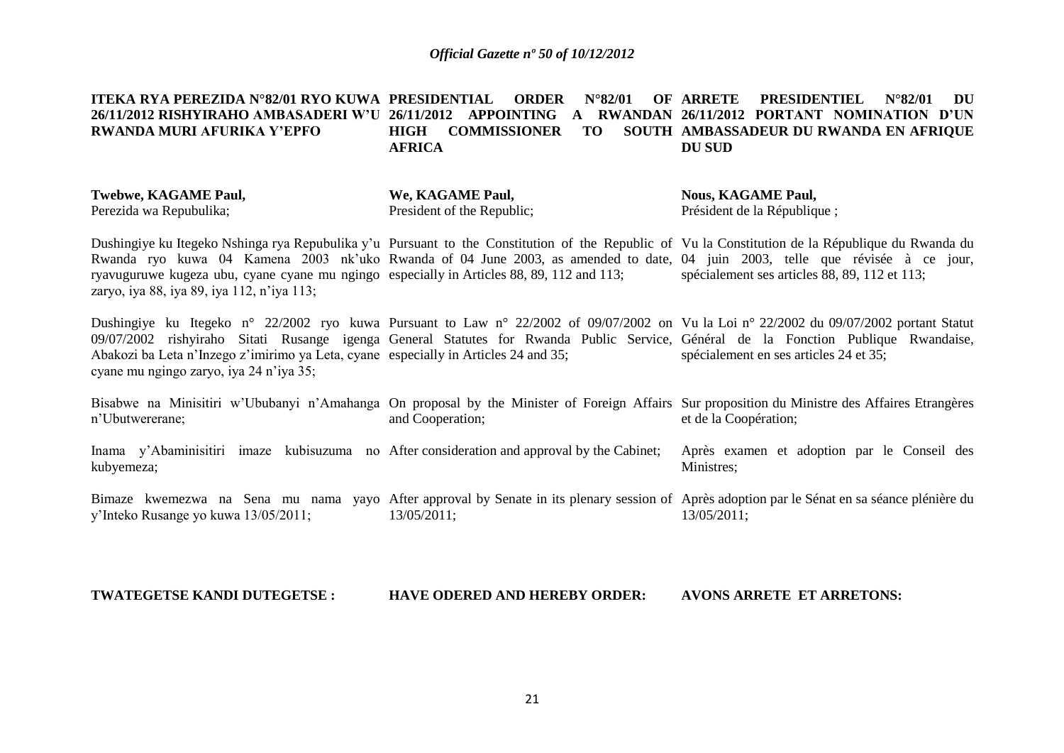**ITEKA RYA PEREZIDA N°82/01 RYO KUWA 26/11/2012 RISHYIRAHO AMBASADERI W'U RWANDA MURI AFURIKA Y'EPFO**

**Twebwe, KAGAME Paul,**
Perezida wa Repubulika;

Dushingiye ku Itegeko Nshinga rya Repubulika y'u Rwanda ryo kuwa 04 Kamena 2003 nk'uko ryavuguruwe kugeza ubu, cyane cyane mu ngingo zaryo, iya 88, iya 89, iya 112, n'iya 113;

Dushingiye ku Itegeko n° 22/2002 ryo kuwa 09/07/2002 rishyiraho Sitati Rusange igenga Abakozi ba Leta n'Inzego z'imirimo ya Leta, cyane cyane mu ngingo zaryo, iya 24 n'iya 35;

Bisabwe na Minisitiri w'Ububanyi n'Amahanga n'Ubutwererane;

Inama y'Abaminisitiri imaze kubisuzuma no kubyemeza;

Bimaze kwemezwa na Sena mu nama yayo y'Inteko Rusange yo kuwa 13/05/2011;

**TWATEGETSE KANDI DUTEGETSE :**

**PRESIDENTIAL ORDER N°82/01 OF 26/11/2012 APPOINTING A RWANDAN HIGH COMMISSIONER TO SOUTH AFRICA**

**We, KAGAME Paul,**
President of the Republic;

Pursuant to the Constitution of the Republic of Rwanda of 04 June 2003, as amended to date, especially in Articles 88, 89, 112 and 113;

Pursuant to Law n° 22/2002 of 09/07/2002 on General Statutes for Rwanda Public Service, especially in Articles 24 and 35;

On proposal by the Minister of Foreign Affairs and Cooperation;

After consideration and approval by the Cabinet;

After approval by Senate in its plenary session of 13/05/2011;

**HAVE ODERED AND HEREBY ORDER:**

**ARRETE PRESIDENTIEL N°82/01 DU 26/11/2012 PORTANT NOMINATION D'UN AMBASSADEUR DU RWANDA EN AFRIQUE DU SUD**

**Nous, KAGAME Paul,**
Président de la République ;

Vu la Constitution de la République du Rwanda du 04 juin 2003, telle que révisée à ce jour, spécialement ses articles 88, 89, 112 et 113;

Vu la Loi n° 22/2002 du 09/07/2002 portant Statut Général de la Fonction Publique Rwandaise, spécialement en ses articles 24 et 35;

Sur proposition du Ministre des Affaires Etrangères et de la Coopération;

Après examen et adoption par le Conseil des Ministres;

Après adoption par le Sénat en sa séance plénière du 13/05/2011;

**AVONS ARRETE ET ARRETONS:**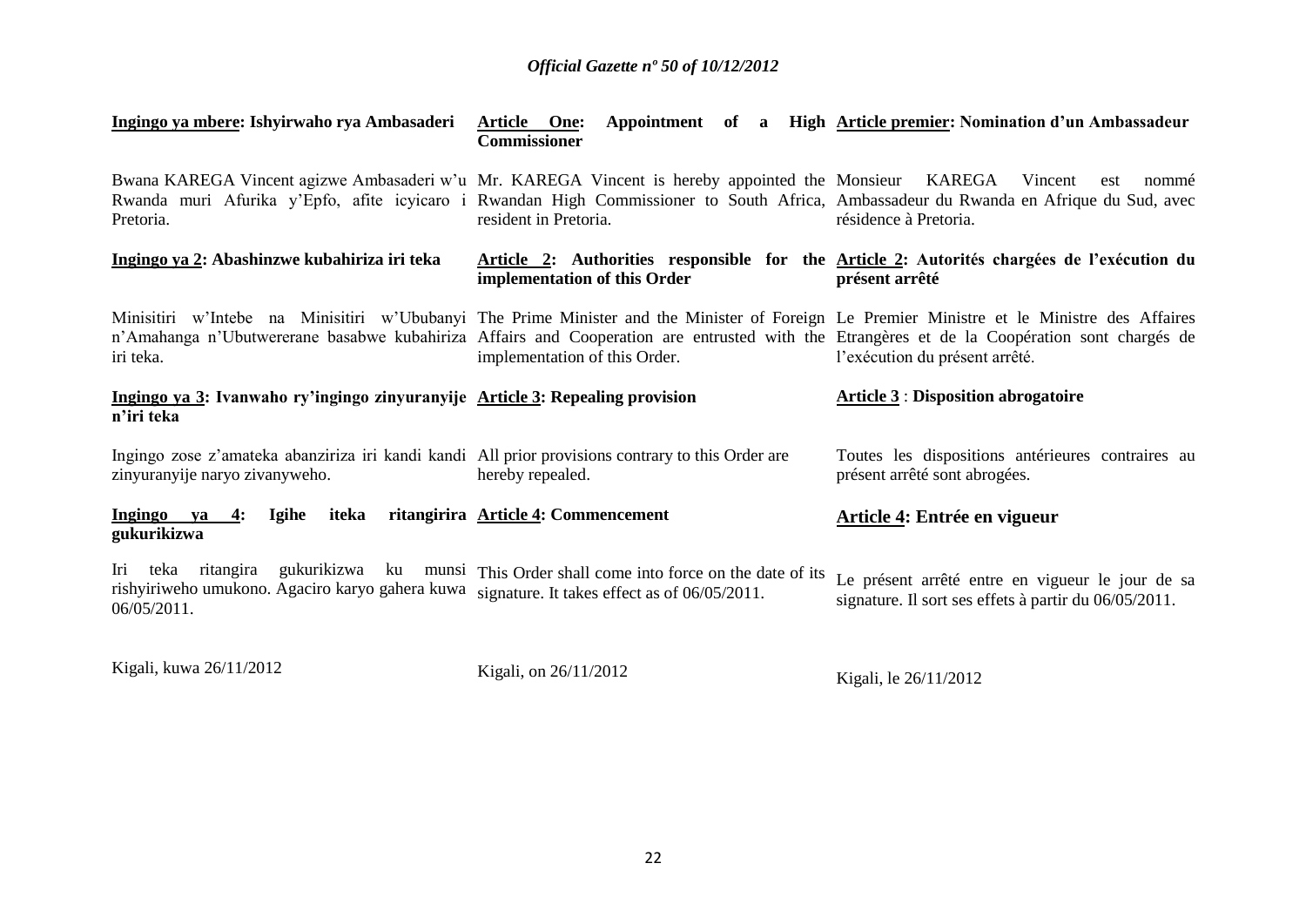**Ingingo ya mbere: Ishyirwaho rya Ambasaderi**

Bwana KAREGA Vincent agizwe Ambasaderi w'u Rwanda muri Afurika y'Epfo, afite icyicaro i Pretoria.

**Ingingo ya 2: Abashinzwe kubahiriza iri teka**

Minisitiri w'Intebe na Minisitiri w'Ububanyi n'Amahanga n'Ubutwererane basabwe kubahiriza iri teka.

**Ingingo ya 3: Ivanwaho ry'ingingo zinyuranyije n'iri teka**

Ingingo zose z'amateka abanziriza iri kandi kandi zinyuranyije naryo zivanyweho.

**Ingingo ya 4: Igihe iteka ritangirira gukurikizwa**

Iri teka ritangira gukurikizwa ku munsi rishyiriweho umukono. Agaciro karyo gahera kuwa 06/05/2011.

Kigali, kuwa 26/11/2012

**Article One: Appointment of a High Commissioner**

Mr. KAREGA Vincent is hereby appointed the Rwandan High Commissioner to South Africa, resident in Pretoria.

**Article 2: Authorities responsible for the implementation of this Order**

The Prime Minister and the Minister of Foreign Affairs and Cooperation are entrusted with the implementation of this Order.

**Article 3: Repealing provision**

All prior provisions contrary to this Order are hereby repealed.

**Article 4: Commencement**

This Order shall come into force on the date of its signature. It takes effect as of 06/05/2011.

Kigali, on 26/11/2012

**Article premier: Nomination d'un Ambassadeur**

Monsieur KAREGA Vincent est nommé Ambassadeur du Rwanda en Afrique du Sud, avec résidence à Pretoria.

**Article 2: Autorités chargées de l'exécution du présent arrêté**

Le Premier Ministre et le Ministre des Affaires Etrangères et de la Coopération sont chargés de l'exécution du présent arrêté.

**Article 3 : Disposition abrogatoire**

Toutes les dispositions antérieures contraires au présent arrêté sont abrogées.

**Article 4: Entrée en vigueur**

Le présent arrêté entre en vigueur le jour de sa signature. Il sort ses effets à partir du 06/05/2011.

Kigali, le 26/11/2012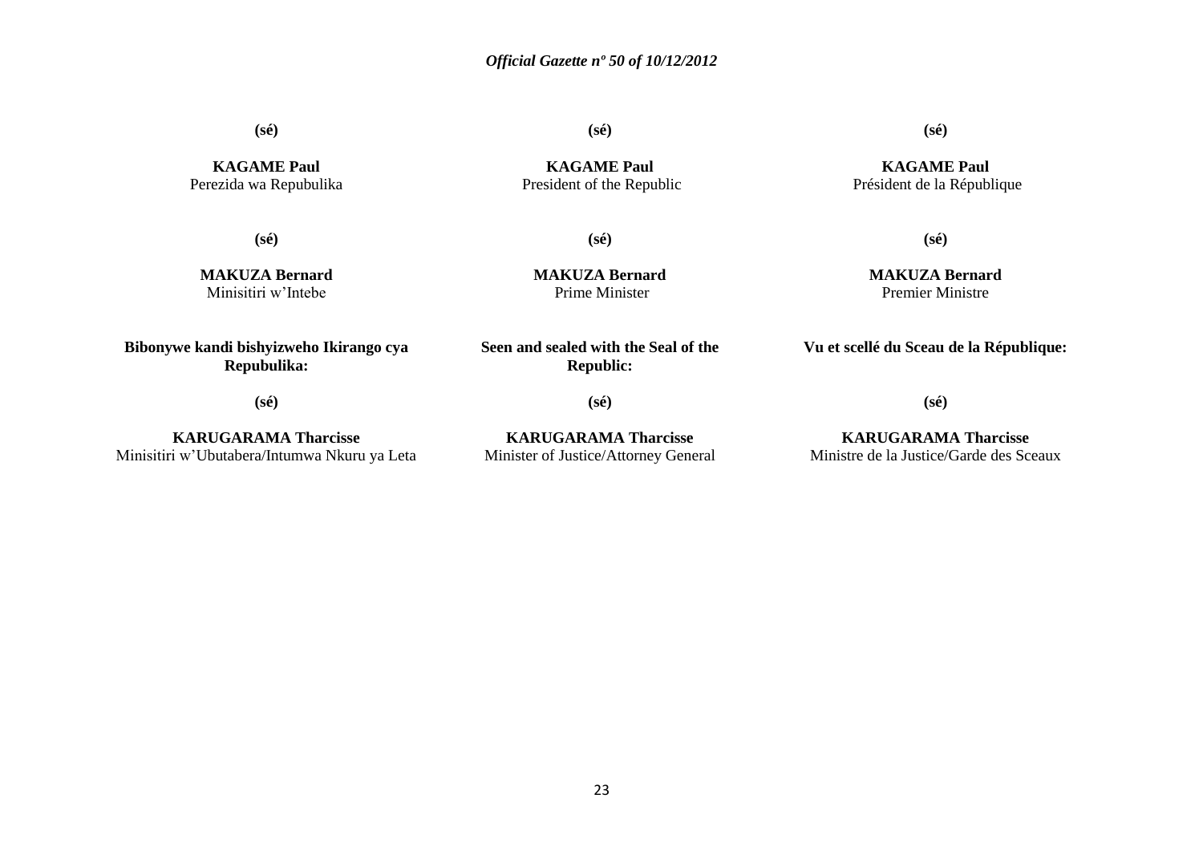**(sé)**

**KAGAME Paul**
Perezida wa Repubulika

**(sé)**

**MAKUZA Bernard**
Minisitiri w'Intebe

**Bibonywe kandi bishyizweho Ikirango cya Repubulika:**

**(sé)**

**KARUGARAMA Tharcisse**
Minisitiri w'Ubutabera/Intumwa Nkuru ya Leta

**(sé)**

**KAGAME Paul**
President of the Republic

**(sé)**

**MAKUZA Bernard**
Prime Minister

**Seen and sealed with the Seal of the Republic:**

**(sé)**

**KARUGARAMA Tharcisse**
Minister of Justice/Attorney General

**(sé)**

**KAGAME Paul**
Président de la République

**(sé)**

**MAKUZA Bernard**
Premier Ministre

**Vu et scellé du Sceau de la République:**

**(sé)**

**KARUGARAMA Tharcisse**
Ministre de la Justice/Garde des Sceaux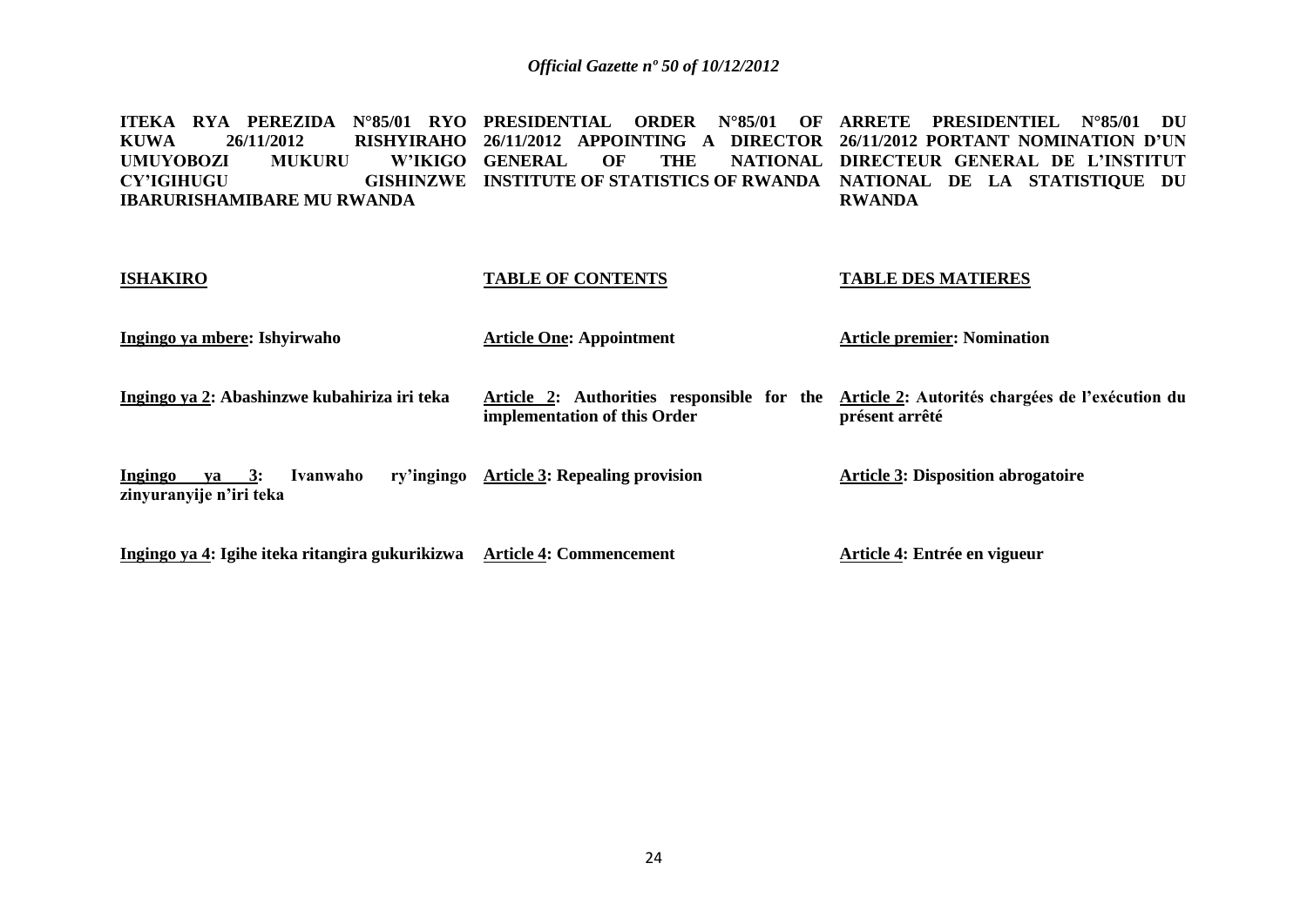**ITEKA RYA PEREZIDA N°85/01 RYO KUWA 26/11/2012 RISHYIRAHO UMUYOBOZI MUKURU W'IKIGO CY'IGIHUGU GISHINZWE IBARURISHAMIBARE MU RWANDA**

**PRESIDENTIAL ORDER N°85/01 OF 26/11/2012 APPOINTING A DIRECTOR GENERAL OF THE NATIONAL INSTITUTE OF STATISTICS OF RWANDA**

**ARRETE PRESIDENTIEL N°85/01 DU 26/11/2012 PORTANT NOMINATION D'UN DIRECTEUR GENERAL DE L'INSTITUT NATIONAL DE LA STATISTIQUE DU RWANDA**

| **ISHAKIRO** | **TABLE OF CONTENTS** | **TABLE DES MATIERES** |
|---|---|---|
| **Ingingo ya mbere: Ishyirwaho** | **Article One: Appointment** | **Article premier: Nomination** |
| **Ingingo ya 2: Abashinzwe kubahiriza iri teka** | **Article 2: Authorities responsible for the implementation of this Order** | **Article 2: Autorités chargées de l'exécution du présent arrêté** |
| **Ingingo ya 3: Ivanwaho ry'ingingo zinyuranyije n'iri teka** | **Article 3: Repealing provision** | **Article 3: Disposition abrogatoire** |
| **Ingingo ya 4: Igihe iteka ritangira gukurikizwa** | **Article 4: Commencement** | **Article 4: Entrée en vigueur** |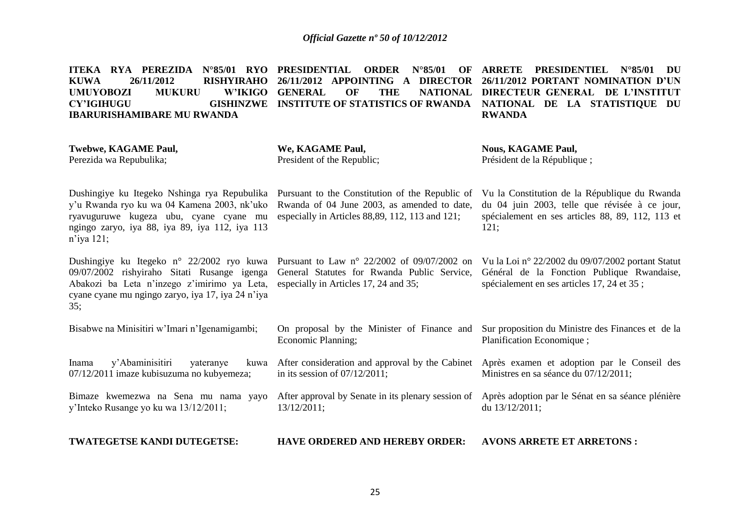**ITEKA RYA PEREZIDA N°85/01 RYO KUWA 26/11/2012 RISHYIRAHO UMUYOBOZI MUKURU W'IKIGO CY'IGIHUGU GISHINZWE IBARURISHAMIBARE MU RWANDA**

**Twebwe, KAGAME Paul,**
Perezida wa Repubulika;

Dushingiye ku Itegeko Nshinga rya Repubulika y'u Rwanda ryo ku wa 04 Kamena 2003, nk'uko ryavuguruwe kugeza ubu, cyane cyane mu ngingo zaryo, iya 88, iya 89, iya 112, iya 113 n'iya 121;

Dushingiye ku Itegeko n° 22/2002 ryo kuwa 09/07/2002 rishyiraho Sitati Rusange igenga Abakozi ba Leta n'inzego z'imirimo ya Leta, cyane cyane mu ngingo zaryo, iya 17, iya 24 n'iya 35;

Bisabwe na Minisitiri w'Imari n'Igenamigambi;

Inama y'Abaminisitiri yateranye kuwa 07/12/2011 imaze kubisuzuma no kubyemeza;

Bimaze kwemezwa na Sena mu nama yayo y'Inteko Rusange yo ku wa 13/12/2011;

**TWATEGETSE KANDI DUTEGETSE:**

**PRESIDENTIAL ORDER N°85/01 OF 26/11/2012 APPOINTING A DIRECTOR GENERAL OF THE NATIONAL INSTITUTE OF STATISTICS OF RWANDA**

**We, KAGAME Paul,**
President of the Republic;

Pursuant to the Constitution of the Republic of Rwanda of 04 June 2003, as amended to date, especially in Articles 88,89, 112, 113 and 121;

Pursuant to Law n° 22/2002 of 09/07/2002 on General Statutes for Rwanda Public Service, especially in Articles 17, 24 and 35;

On proposal by the Minister of Finance and Economic Planning;

After consideration and approval by the Cabinet in its session of 07/12/2011;

After approval by Senate in its plenary session of 13/12/2011;

**HAVE ORDERED AND HEREBY ORDER:**

**ARRETE PRESIDENTIEL N°85/01 DU 26/11/2012 PORTANT NOMINATION D'UN DIRECTEUR GENERAL DE L'INSTITUT NATIONAL DE LA STATISTIQUE DU RWANDA**

**Nous, KAGAME Paul,**
Président de la République ;

Vu la Constitution de la République du Rwanda du 04 juin 2003, telle que révisée à ce jour, spécialement en ses articles 88, 89, 112, 113 et 121;

Vu la Loi n° 22/2002 du 09/07/2002 portant Statut Général de la Fonction Publique Rwandaise, spécialement en ses articles 17, 24 et 35 ;

Sur proposition du Ministre des Finances et de la Planification Economique ;

Après examen et adoption par le Conseil des Ministres en sa séance du 07/12/2011;

Après adoption par le Sénat en sa séance plénière du 13/12/2011;

**AVONS ARRETE ET ARRETONS :**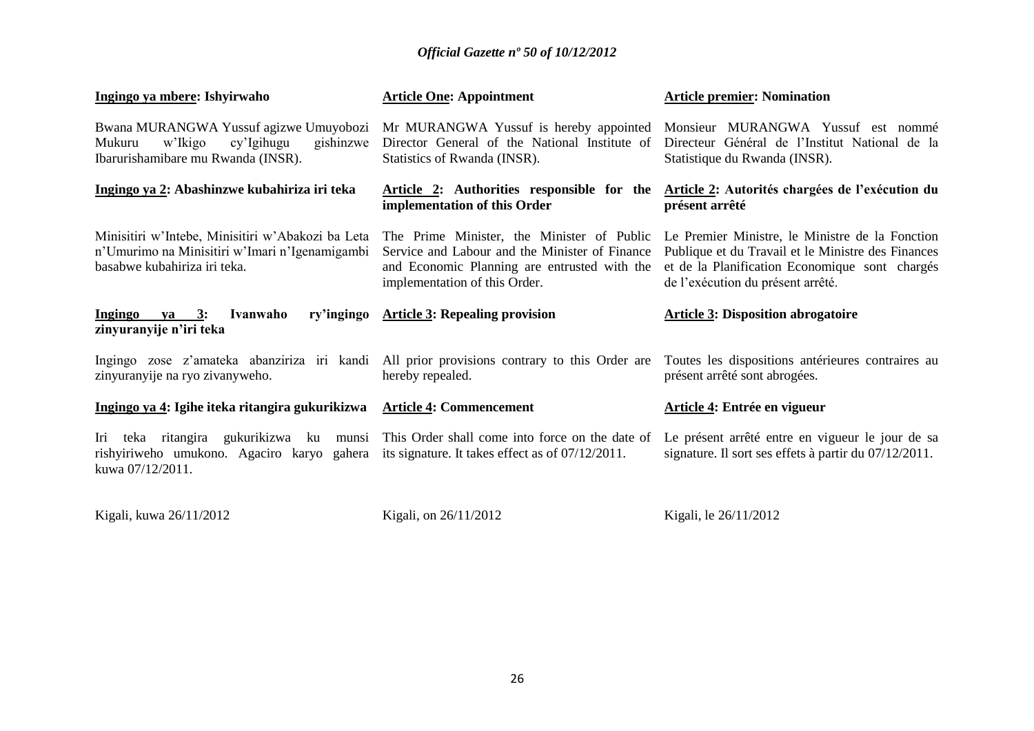**Ingingo ya mbere: Ishyirwaho**

Bwana MURANGWA Yussuf agizwe Umuyobozi Mukuru w'Ikigo cy'Igihugu gishinzwe Ibarurishamibare mu Rwanda (INSR).

**Ingingo ya 2: Abashinzwe kubahiriza iri teka**

Minisitiri w'Intebe, Minisitiri w'Abakozi ba Leta n'Umurimo na Minisitiri w'Imari n'Igenamigambi basabwe kubahiriza iri teka.

**Ingingo ya 3: Ivanwaho ry'ingingo zinyuranyije n'iri teka**

Ingingo zose z'amateka abanziriza iri kandi zinyuranyije na ryo zivanyweho.

**Ingingo ya 4: Igihe iteka ritangira gukurikizwa**

Iri teka ritangira gukurikizwa ku munsi rishyiriweho umukono. Agaciro karyo gahera kuwa 07/12/2011.

Kigali, kuwa 26/11/2012

**Article One: Appointment**

Mr MURANGWA Yussuf is hereby appointed Director General of the National Institute of Statistics of Rwanda (INSR).

**Article 2: Authorities responsible for the implementation of this Order**

The Prime Minister, the Minister of Public Service and Labour and the Minister of Finance and Economic Planning are entrusted with the implementation of this Order.

**Article 3: Repealing provision**

All prior provisions contrary to this Order are hereby repealed.

**Article 4: Commencement**

This Order shall come into force on the date of its signature. It takes effect as of 07/12/2011.

Kigali, on 26/11/2012

**Article premier: Nomination**

Monsieur MURANGWA Yussuf est nommé Directeur Général de l'Institut National de la Statistique du Rwanda (INSR).

**Article 2: Autorités chargées de l'exécution du présent arrêté**

Le Premier Ministre, le Ministre de la Fonction Publique et du Travail et le Ministre des Finances et de la Planification Economique sont chargés de l'exécution du présent arrêté.

**Article 3: Disposition abrogatoire**

Toutes les dispositions antérieures contraires au présent arrêté sont abrogées.

**Article 4: Entrée en vigueur**

Le présent arrêté entre en vigueur le jour de sa signature. Il sort ses effets à partir du 07/12/2011.

Kigali, le 26/11/2012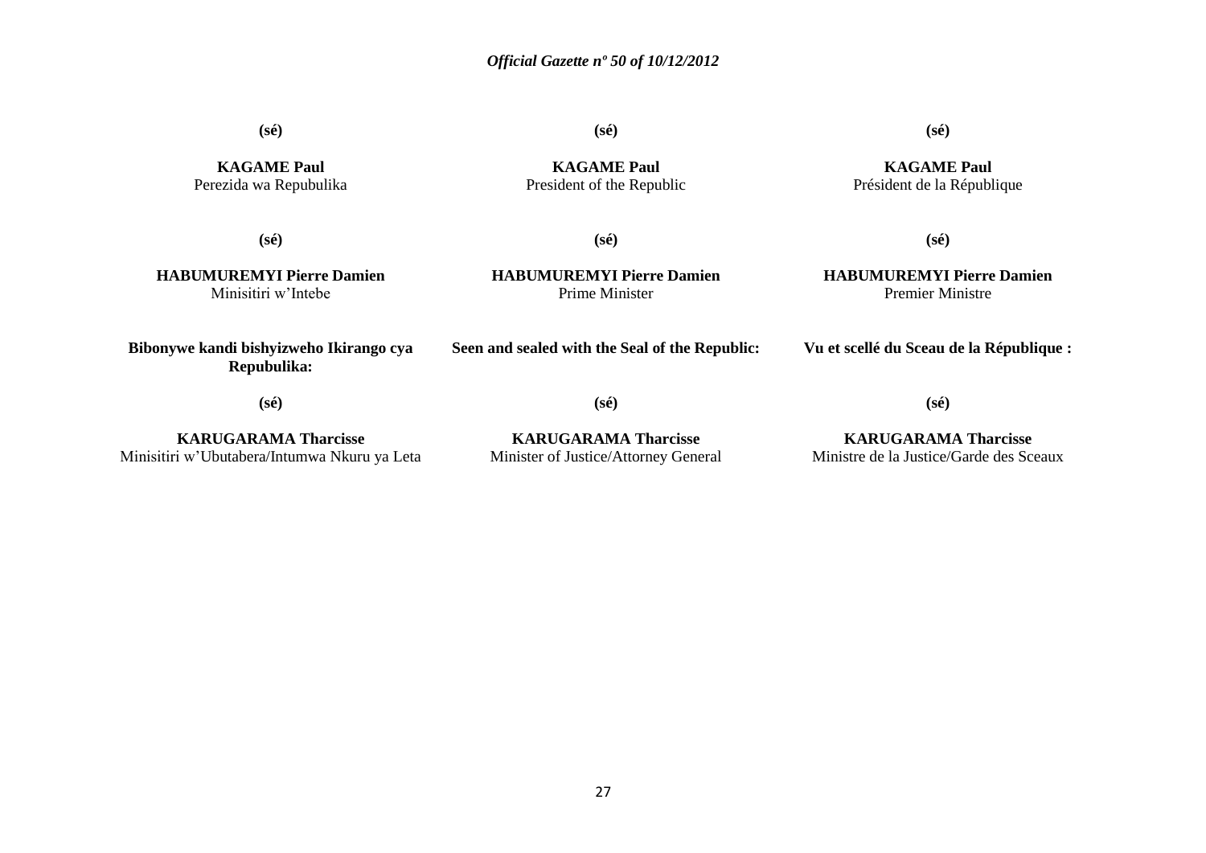**(sé)**

**KAGAME Paul**
Perezida wa Repubulika

**(sé)**

**KAGAME Paul**
President of the Republic

**(sé)**

**KAGAME Paul**
Président de la République

**(sé)**

**HABUMUREMYI Pierre Damien**
Minisitiri w'Intebe

**(sé)**

**HABUMUREMYI Pierre Damien**
Prime Minister

**(sé)**

**HABUMUREMYI Pierre Damien**
Premier Ministre

**Bibonywe kandi bishyizweho Ikirango cya Repubulika:**

**(sé)**

**KARUGARAMA Tharcisse**
Minisitiri w'Ubutabera/Intumwa Nkuru ya Leta

**Seen and sealed with the Seal of the Republic:**

**(sé)**

**KARUGARAMA Tharcisse**
Minister of Justice/Attorney General

**Vu et scellé du Sceau de la République :**

**(sé)**

**KARUGARAMA Tharcisse**
Ministre de la Justice/Garde des Sceaux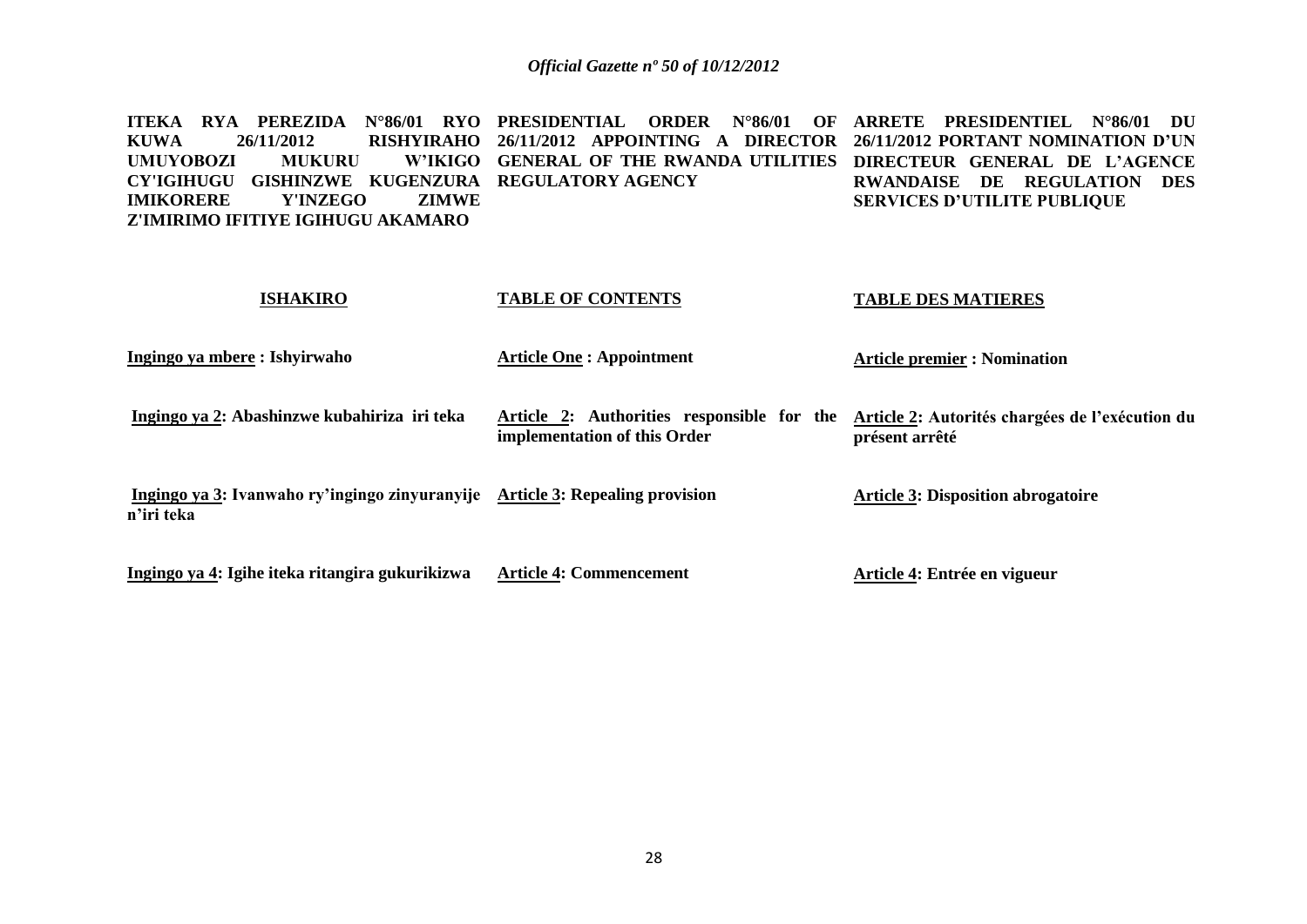**ITEKA RYA PEREZIDA N°86/01 RYO KUWA 26/11/2012 RISHYIRAHO UMUYOBOZI MUKURU W'IKIGO CY'IGIHUGU GISHINZWE KUGENZURA IMIKORERE Y'INZEGO ZIMWE Z'IMIRIMO IFITIYE IGIHUGU AKAMARO**

**PRESIDENTIAL ORDER N°86/01 OF 26/11/2012 APPOINTING A DIRECTOR GENERAL OF THE RWANDA UTILITIES REGULATORY AGENCY**

**ARRETE PRESIDENTIEL N°86/01 DU 26/11/2012 PORTANT NOMINATION D'UN DIRECTEUR GENERAL DE L'AGENCE RWANDAISE DE REGULATION DES SERVICES D'UTILITE PUBLIQUE**

| **ISHAKIRO** | **TABLE OF CONTENTS** | **TABLE DES MATIERES** |
|---|---|---|
| **Ingingo ya mbere : Ishyirwaho** | **Article One : Appointment** | **Article premier : Nomination** |
| **Ingingo ya 2: Abashinzwe kubahiriza iri teka** | **Article 2: Authorities responsible for the implementation of this Order** | **Article 2: Autorités chargées de l'exécution du présent arrêté** |
| **Ingingo ya 3: Ivanwaho ry'ingingo zinyuranyije n'iri teka** | **Article 3: Repealing provision** | **Article 3: Disposition abrogatoire** |
| **Ingingo ya 4: Igihe iteka ritangira gukurikizwa** | **Article 4: Commencement** | **Article 4: Entrée en vigueur** |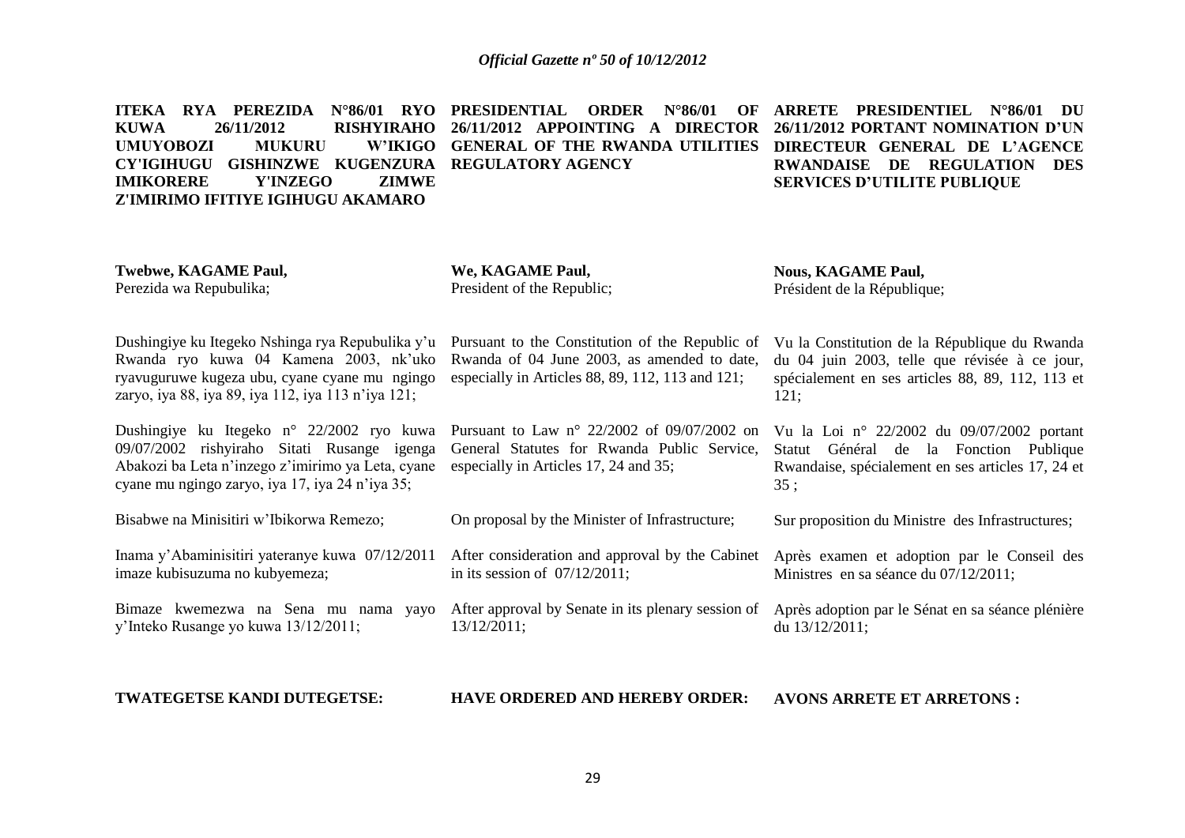**ITEKA RYA PEREZIDA N°86/01 RYO KUWA 26/11/2012 RISHYIRAHO UMUYOBOZI MUKURU W'IKIGO CY'IGIHUGU GISHINZWE KUGENZURA IMIKORERE Y'INZEGO ZIMWE Z'IMIRIMO IFITIYE IGIHUGU AKAMARO**

**Twebwe, KAGAME Paul,**
Perezida wa Repubulika;

Dushingiye ku Itegeko Nshinga rya Repubulika y'u Rwanda ryo kuwa 04 Kamena 2003, nk'uko ryavuguruwe kugeza ubu, cyane cyane mu ngingo zaryo, iya 88, iya 89, iya 112, iya 113 n'iya 121;

Dushingiye ku Itegeko n° 22/2002 ryo kuwa 09/07/2002 rishyiraho Sitati Rusange igenga Abakozi ba Leta n'inzego z'imirimo ya Leta, cyane cyane mu ngingo zaryo, iya 17, iya 24 n'iya 35;

Bisabwe na Minisitiri w'Ibikorwa Remezo;

Inama y'Abaminisitiri yateranye kuwa 07/12/2011 imaze kubisuzuma no kubyemeza;

Bimaze kwemezwa na Sena mu nama yayo y'Inteko Rusange yo kuwa 13/12/2011;

**TWATEGETSE KANDI DUTEGETSE:**

**PRESIDENTIAL ORDER N°86/01 OF 26/11/2012 APPOINTING A DIRECTOR GENERAL OF THE RWANDA UTILITIES REGULATORY AGENCY**

**We, KAGAME Paul,**
President of the Republic;

Pursuant to the Constitution of the Republic of Rwanda of 04 June 2003, as amended to date, especially in Articles 88, 89, 112, 113 and 121;

Pursuant to Law n° 22/2002 of 09/07/2002 on General Statutes for Rwanda Public Service, especially in Articles 17, 24 and 35;

On proposal by the Minister of Infrastructure;

After consideration and approval by the Cabinet in its session of 07/12/2011;

After approval by Senate in its plenary session of 13/12/2011;

**HAVE ORDERED AND HEREBY ORDER:**

**ARRETE PRESIDENTIEL N°86/01 DU 26/11/2012 PORTANT NOMINATION D'UN DIRECTEUR GENERAL DE L'AGENCE RWANDAISE DE REGULATION DES SERVICES D'UTILITE PUBLIQUE**

**Nous, KAGAME Paul,**
Président de la République;

Vu la Constitution de la République du Rwanda du 04 juin 2003, telle que révisée à ce jour, spécialement en ses articles 88, 89, 112, 113 et 121;

Vu la Loi n° 22/2002 du 09/07/2002 portant Statut Général de la Fonction Publique Rwandaise, spécialement en ses articles 17, 24 et 35 ;

Sur proposition du Ministre des Infrastructures;

Après examen et adoption par le Conseil des Ministres en sa séance du 07/12/2011;

Après adoption par le Sénat en sa séance plénière du 13/12/2011;

**AVONS ARRETE ET ARRETONS :**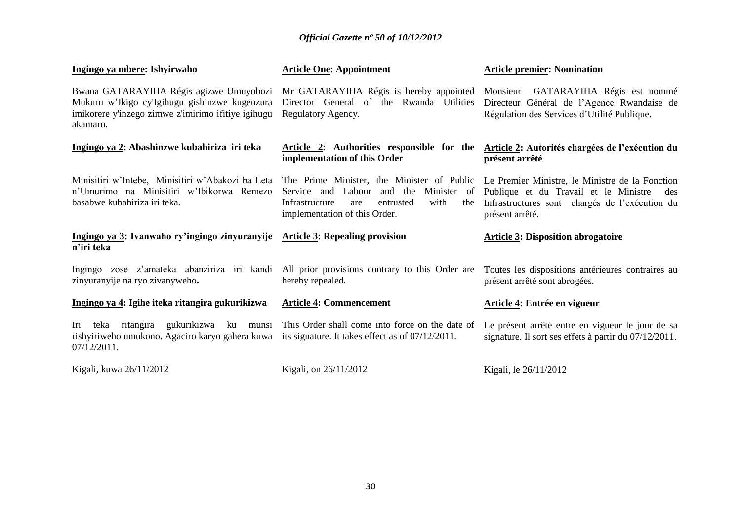**Ingingo ya mbere: Ishyirwaho**

Bwana GATARAYIHA Régis agizwe Umuyobozi Mukuru w'Ikigo cy'Igihugu gishinzwe kugenzura imikorere y'inzego zimwe z'imirimo ifitiye igihugu akamaro.

**Ingingo ya 2: Abashinzwe kubahiriza iri teka**

Minisitiri w'Intebe, Minisitiri w'Abakozi ba Leta n'Umurimo na Minisitiri w'Ibikorwa Remezo basabwe kubahiriza iri teka.

**Ingingo ya 3: Ivanwaho ry'ingingo zinyuranyije n'iri teka**

Ingingo zose z'amateka abanziriza iri kandi zinyuranyije na ryo zivanyweho**.**

**Ingingo ya 4: Igihe iteka ritangira gukurikizwa**

Iri teka ritangira gukurikizwa ku munsi rishyiriweho umukono. Agaciro karyo gahera kuwa 07/12/2011.

Kigali, kuwa 26/11/2012

**Article One: Appointment**

Mr GATARAYIHA Régis is hereby appointed Director General of the Rwanda Utilities Regulatory Agency.

**Article 2: Authorities responsible for the implementation of this Order**

The Prime Minister, the Minister of Public Service and Labour and the Minister of Infrastructure are entrusted with the implementation of this Order.

**Article 3: Repealing provision**

All prior provisions contrary to this Order are hereby repealed.

**Article 4: Commencement**

This Order shall come into force on the date of its signature. It takes effect as of 07/12/2011.

Kigali, on 26/11/2012

**Article premier: Nomination**

Monsieur GATARAYIHA Régis est nommé Directeur Général de l'Agence Rwandaise de Régulation des Services d'Utilité Publique.

**Article 2: Autorités chargées de l'exécution du présent arrêté**

Le Premier Ministre, le Ministre de la Fonction Publique et du Travail et le Ministre des Infrastructures sont chargés de l'exécution du présent arrêté.

**Article 3: Disposition abrogatoire**

Toutes les dispositions antérieures contraires au présent arrêté sont abrogées.

**Article 4: Entrée en vigueur**

Le présent arrêté entre en vigueur le jour de sa signature. Il sort ses effets à partir du 07/12/2011.

Kigali, le 26/11/2012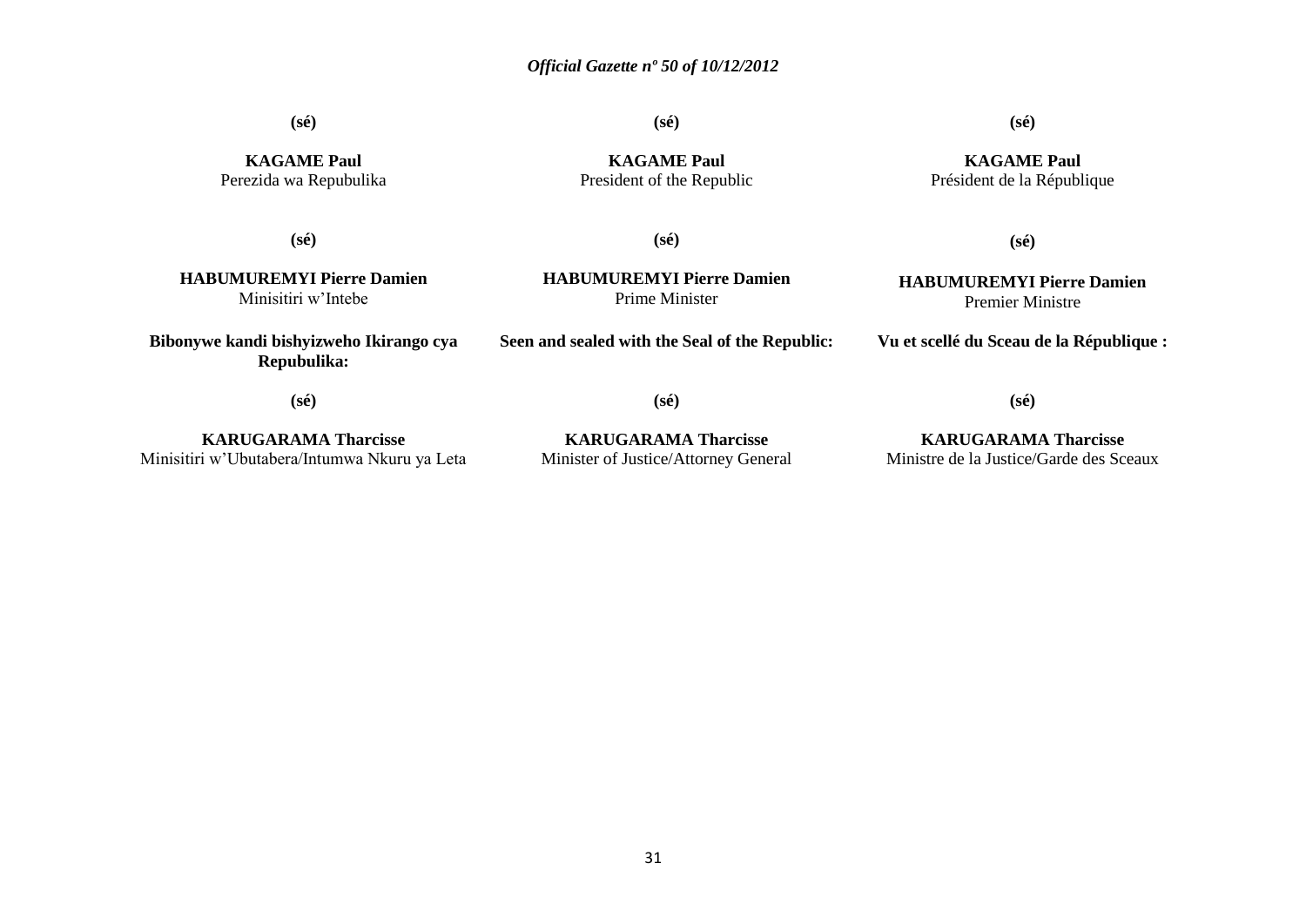**(sé)**

**KAGAME Paul**
Perezida wa Repubulika

**(sé)**

**HABUMUREMYI Pierre Damien**
Minisitiri w'Intebe

**Bibonywe kandi bishyizweho Ikirango cya Repubulika:**

**(sé)**

**KARUGARAMA Tharcisse**
Minisitiri w'Ubutabera/Intumwa Nkuru ya Leta

**(sé)**

**KAGAME Paul**
President of the Republic

**(sé)**

**HABUMUREMYI Pierre Damien**
Prime Minister

**Seen and sealed with the Seal of the Republic:**

**(sé)**

**KARUGARAMA Tharcisse**
Minister of Justice/Attorney General

**(sé)**

**KAGAME Paul**
Président de la République

**(sé)**

**HABUMUREMYI Pierre Damien**
Premier Ministre

**Vu et scellé du Sceau de la République :**

**(sé)**

**KARUGARAMA Tharcisse**
Ministre de la Justice/Garde des Sceaux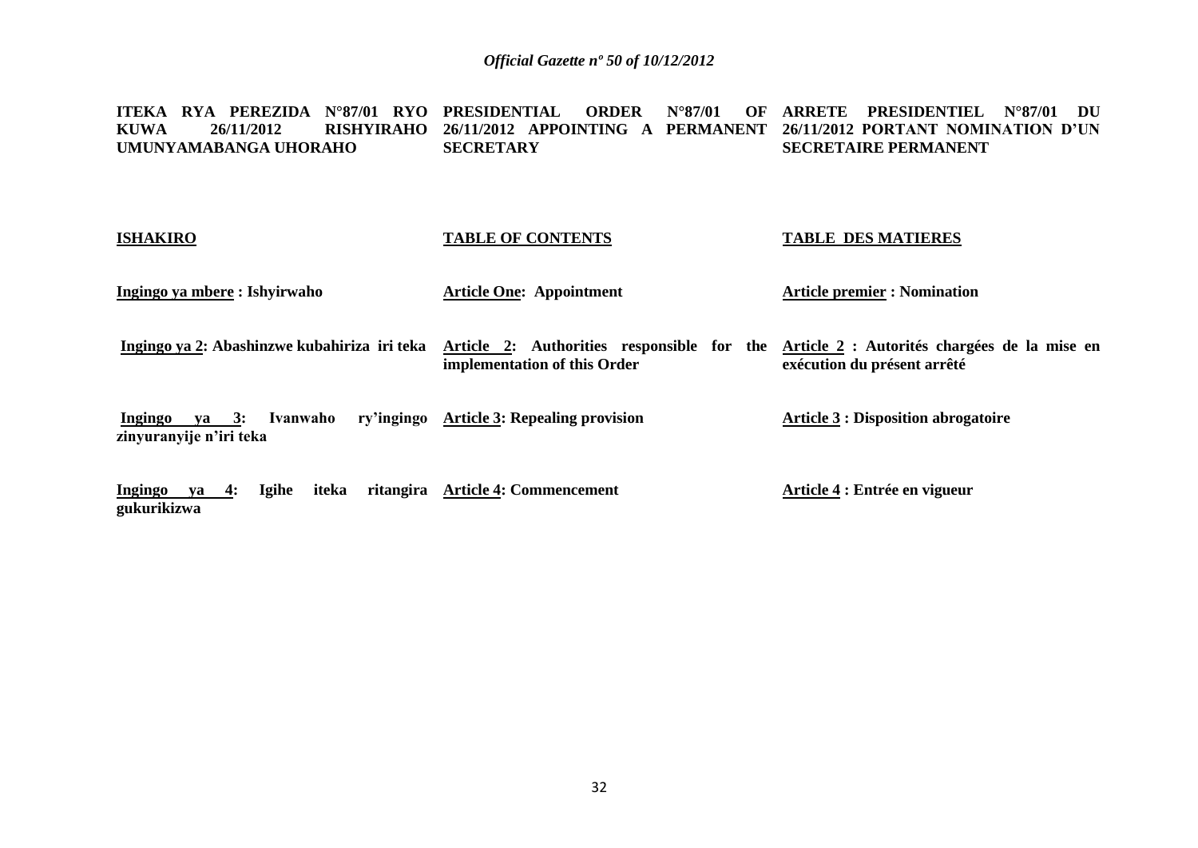**ITEKA RYA PEREZIDA N°87/01 RYO KUWA 26/11/2012 RISHYIRAHO UMUNYAMABANGA UHORAHO**

**PRESIDENTIAL ORDER N°87/01 OF 26/11/2012 APPOINTING A PERMANENT SECRETARY**

**ARRETE PRESIDENTIEL N°87/01 DU 26/11/2012 PORTANT NOMINATION D'UN SECRETAIRE PERMANENT**

**ISHAKIRO**

**Ingingo ya mbere : Ishyirwaho**

**Ingingo ya 2: Abashinzwe kubahiriza iri teka**

**Ingingo ya 3: Ivanwaho ry'ingingo zinyuranyije n'iri teka**

**Ingingo ya 4: Igihe iteka ritangira gukurikizwa**

**TABLE OF CONTENTS**

**Article One: Appointment**

**Article 2: Authorities responsible for the implementation of this Order**

**Article 3: Repealing provision**

**Article 4: Commencement**

**TABLE DES MATIERES**

**Article premier : Nomination**

**Article 2 : Autorités chargées de la mise en exécution du présent arrêté**

**Article 3 : Disposition abrogatoire**

**Article 4 : Entrée en vigueur**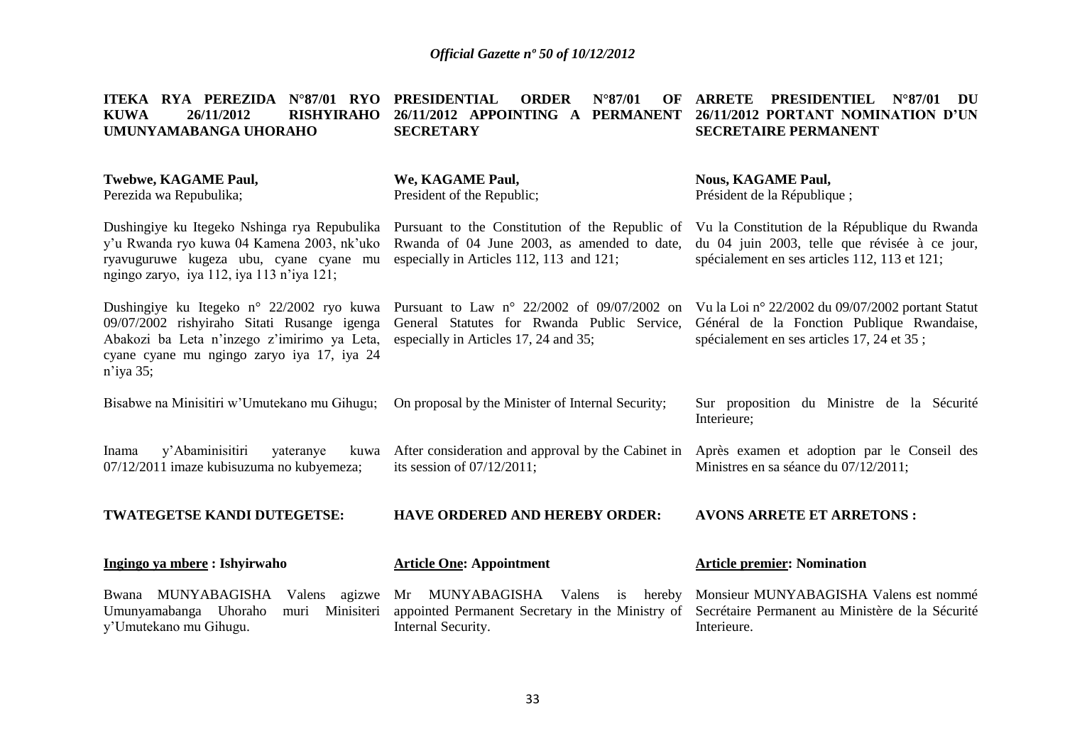**ITEKA RYA PEREZIDA N°87/01 RYO KUWA 26/11/2012 RISHYIRAHO UMUNYAMABANGA UHORAHO**

**Twebwe, KAGAME Paul,**
Perezida wa Repubulika;

Dushingiye ku Itegeko Nshinga rya Repubulika y'u Rwanda ryo kuwa 04 Kamena 2003, nk'uko ryavuguruwe kugeza ubu, cyane cyane mu ngingo zaryo, iya 112, iya 113 n'iya 121;

Dushingiye ku Itegeko n° 22/2002 ryo kuwa 09/07/2002 rishyiraho Sitati Rusange igenga Abakozi ba Leta n'inzego z'imirimo ya Leta, cyane cyane mu ngingo zaryo iya 17, iya 24 n'iya 35;

Bisabwe na Minisitiri w'Umutekano mu Gihugu;

Inama y'Abaminisitiri yateranye kuwa 07/12/2011 imaze kubisuzuma no kubyemeza;

**TWATEGETSE KANDI DUTEGETSE:**

**Ingingo ya mbere : Ishyirwaho**

Bwana MUNYABAGISHA Valens agizwe Umunyamabanga Uhoraho muri Minisiteri y'Umutekano mu Gihugu.

**PRESIDENTIAL ORDER N°87/01 OF 26/11/2012 APPOINTING A PERMANENT SECRETARY**

**We, KAGAME Paul,**
President of the Republic;

Pursuant to the Constitution of the Republic of Rwanda of 04 June 2003, as amended to date, especially in Articles 112, 113 and 121;

Pursuant to Law n° 22/2002 of 09/07/2002 on General Statutes for Rwanda Public Service, especially in Articles 17, 24 and 35;

On proposal by the Minister of Internal Security;

After consideration and approval by the Cabinet in its session of 07/12/2011;

**HAVE ORDERED AND HEREBY ORDER:**

**Article One: Appointment**

Mr MUNYABAGISHA Valens is hereby appointed Permanent Secretary in the Ministry of Internal Security.

**ARRETE PRESIDENTIEL N°87/01 DU 26/11/2012 PORTANT NOMINATION D'UN SECRETAIRE PERMANENT**

**Nous, KAGAME Paul,**
Président de la République ;

Vu la Constitution de la République du Rwanda du 04 juin 2003, telle que révisée à ce jour, spécialement en ses articles 112, 113 et 121;

Vu la Loi n° 22/2002 du 09/07/2002 portant Statut Général de la Fonction Publique Rwandaise, spécialement en ses articles 17, 24 et 35 ;

Sur proposition du Ministre de la Sécurité Interieure;

Après examen et adoption par le Conseil des Ministres en sa séance du 07/12/2011;

**AVONS ARRETE ET ARRETONS :**

**Article premier: Nomination**

Monsieur MUNYABAGISHA Valens est nommé Secrétaire Permanent au Ministère de la Sécurité Interieure.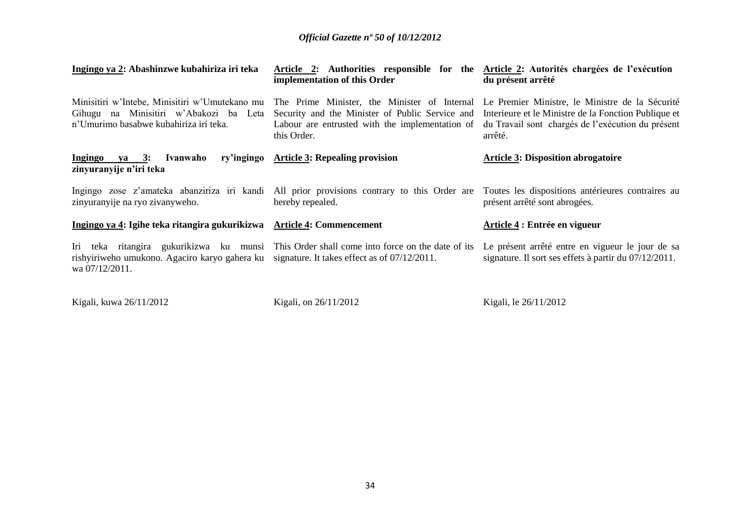**Ingingo ya 2: Abashinzwe kubahiriza iri teka**

Minisitiri w'Intebe, Minisitiri w'Umutekano mu Gihugu na Minisitiri w'Abakozi ba Leta n'Umurimo basabwe kubahiriza iri teka.

**Ingingo ya 3: Ivanwaho ry'ingingo zinyuranyije n'iri teka**

Ingingo zose z'amateka abanziriza iri kandi zinyuranyije na ryo zivanyweho.

**Ingingo ya 4: Igihe teka ritangira gukurikizwa**

Iri teka ritangira gukurikizwa ku munsi rishyiriweho umukono. Agaciro karyo gahera ku wa 07/12/2011.

Kigali, kuwa 26/11/2012

**Article 2: Authorities responsible for the implementation of this Order**

The Prime Minister, the Minister of Internal Security and the Minister of Public Service and Labour are entrusted with the implementation of this Order.

**Article 3: Repealing provision**

All prior provisions contrary to this Order are hereby repealed.

**Article 4: Commencement**

This Order shall come into force on the date of its signature. It takes effect as of 07/12/2011.

Kigali, on 26/11/2012

**Article 2: Autorités chargées de l'exécution du présent arrêté**

Le Premier Ministre, le Ministre de la Sécurité Interieure et le Ministre de la Fonction Publique et du Travail sont chargés de l'exécution du présent arrêté.

**Article 3: Disposition abrogatoire**

Toutes les dispositions antérieures contraires au présent arrêté sont abrogées.

**Article 4 : Entrée en vigueur**

Le présent arrêté entre en vigueur le jour de sa signature. Il sort ses effets à partir du 07/12/2011.

Kigali, le 26/11/2012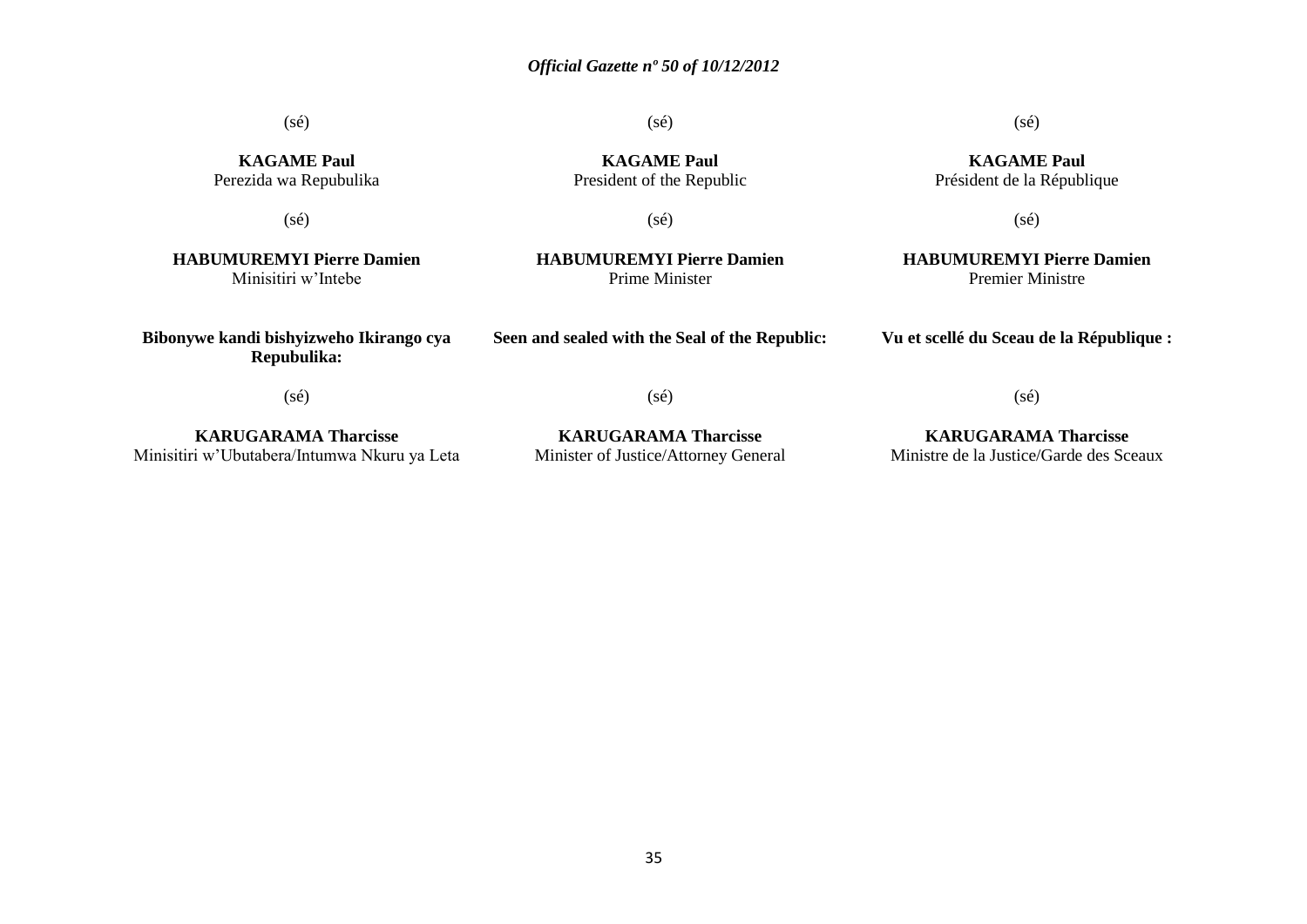(sé)

**KAGAME Paul**
Perezida wa Repubulika

(sé)

**HABUMUREMYI Pierre Damien**
Minisitiri w'Intebe

**Bibonywe kandi bishyizweho Ikirango cya Repubulika:**

(sé)

**KARUGARAMA Tharcisse**
Minisitiri w'Ubutabera/Intumwa Nkuru ya Leta

(sé)

**KAGAME Paul**
President of the Republic

(sé)

**HABUMUREMYI Pierre Damien**
Prime Minister

**Seen and sealed with the Seal of the Republic:**

(sé)

**KARUGARAMA Tharcisse**
Minister of Justice/Attorney General

(sé)

**KAGAME Paul**
Président de la République

(sé)

**HABUMUREMYI Pierre Damien**
Premier Ministre

**Vu et scellé du Sceau de la République :**

(sé)

**KARUGARAMA Tharcisse**
Ministre de la Justice/Garde des Sceaux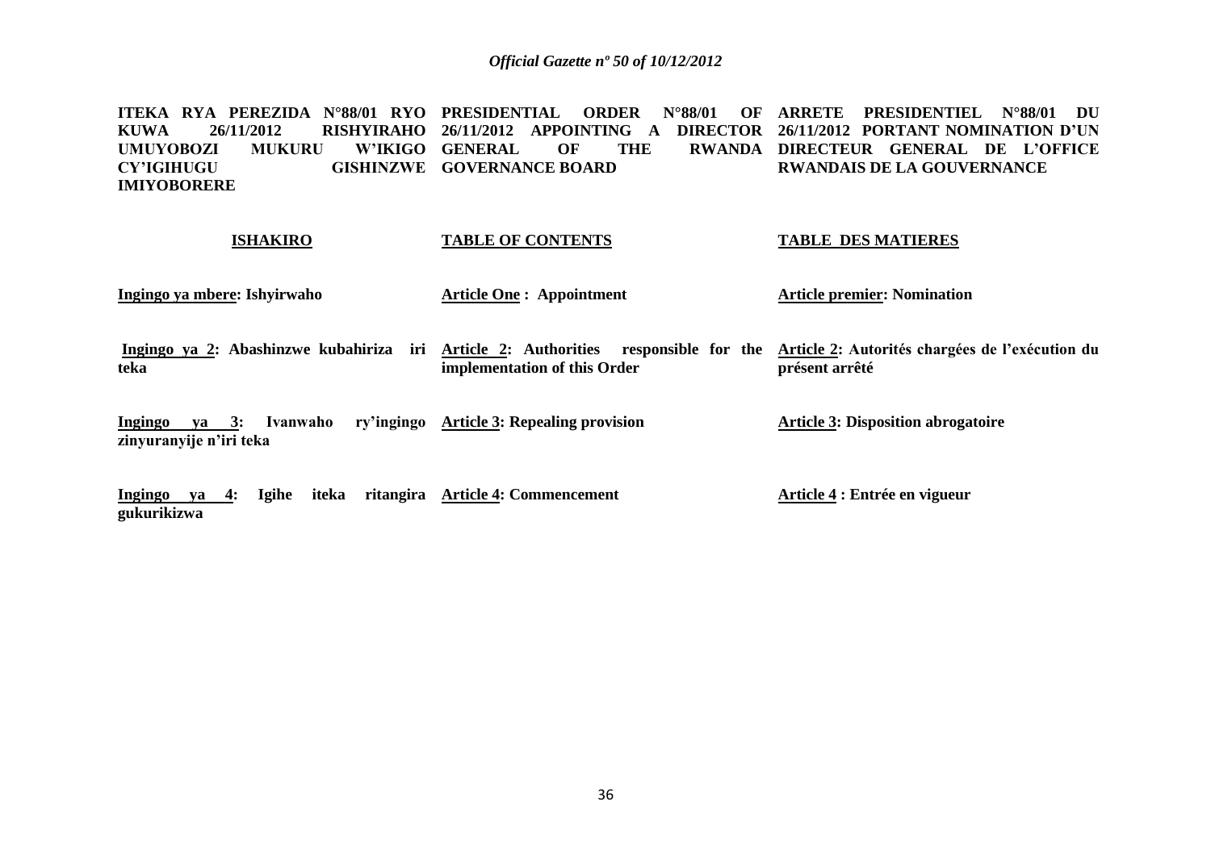**ITEKA RYA PEREZIDA N°88/01 RYO KUWA 26/11/2012 RISHYIRAHO UMUYOBOZI MUKURU W'IKIGO CY'IGIHUGU GISHINZWE IMIYOBORERE**

**ISHAKIRO**

**Ingingo ya mbere: Ishyirwaho**

**Ingingo ya 2: Abashinzwe kubahiriza iri teka**

**Ingingo ya 3: Ivanwaho ry'ingingo zinyuranyije n'iri teka**

**Ingingo ya 4: Igihe iteka ritangira gukurikizwa**

**PRESIDENTIAL ORDER N°88/01 OF 26/11/2012 APPOINTING A DIRECTOR GENERAL OF THE RWANDA GOVERNANCE BOARD**

**TABLE OF CONTENTS**

**Article One : Appointment**

**Article 2: Authorities responsible for the implementation of this Order**

**Article 3: Repealing provision**

**Article 4: Commencement**

**ARRETE PRESIDENTIEL N°88/01 DU 26/11/2012 PORTANT NOMINATION D'UN DIRECTEUR GENERAL DE L'OFFICE RWANDAIS DE LA GOUVERNANCE**

**TABLE DES MATIERES**

**Article premier: Nomination**

**Article 2: Autorités chargées de l'exécution du présent arrêté**

**Article 3: Disposition abrogatoire**

**Article 4 : Entrée en vigueur**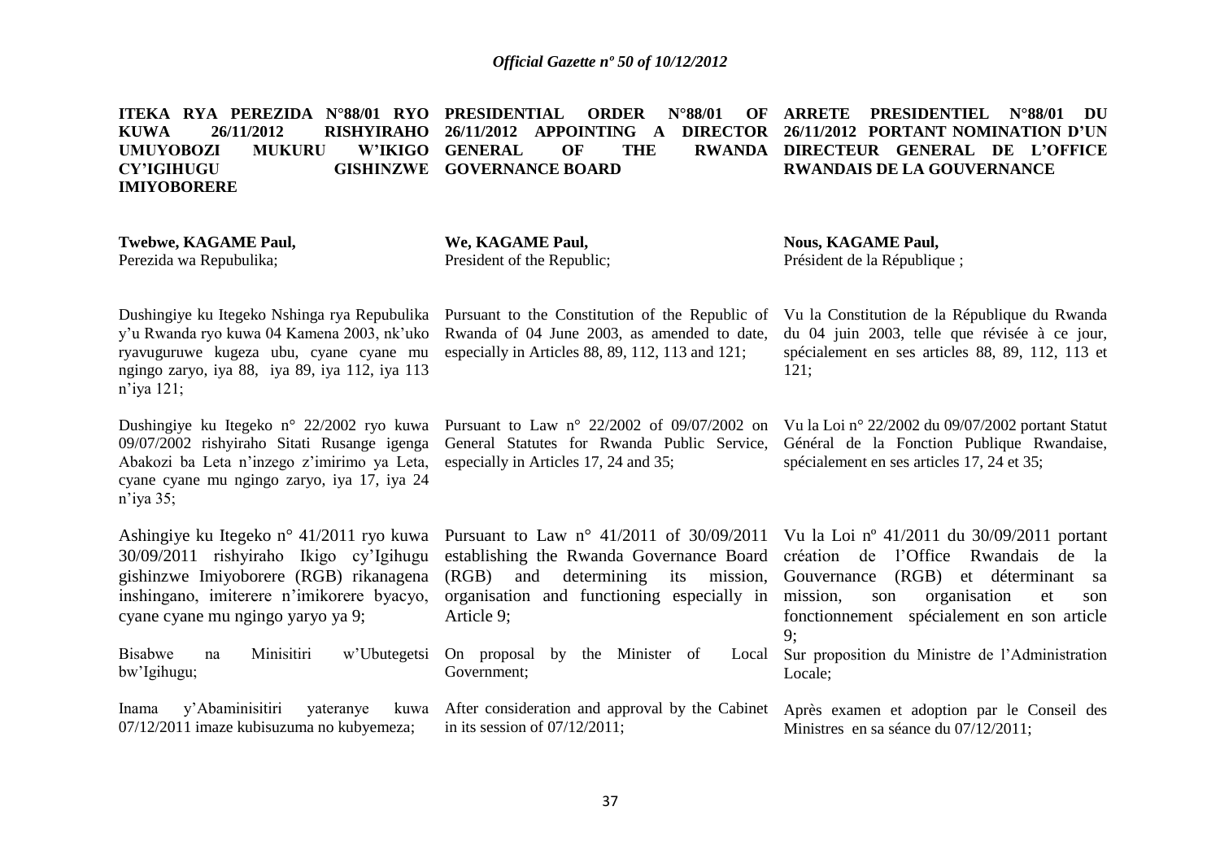**ITEKA RYA PEREZIDA N°88/01 RYO KUWA 26/11/2012 RISHYIRAHO UMUYOBOZI MUKURU W'IKIGO CY'IGIHUGU GISHINZWE IMIYOBORERE**

**Twebwe, KAGAME Paul,**
Perezida wa Repubulika;

Dushingiye ku Itegeko Nshinga rya Repubulika y'u Rwanda ryo kuwa 04 Kamena 2003, nk'uko ryavuguruwe kugeza ubu, cyane cyane mu ngingo zaryo, iya 88, iya 89, iya 112, iya 113 n'iya 121;

Dushingiye ku Itegeko n° 22/2002 ryo kuwa 09/07/2002 rishyiraho Sitati Rusange igenga Abakozi ba Leta n'inzego z'imirimo ya Leta, cyane cyane mu ngingo zaryo, iya 17, iya 24 n'iya 35;

Ashingiye ku Itegeko n° 41/2011 ryo kuwa 30/09/2011 rishyiraho Ikigo cy'Igihugu gishinzwe Imiyoborere (RGB) rikanagena inshingano, imiterere n'imikorere byacyo, cyane cyane mu ngingo yaryo ya 9;

Bisabwe na Minisitiri w'Ubutegetsi bw'Igihugu;

Inama y'Abaminisitiri yateranye kuwa 07/12/2011 imaze kubisuzuma no kubyemeza;

**PRESIDENTIAL ORDER N°88/01 OF 26/11/2012 APPOINTING A DIRECTOR GENERAL OF THE RWANDA GOVERNANCE BOARD**

**We, KAGAME Paul,**
President of the Republic;

Pursuant to the Constitution of the Republic of Rwanda of 04 June 2003, as amended to date, especially in Articles 88, 89, 112, 113 and 121;

Pursuant to Law n° 22/2002 of 09/07/2002 on General Statutes for Rwanda Public Service, especially in Articles 17, 24 and 35;

Pursuant to Law n° 41/2011 of 30/09/2011 establishing the Rwanda Governance Board (RGB) and determining its mission, organisation and functioning especially in Article 9;

On proposal by the Minister of Local Government;

After consideration and approval by the Cabinet in its session of 07/12/2011;

**ARRETE PRESIDENTIEL N°88/01 DU 26/11/2012 PORTANT NOMINATION D'UN DIRECTEUR GENERAL DE L'OFFICE RWANDAIS DE LA GOUVERNANCE**

**Nous, KAGAME Paul,**
Président de la République ;

Vu la Constitution de la République du Rwanda du 04 juin 2003, telle que révisée à ce jour, spécialement en ses articles 88, 89, 112, 113 et 121;

Vu la Loi n° 22/2002 du 09/07/2002 portant Statut Général de la Fonction Publique Rwandaise, spécialement en ses articles 17, 24 et 35;

Vu la Loi nº 41/2011 du 30/09/2011 portant création de l'Office Rwandais de la Gouvernance (RGB) et déterminant sa mission, son organisation et son fonctionnement spécialement en son article 9;

Sur proposition du Ministre de l'Administration Locale;

Après examen et adoption par le Conseil des Ministres en sa séance du 07/12/2011;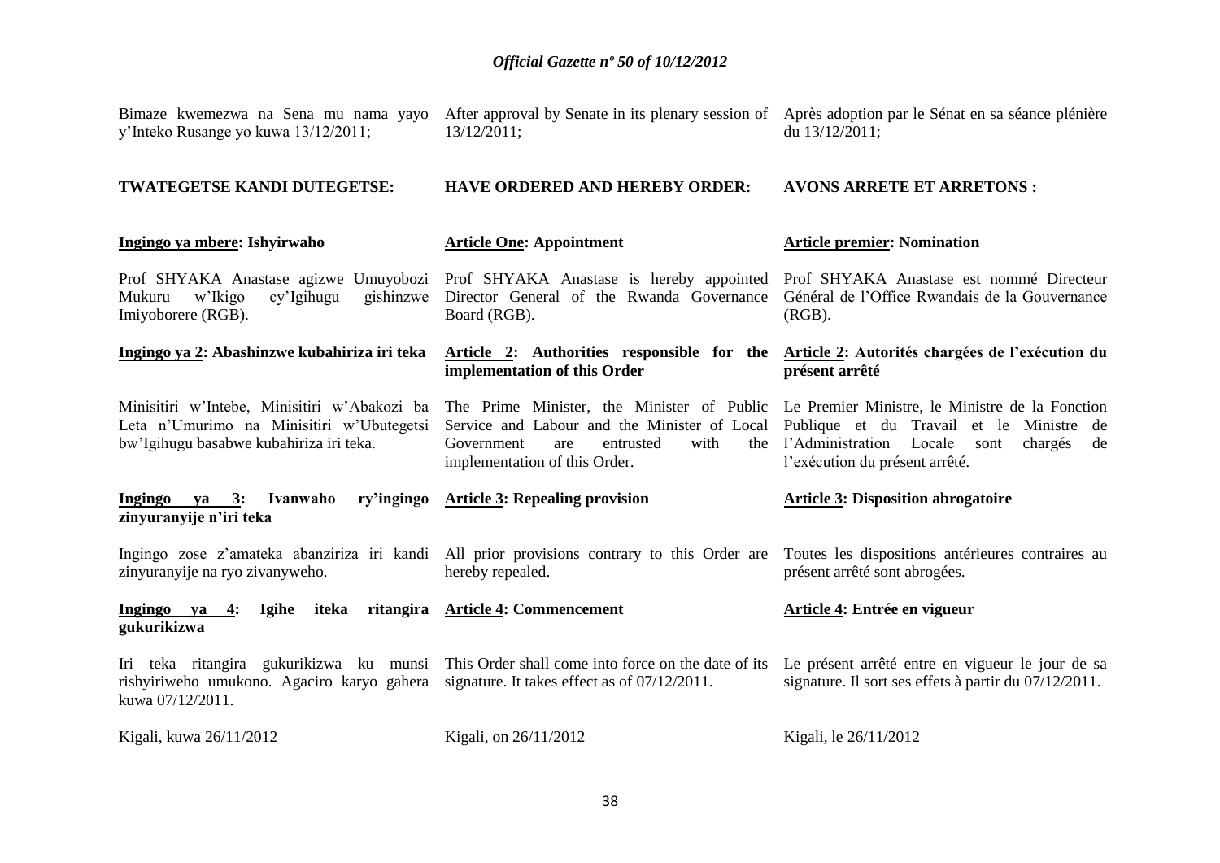Bimaze kwemezwa na Sena mu nama yayo y'Inteko Rusange yo kuwa 13/12/2011;

**TWATEGETSE KANDI DUTEGETSE:**

**Ingingo ya mbere: Ishyirwaho**

Prof SHYAKA Anastase agizwe Umuyobozi Mukuru w'Ikigo cy'Igihugu gishinzwe Imiyoborere (RGB).

**Ingingo ya 2: Abashinzwe kubahiriza iri teka**

Minisitiri w'Intebe, Minisitiri w'Abakozi ba Leta n'Umurimo na Minisitiri w'Ubutegetsi bw'Igihugu basabwe kubahiriza iri teka.

**Ingingo ya 3: Ivanwaho ry'ingingo zinyuranyije n'iri teka**

Ingingo zose z'amateka abanziriza iri kandi zinyuranyije na ryo zivanyweho.

**Ingingo ya 4: Igihe iteka ritangira gukurikizwa**

Iri teka ritangira gukurikizwa ku munsi rishyiriweho umukono. Agaciro karyo gahera kuwa 07/12/2011.

Kigali, kuwa 26/11/2012

After approval by Senate in its plenary session of 13/12/2011;

**HAVE ORDERED AND HEREBY ORDER:**

**Article One: Appointment**

Prof SHYAKA Anastase is hereby appointed Director General of the Rwanda Governance Board (RGB).

**Article 2: Authorities responsible for the implementation of this Order**

The Prime Minister, the Minister of Public Service and Labour and the Minister of Local Government are entrusted with the implementation of this Order.

**Article 3: Repealing provision**

All prior provisions contrary to this Order are hereby repealed.

**Article 4: Commencement**

This Order shall come into force on the date of its signature. It takes effect as of 07/12/2011.

Kigali, on 26/11/2012

Après adoption par le Sénat en sa séance plénière du 13/12/2011;

**AVONS ARRETE ET ARRETONS :**

**Article premier: Nomination**

Prof SHYAKA Anastase est nommé Directeur Général de l'Office Rwandais de la Gouvernance (RGB).

**Article 2: Autorités chargées de l'exécution du présent arrêté**

Le Premier Ministre, le Ministre de la Fonction Publique et du Travail et le Ministre de l'Administration Locale sont chargés de l'exécution du présent arrêté.

**Article 3: Disposition abrogatoire**

Toutes les dispositions antérieures contraires au présent arrêté sont abrogées.

**Article 4: Entrée en vigueur**

Le présent arrêté entre en vigueur le jour de sa signature. Il sort ses effets à partir du 07/12/2011.

Kigali, le 26/11/2012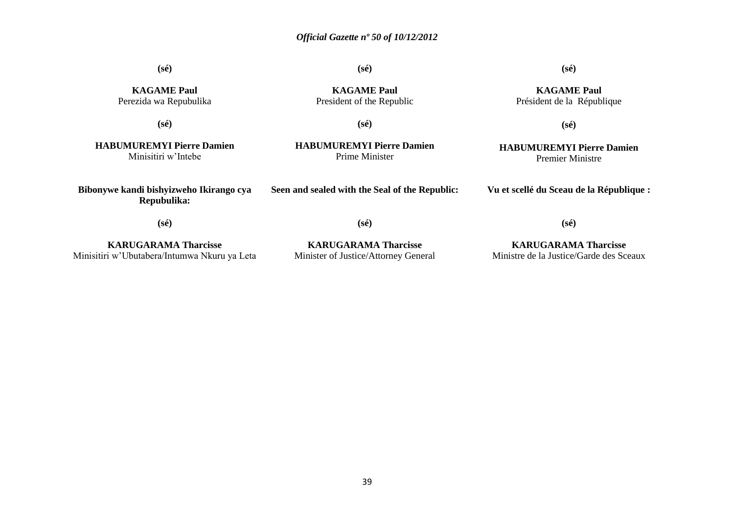**(sé)**

**KAGAME Paul**
Perezida wa Repubulika

**(sé)**

**HABUMUREMYI Pierre Damien**
Minisitiri w'Intebe

**Bibonywe kandi bishyizweho Ikirango cya Repubulika:**

**(sé)**

**KARUGARAMA Tharcisse**
Minisitiri w'Ubutabera/Intumwa Nkuru ya Leta

**(sé)**

**KAGAME Paul**
President of the Republic

**(sé)**

**HABUMUREMYI Pierre Damien**
Prime Minister

**Seen and sealed with the Seal of the Republic:**

**(sé)**

**KARUGARAMA Tharcisse**
Minister of Justice/Attorney General

**(sé)**

**KAGAME Paul**
Président de la République

**(sé)**

**HABUMUREMYI Pierre Damien**
Premier Ministre

**Vu et scellé du Sceau de la République :**

**(sé)**

**KARUGARAMA Tharcisse**
Ministre de la Justice/Garde des Sceaux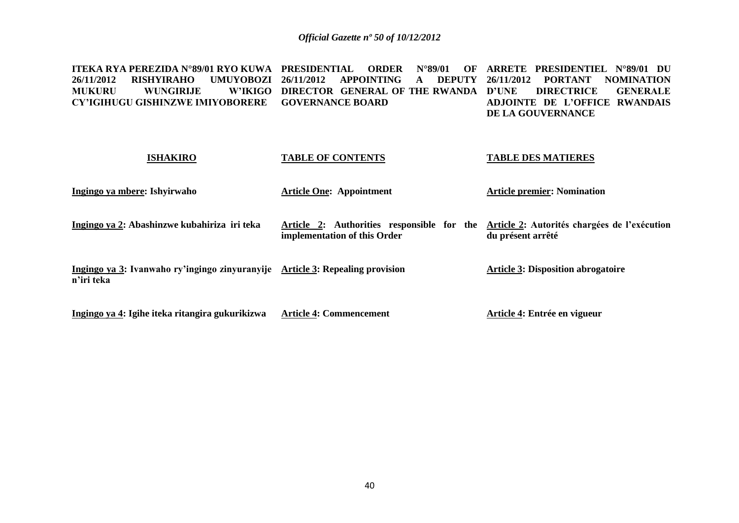**ITEKA RYA PEREZIDA N°89/01 RYO KUWA 26/11/2012 RISHYIRAHO UMUYOBOZI MUKURU WUNGIRIJE W'IKIGO CY'IGIHUGU GISHINZWE IMIYOBORERE**

**ISHAKIRO**

**Ingingo ya mbere: Ishyirwaho**

**Ingingo ya 2: Abashinzwe kubahiriza iri teka**

**Ingingo ya 3: Ivanwaho ry'ingingo zinyuranyije n'iri teka**

**Ingingo ya 4: Igihe iteka ritangira gukurikizwa**

**PRESIDENTIAL ORDER N°89/01 OF 26/11/2012 APPOINTING A DEPUTY DIRECTOR GENERAL OF THE RWANDA GOVERNANCE BOARD**

**TABLE OF CONTENTS**

**Article One: Appointment**

**Article 2: Authorities responsible for the implementation of this Order**

**Article 3: Repealing provision**

**Article 4: Commencement**

**ARRETE PRESIDENTIEL N°89/01 DU 26/11/2012 PORTANT NOMINATION D'UNE DIRECTRICE GENERALE ADJOINTE DE L'OFFICE RWANDAIS DE LA GOUVERNANCE**

**TABLE DES MATIERES**

**Article premier: Nomination**

**Article 2: Autorités chargées de l'exécution du présent arrêté**

**Article 3: Disposition abrogatoire**

**Article 4: Entrée en vigueur**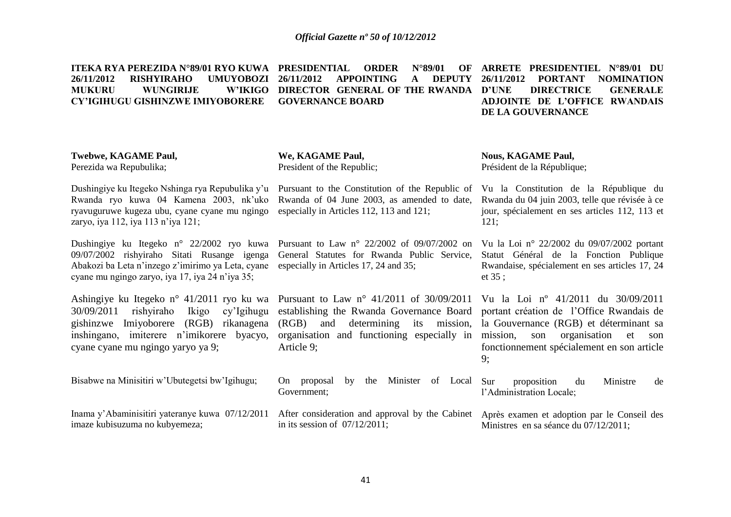**ITEKA RYA PEREZIDA N°89/01 RYO KUWA 26/11/2012 RISHYIRAHO UMUYOBOZI MUKURU WUNGIRIJE W'IKIGO CY'IGIHUGU GISHINZWE IMIYOBORERE**

Twebwe, KAGAME Paul,
Perezida wa Repubulika;

Dushingiye ku Itegeko Nshinga rya Repubulika y'u Rwanda ryo kuwa 04 Kamena 2003, nk'uko ryavuguruwe kugeza ubu, cyane cyane mu ngingo zaryo, iya 112, iya 113 n'iya 121;

Dushingiye ku Itegeko n° 22/2002 ryo kuwa 09/07/2002 rishyiraho Sitati Rusange igenga Abakozi ba Leta n'inzego z'imirimo ya Leta, cyane cyane mu ngingo zaryo, iya 17, iya 24 n'iya 35;

Ashingiye ku Itegeko n° 41/2011 ryo ku wa 30/09/2011 rishyiraho Ikigo cy'Igihugu gishinzwe Imiyoborere (RGB) rikanagena inshingano, imiterere n'imikorere byacyo, cyane cyane mu ngingo yaryo ya 9;

Bisabwe na Minisitiri w'Ubutegetsi bw'Igihugu;

Inama y'Abaminisitiri yateranye kuwa 07/12/2011 imaze kubisuzuma no kubyemeza;

**PRESIDENTIAL ORDER N°89/01 OF 26/11/2012 APPOINTING A DEPUTY DIRECTOR GENERAL OF THE RWANDA GOVERNANCE BOARD**

**We, KAGAME Paul,**
President of the Republic;

Pursuant to the Constitution of the Republic of Rwanda of 04 June 2003, as amended to date, especially in Articles 112, 113 and 121;

Pursuant to Law n° 22/2002 of 09/07/2002 on General Statutes for Rwanda Public Service, especially in Articles 17, 24 and 35;

Pursuant to Law n° 41/2011 of 30/09/2011 establishing the Rwanda Governance Board (RGB) and determining its mission, organisation and functioning especially in Article 9;

On proposal by the Minister of Local Government;

After consideration and approval by the Cabinet in its session of 07/12/2011;

**ARRETE PRESIDENTIEL N°89/01 DU 26/11/2012 PORTANT NOMINATION D'UNE DIRECTRICE GENERALE ADJOINTE DE L'OFFICE RWANDAIS DE LA GOUVERNANCE**

**Nous, KAGAME Paul,**
Président de la République;

Vu la Constitution de la République du Rwanda du 04 juin 2003, telle que révisée à ce jour, spécialement en ses articles 112, 113 et 121;

Vu la Loi n° 22/2002 du 09/07/2002 portant Statut Général de la Fonction Publique Rwandaise, spécialement en ses articles 17, 24 et 35 ;

Vu la Loi nº 41/2011 du 30/09/2011 portant création de l'Office Rwandais de la Gouvernance (RGB) et déterminant sa mission, son organisation et son fonctionnement spécialement en son article 9;

Sur proposition du Ministre de l'Administration Locale;

Après examen et adoption par le Conseil des Ministres en sa séance du 07/12/2011;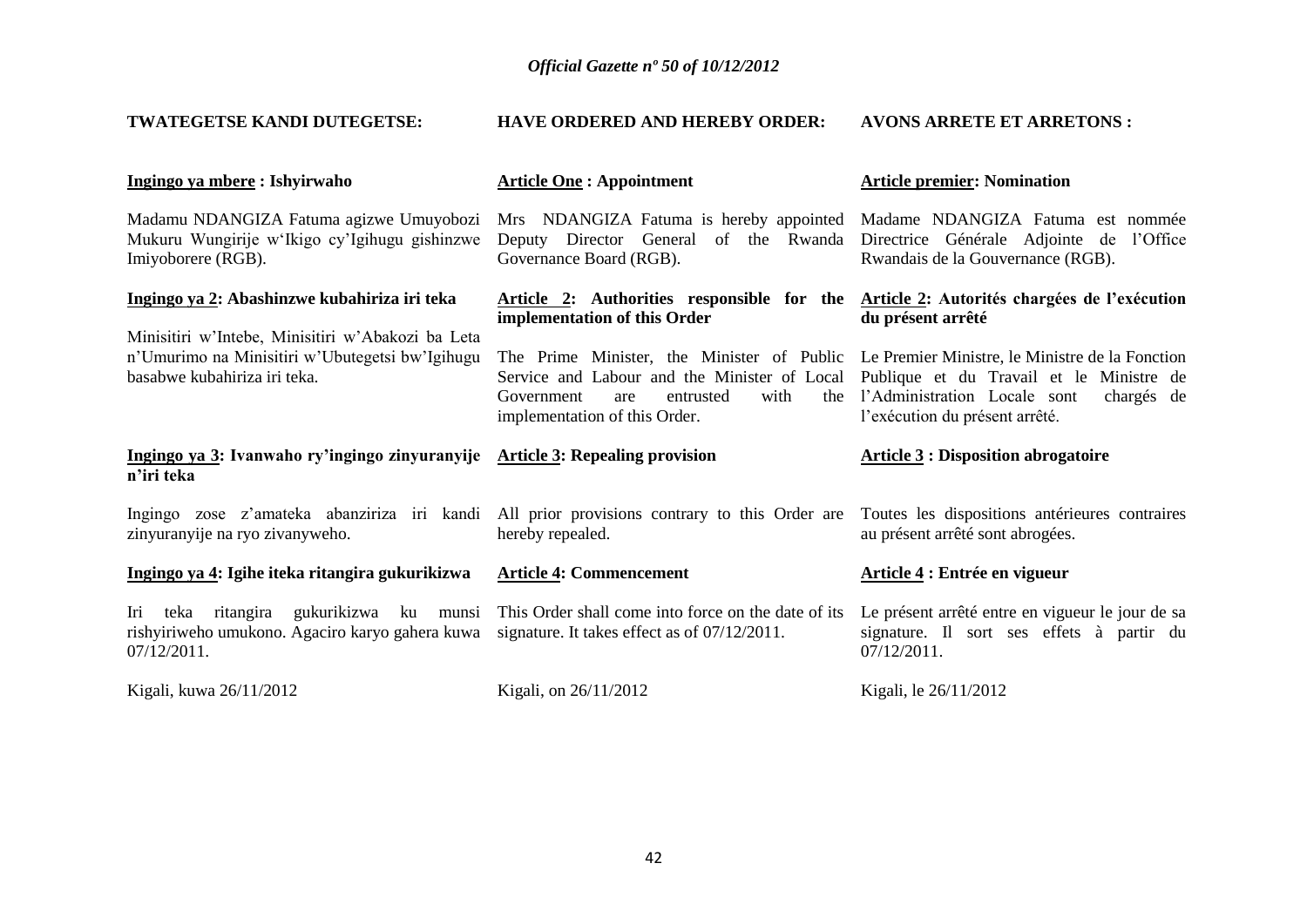**TWATEGETSE KANDI DUTEGETSE:**

**Ingingo ya mbere : Ishyirwaho**

Madamu NDANGIZA Fatuma agizwe Umuyobozi Mukuru Wungirije w'Ikigo cy'Igihugu gishinzwe Imiyoborere (RGB).

**Ingingo ya 2: Abashinzwe kubahiriza iri teka**

Minisitiri w'Intebe, Minisitiri w'Abakozi ba Leta n'Umurimo na Minisitiri w'Ubutegetsi bw'Igihugu basabwe kubahiriza iri teka.

**Ingingo ya 3: Ivanwaho ry'ingingo zinyuranyije n'iri teka**

Ingingo zose z'amateka abanziriza iri kandi zinyuranyije na ryo zivanyweho.

**Ingingo ya 4: Igihe iteka ritangira gukurikizwa**

Iri teka ritangira gukurikizwa ku munsi rishyiriweho umukono. Agaciro karyo gahera kuwa 07/12/2011.

Kigali, kuwa 26/11/2012

**HAVE ORDERED AND HEREBY ORDER:**

**Article One : Appointment**

Mrs NDANGIZA Fatuma is hereby appointed Deputy Director General of the Rwanda Governance Board (RGB).

**Article 2: Authorities responsible for the implementation of this Order**

The Prime Minister, the Minister of Public Service and Labour and the Minister of Local Government are entrusted with the implementation of this Order.

**Article 3: Repealing provision**

All prior provisions contrary to this Order are hereby repealed.

**Article 4: Commencement**

This Order shall come into force on the date of its signature. It takes effect as of 07/12/2011.

Kigali, on 26/11/2012

**AVONS ARRETE ET ARRETONS :**

**Article premier: Nomination**

Madame NDANGIZA Fatuma est nommée Directrice Générale Adjointe de l'Office Rwandais de la Gouvernance (RGB).

**Article 2: Autorités chargées de l'exécution du présent arrêté**

Le Premier Ministre, le Ministre de la Fonction Publique et du Travail et le Ministre de l'Administration Locale sont chargés de l'exécution du présent arrêté.

**Article 3 : Disposition abrogatoire**

Toutes les dispositions antérieures contraires au présent arrêté sont abrogées.

**Article 4 : Entrée en vigueur**

Le présent arrêté entre en vigueur le jour de sa signature. Il sort ses effets à partir du 07/12/2011.

Kigali, le 26/11/2012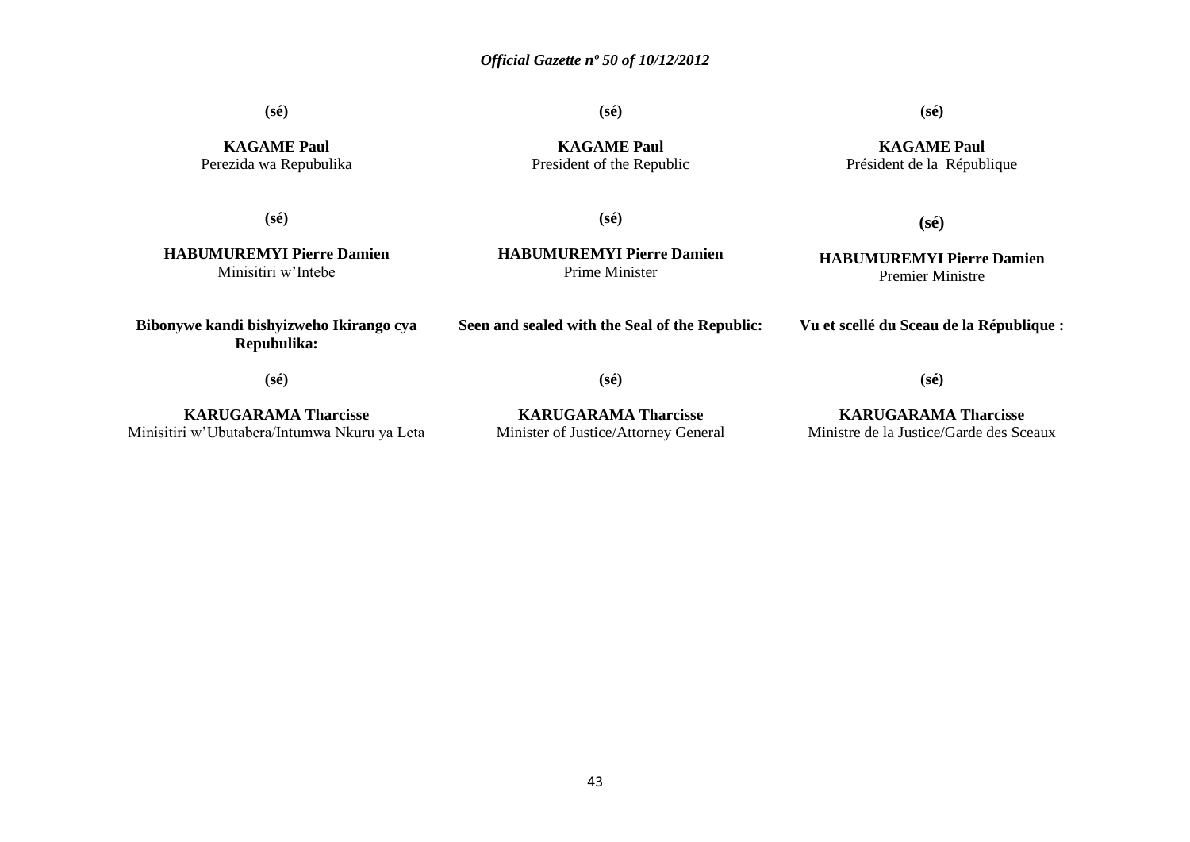**(sé)**

**KAGAME Paul**
Perezida wa Repubulika

**(sé)**

**HABUMUREMYI Pierre Damien**
Minisitiri w'Intebe

**Bibonywe kandi bishyizweho Ikirango cya Repubulika:**

**(sé)**

**KARUGARAMA Tharcisse**
Minisitiri w'Ubutabera/Intumwa Nkuru ya Leta

**(sé)**

**KAGAME Paul**
President of the Republic

**(sé)**

**HABUMUREMYI Pierre Damien**
Prime Minister

**Seen and sealed with the Seal of the Republic:**

**(sé)**

**KARUGARAMA Tharcisse**
Minister of Justice/Attorney General

**(sé)**

**KAGAME Paul**
Président de la République

**(sé)**

**HABUMUREMYI Pierre Damien**
Premier Ministre

**Vu et scellé du Sceau de la République :**

**(sé)**

**KARUGARAMA Tharcisse**
Ministre de la Justice/Garde des Sceaux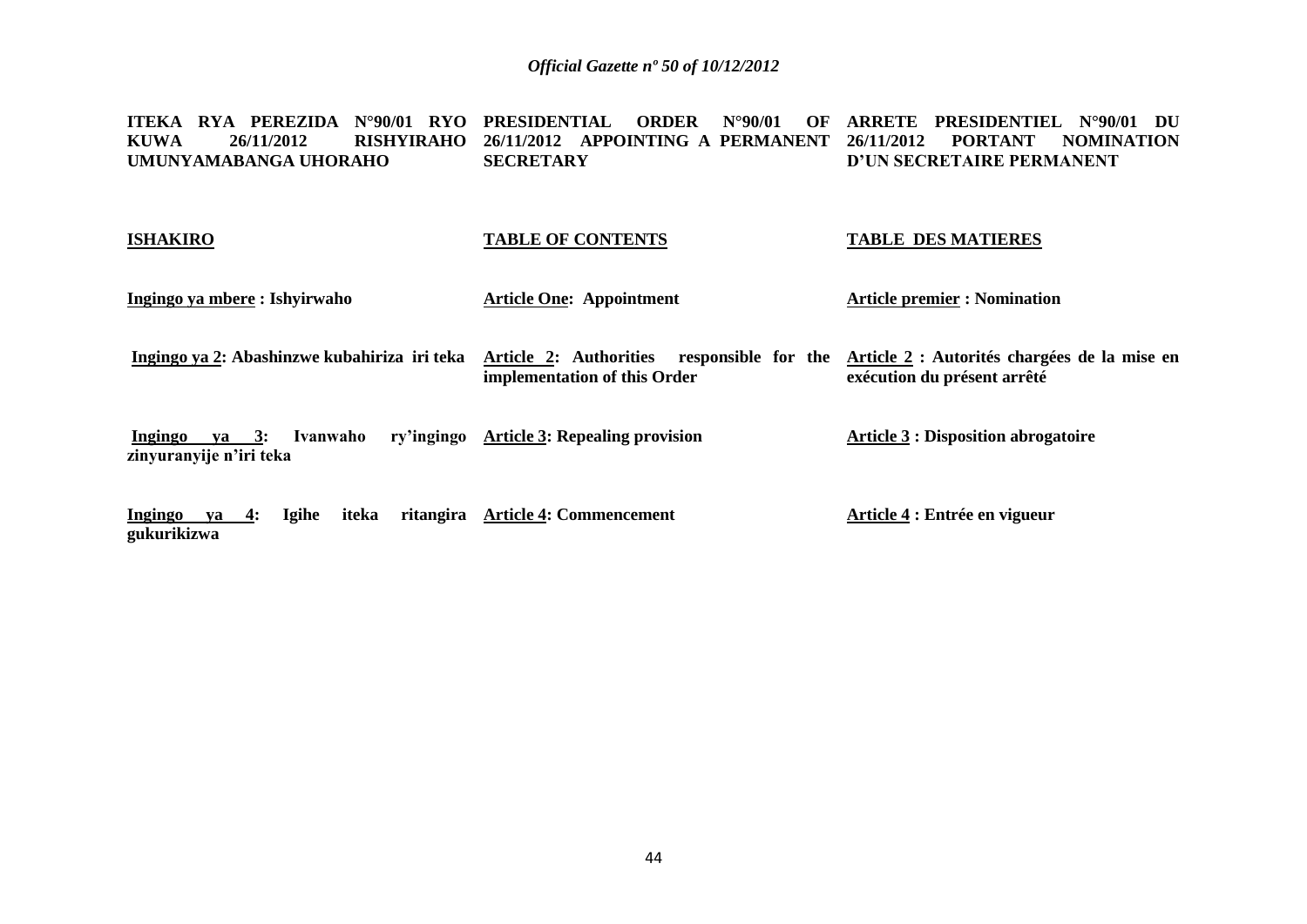**ITEKA RYA PEREZIDA N°90/01 RYO KUWA 26/11/2012 RISHYIRAHO UMUNYAMABANGA UHORAHO**

**ISHAKIRO**

**Ingingo ya mbere : Ishyirwaho**

**Ingingo ya 2: Abashinzwe kubahiriza iri teka**

**Ingingo ya 3: Ivanwaho ry'ingingo zinyuranyije n'iri teka**

**Ingingo ya 4: Igihe iteka ritangira gukurikizwa**

**PRESIDENTIAL ORDER N°90/01 OF 26/11/2012 APPOINTING A PERMANENT SECRETARY**

**TABLE OF CONTENTS**

**Article One: Appointment**

**Article 2: Authorities responsible for the implementation of this Order**

**Article 3: Repealing provision**

**Article 4: Commencement**

**ARRETE PRESIDENTIEL N°90/01 DU 26/11/2012 PORTANT NOMINATION D'UN SECRETAIRE PERMANENT**

**TABLE DES MATIERES**

**Article premier : Nomination**

**Article 2 : Autorités chargées de la mise en exécution du présent arrêté**

**Article 3 : Disposition abrogatoire**

**Article 4 : Entrée en vigueur**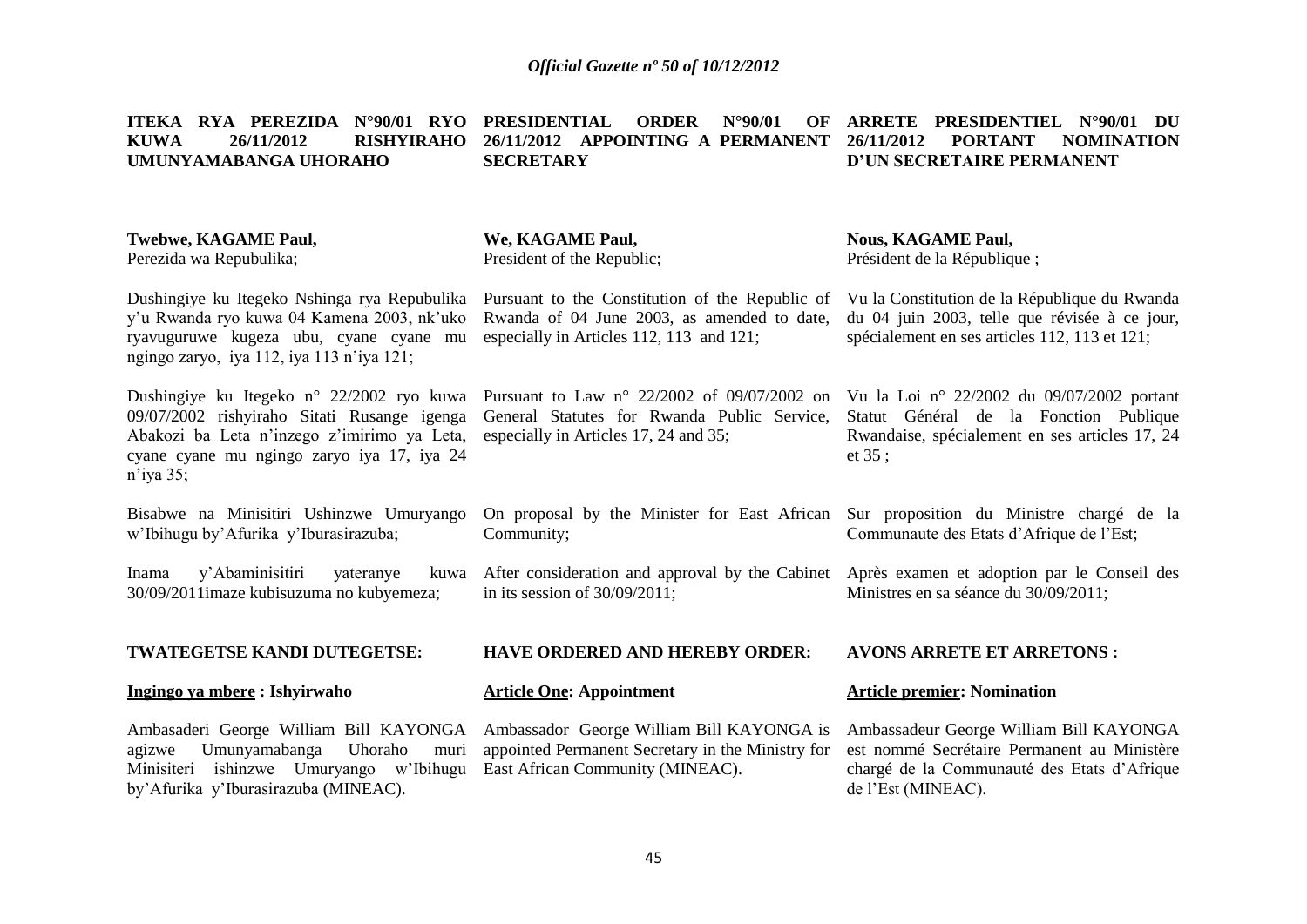**ITEKA RYA PEREZIDA N°90/01 RYO KUWA 26/11/2012 RISHYIRAHO UMUNYAMABANGA UHORAHO**

**Twebwe, KAGAME Paul,**
Perezida wa Repubulika;

Dushingiye ku Itegeko Nshinga rya Repubulika y'u Rwanda ryo kuwa 04 Kamena 2003, nk'uko ryavuguruwe kugeza ubu, cyane cyane mu ngingo zaryo, iya 112, iya 113 n'iya 121;

Dushingiye ku Itegeko n° 22/2002 ryo kuwa 09/07/2002 rishyiraho Sitati Rusange igenga Abakozi ba Leta n'inzego z'imirimo ya Leta, cyane cyane mu ngingo zaryo iya 17, iya 24 n'iya 35;

Bisabwe na Minisitiri Ushinzwe Umuryango w'Ibihugu by'Afurika y'Iburasirazuba;

Inama y'Abaminisitiri yateranye kuwa 30/09/2011imaze kubisuzuma no kubyemeza;

**TWATEGETSE KANDI DUTEGETSE:**

**Ingingo ya mbere : Ishyirwaho**

Ambasaderi George William Bill KAYONGA agizwe Umunyamabanga Uhoraho muri Minisiteri ishinzwe Umuryango w'Ibihugu by'Afurika y'Iburasirazuba (MINEAC).

**PRESIDENTIAL ORDER N°90/01 OF 26/11/2012 APPOINTING A PERMANENT SECRETARY**

**We, KAGAME Paul,**
President of the Republic;

Pursuant to the Constitution of the Republic of Rwanda of 04 June 2003, as amended to date, especially in Articles 112, 113 and 121;

Pursuant to Law n° 22/2002 of 09/07/2002 on General Statutes for Rwanda Public Service, especially in Articles 17, 24 and 35;

On proposal by the Minister for East African Community;

After consideration and approval by the Cabinet in its session of 30/09/2011;

**HAVE ORDERED AND HEREBY ORDER:**

**Article One: Appointment**

Ambassador George William Bill KAYONGA is appointed Permanent Secretary in the Ministry for East African Community (MINEAC).

**ARRETE PRESIDENTIEL N°90/01 DU 26/11/2012 PORTANT NOMINATION D'UN SECRETAIRE PERMANENT**

**Nous, KAGAME Paul,**
Président de la République ;

Vu la Constitution de la République du Rwanda du 04 juin 2003, telle que révisée à ce jour, spécialement en ses articles 112, 113 et 121;

Vu la Loi n° 22/2002 du 09/07/2002 portant Statut Général de la Fonction Publique Rwandaise, spécialement en ses articles 17, 24 et 35 ;

Sur proposition du Ministre chargé de la Communaute des Etats d'Afrique de l'Est;

Après examen et adoption par le Conseil des Ministres en sa séance du 30/09/2011;

**AVONS ARRETE ET ARRETONS :**

**Article premier: Nomination**

Ambassadeur George William Bill KAYONGA est nommé Secrétaire Permanent au Ministère chargé de la Communauté des Etats d'Afrique de l'Est (MINEAC).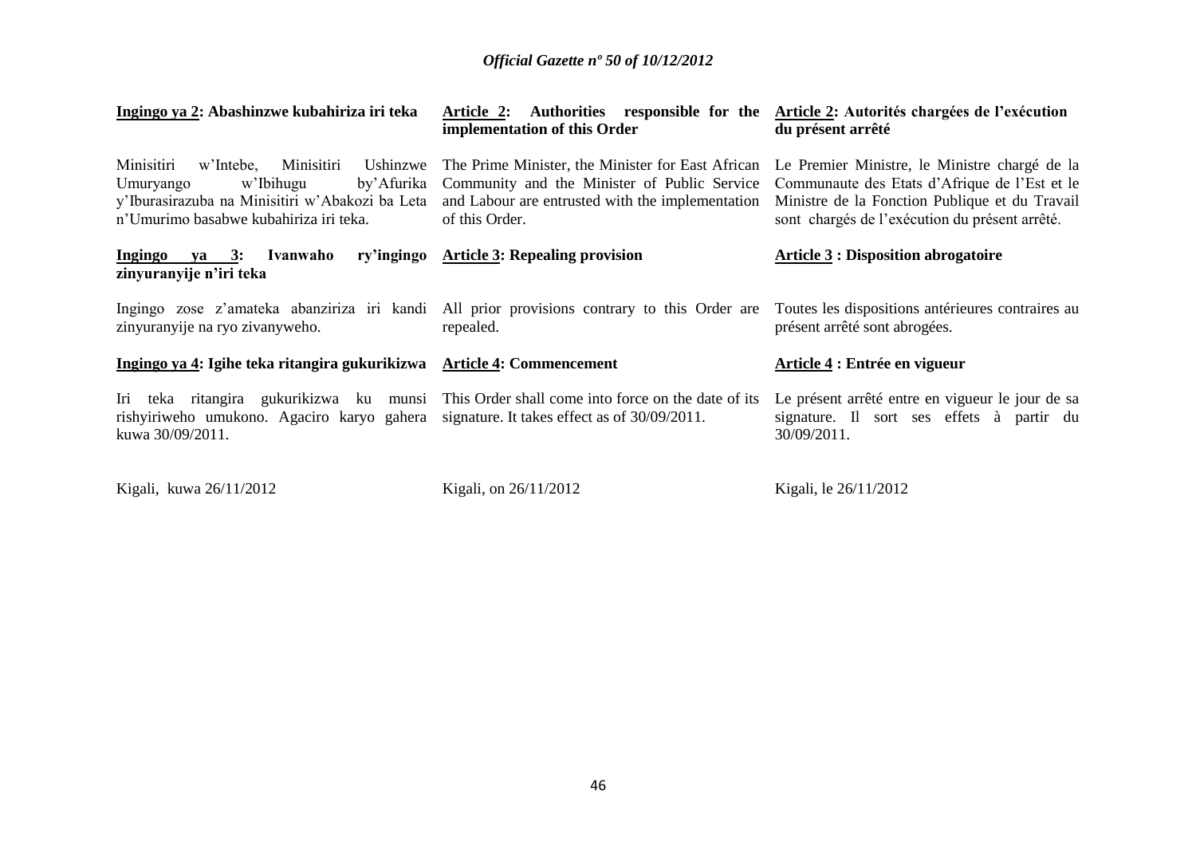**Ingingo ya 2: Abashinzwe kubahiriza iri teka**

Minisitiri w'Intebe, Minisitiri Ushinzwe Umuryango w'Ibihugu by'Afurika y'Iburasirazuba na Minisitiri w'Abakozi ba Leta n'Umurimo basabwe kubahiriza iri teka.

**Ingingo ya 3: Ivanwaho ry'ingingo zinyuranyije n'iri teka**

Ingingo zose z'amateka abanziriza iri kandi zinyuranyije na ryo zivanyweho.

**Ingingo ya 4: Igihe teka ritangira gukurikizwa**

Iri teka ritangira gukurikizwa ku munsi rishyiriweho umukono. Agaciro karyo gahera kuwa 30/09/2011.

Kigali, kuwa 26/11/2012

**Article 2: Authorities responsible for the implementation of this Order**

The Prime Minister, the Minister for East African Community and the Minister of Public Service and Labour are entrusted with the implementation of this Order.

**Article 3: Repealing provision**

All prior provisions contrary to this Order are repealed.

**Article 4: Commencement**

This Order shall come into force on the date of its signature. It takes effect as of 30/09/2011.

Kigali, on 26/11/2012

**Article 2: Autorités chargées de l'exécution du présent arrêté**

Le Premier Ministre, le Ministre chargé de la Communaute des Etats d'Afrique de l'Est et le Ministre de la Fonction Publique et du Travail sont chargés de l'exécution du présent arrêté.

**Article 3 : Disposition abrogatoire**

Toutes les dispositions antérieures contraires au présent arrêté sont abrogées.

**Article 4 : Entrée en vigueur**

Le présent arrêté entre en vigueur le jour de sa signature. Il sort ses effets à partir du 30/09/2011.

Kigali, le 26/11/2012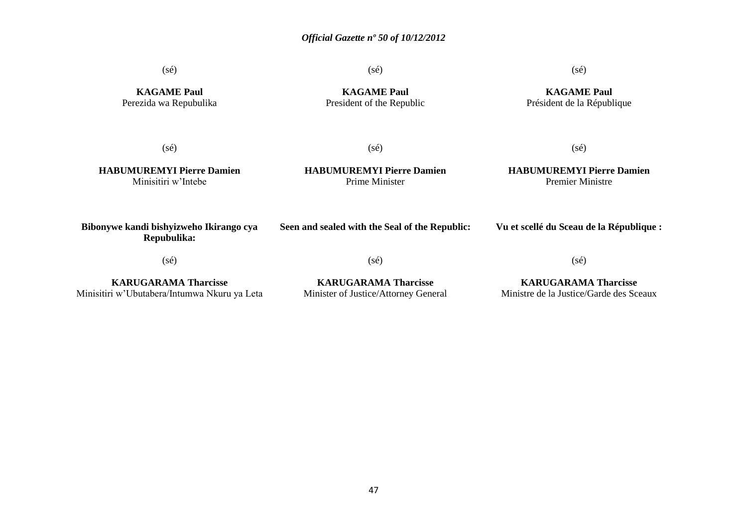(sé)

**KAGAME Paul**
Perezida wa Repubulika

(sé)

**KAGAME Paul**
President of the Republic

(sé)

**KAGAME Paul**
Président de la République

(sé)

**HABUMUREMYI Pierre Damien**
Minisitiri w'Intebe

(sé)

**HABUMUREMYI Pierre Damien**
Prime Minister

(sé)

**HABUMUREMYI Pierre Damien**
Premier Ministre

**Bibonywe kandi bishyizweho Ikirango cya Repubulika:**

(sé)

**KARUGARAMA Tharcisse**
Minisitiri w'Ubutabera/Intumwa Nkuru ya Leta

**Seen and sealed with the Seal of the Republic:**

(sé)

**KARUGARAMA Tharcisse**
Minister of Justice/Attorney General

**Vu et scellé du Sceau de la République :**

(sé)

**KARUGARAMA Tharcisse**
Ministre de la Justice/Garde des Sceaux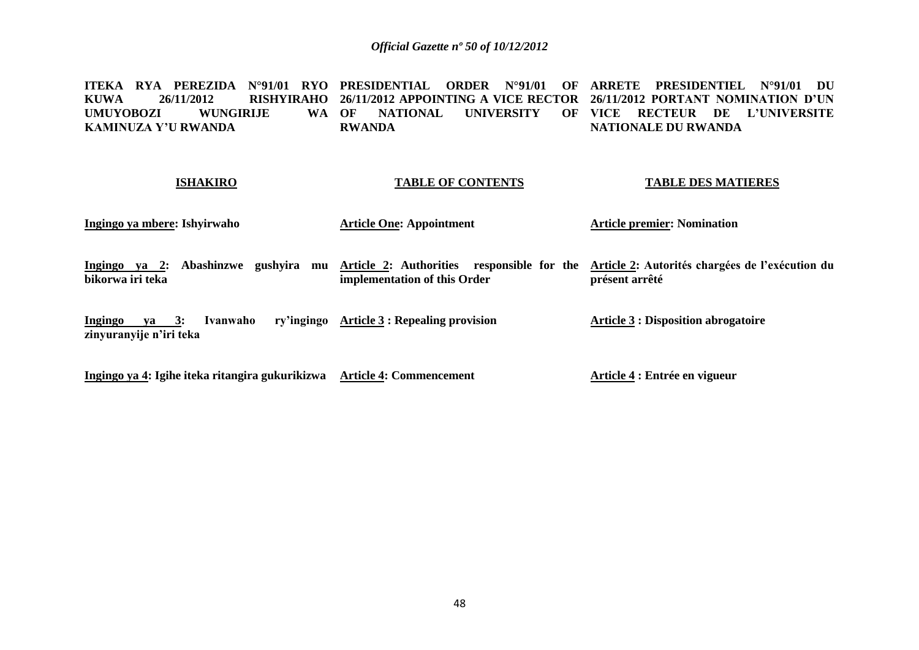**ITEKA RYA PEREZIDA N°91/01 RYO KUWA 26/11/2012 RISHYIRAHO UMUYOBOZI WUNGIRIJE WA KAMINUZA Y'U RWANDA**

**ISHAKIRO**

**Ingingo ya mbere: Ishyirwaho**

**Ingingo ya 2: Abashinzwe gushyira mu bikorwa iri teka**

**Ingingo ya 3: Ivanwaho ry'ingingo zinyuranyije n'iri teka**

**Ingingo ya 4: Igihe iteka ritangira gukurikizwa**

**PRESIDENTIAL ORDER N°91/01 OF 26/11/2012 APPOINTING A VICE RECTOR OF NATIONAL UNIVERSITY OF RWANDA**

**TABLE OF CONTENTS**

**Article One: Appointment**

**Article 2: Authorities responsible for the implementation of this Order**

**Article 3 : Repealing provision**

**Article 4: Commencement**

**ARRETE PRESIDENTIEL N°91/01 DU 26/11/2012 PORTANT NOMINATION D'UN VICE RECTEUR DE L'UNIVERSITE NATIONALE DU RWANDA**

**TABLE DES MATIERES**

**Article premier: Nomination**

**Article 2: Autorités chargées de l'exécution du présent arrêté**

**Article 3 : Disposition abrogatoire**

**Article 4 : Entrée en vigueur**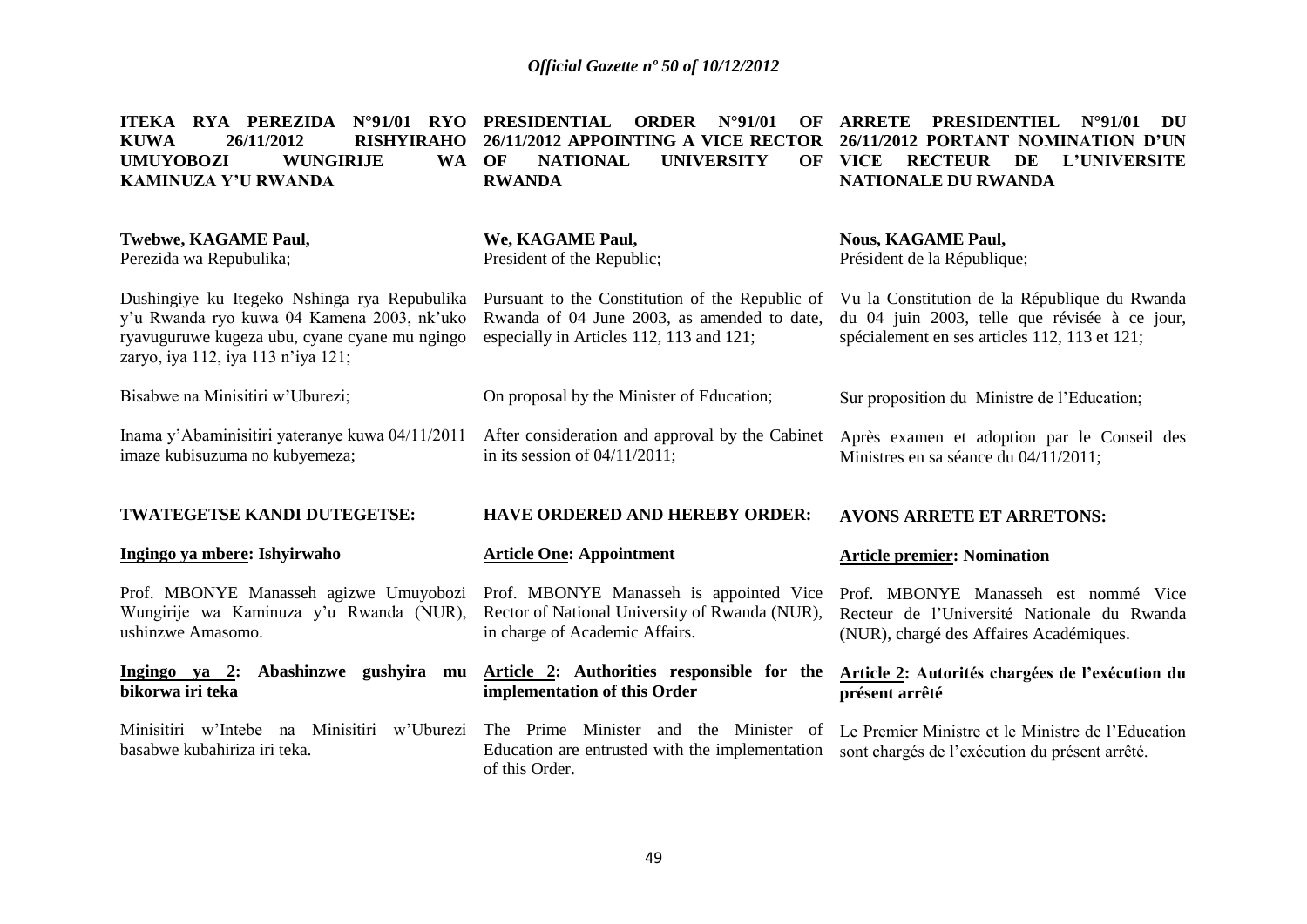**ITEKA RYA PEREZIDA N°91/01 RYO KUWA 26/11/2012 RISHYIRAHO UMUYOBOZI WUNGIRIJE WA KAMINUZA Y'U RWANDA**

**Twebwe, KAGAME Paul,**
Perezida wa Repubulika;

Dushingiye ku Itegeko Nshinga rya Repubulika y'u Rwanda ryo kuwa 04 Kamena 2003, nk'uko ryavuguruwe kugeza ubu, cyane cyane mu ngingo zaryo, iya 112, iya 113 n'iya 121;

Bisabwe na Minisitiri w'Uburezi;

Inama y'Abaminisitiri yateranye kuwa 04/11/2011 imaze kubisuzuma no kubyemeza;

**TWATEGETSE KANDI DUTEGETSE:**

**Ingingo ya mbere: Ishyirwaho**

Prof. MBONYE Manasseh agizwe Umuyobozi Wungirije wa Kaminuza y'u Rwanda (NUR), ushinzwe Amasomo.

**Ingingo ya 2: Abashinzwe gushyira mu bikorwa iri teka**

Minisitiri w'Intebe na Minisitiri w'Uburezi basabwe kubahiriza iri teka.

**PRESIDENTIAL ORDER N°91/01 OF 26/11/2012 APPOINTING A VICE RECTOR OF NATIONAL UNIVERSITY OF RWANDA**

**We, KAGAME Paul,**
President of the Republic;

Pursuant to the Constitution of the Republic of Rwanda of 04 June 2003, as amended to date, especially in Articles 112, 113 and 121;

On proposal by the Minister of Education;

After consideration and approval by the Cabinet in its session of 04/11/2011;

**HAVE ORDERED AND HEREBY ORDER:**

**Article One: Appointment**

Prof. MBONYE Manasseh is appointed Vice Rector of National University of Rwanda (NUR), in charge of Academic Affairs.

**Article 2: Authorities responsible for the implementation of this Order**

The Prime Minister and the Minister of Education are entrusted with the implementation of this Order.

**ARRETE PRESIDENTIEL N°91/01 DU 26/11/2012 PORTANT NOMINATION D'UN VICE RECTEUR DE L'UNIVERSITE NATIONALE DU RWANDA**

**Nous, KAGAME Paul,**
Président de la République;

Vu la Constitution de la République du Rwanda du 04 juin 2003, telle que révisée à ce jour, spécialement en ses articles 112, 113 et 121;

Sur proposition du Ministre de l'Education;

Après examen et adoption par le Conseil des Ministres en sa séance du 04/11/2011;

**AVONS ARRETE ET ARRETONS:**

**Article premier: Nomination**

Prof. MBONYE Manasseh est nommé Vice Recteur de l'Université Nationale du Rwanda (NUR), chargé des Affaires Académiques.

**Article 2: Autorités chargées de l'exécution du présent arrêté**

Le Premier Ministre et le Ministre de l'Education sont chargés de l'exécution du présent arrêté.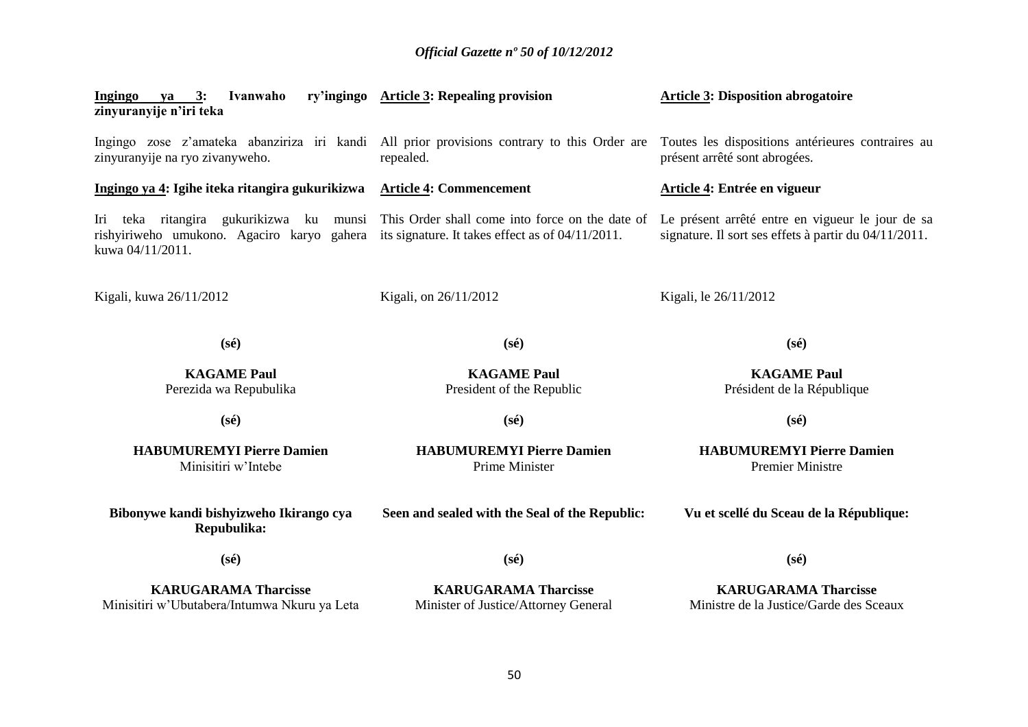**Ingingo ya 3: Ivanwaho ry'ingingo zinyuranyije n'iri teka**

Ingingo zose z'amateka abanziriza iri kandi zinyuranyije na ryo zivanyweho.

**Ingingo ya 4: Igihe iteka ritangira gukurikizwa**

Iri teka ritangira gukurikizwa ku munsi rishyiriweho umukono. Agaciro karyo gahera kuwa 04/11/2011.

Kigali, kuwa 26/11/2012

**(sé)**

**KAGAME Paul**
Perezida wa Repubulika

**(sé)**

**HABUMUREMYI Pierre Damien**
Minisitiri w'Intebe

**Bibonywe kandi bishyizweho Ikirango cya Repubulika:**

**(sé)**

**KARUGARAMA Tharcisse**
Minisitiri w'Ubutabera/Intumwa Nkuru ya Leta

**Article 3: Repealing provision**

All prior provisions contrary to this Order are repealed.

**Article 4: Commencement**

This Order shall come into force on the date of its signature. It takes effect as of 04/11/2011.

Kigali, on 26/11/2012

**(sé)**

**KAGAME Paul**
President of the Republic

**(sé)**

**HABUMUREMYI Pierre Damien**
Prime Minister

**Seen and sealed with the Seal of the Republic:**

**(sé)**

**KARUGARAMA Tharcisse**
Minister of Justice/Attorney General

**Article 3: Disposition abrogatoire**

Toutes les dispositions antérieures contraires au présent arrêté sont abrogées.

**Article 4: Entrée en vigueur**

Le présent arrêté entre en vigueur le jour de sa signature. Il sort ses effets à partir du 04/11/2011.

Kigali, le 26/11/2012

**(sé)**

**KAGAME Paul**
Président de la République

**(sé)**

**HABUMUREMYI Pierre Damien**
Premier Ministre

**Vu et scellé du Sceau de la République:**

**(sé)**

**KARUGARAMA Tharcisse**
Ministre de la Justice/Garde des Sceaux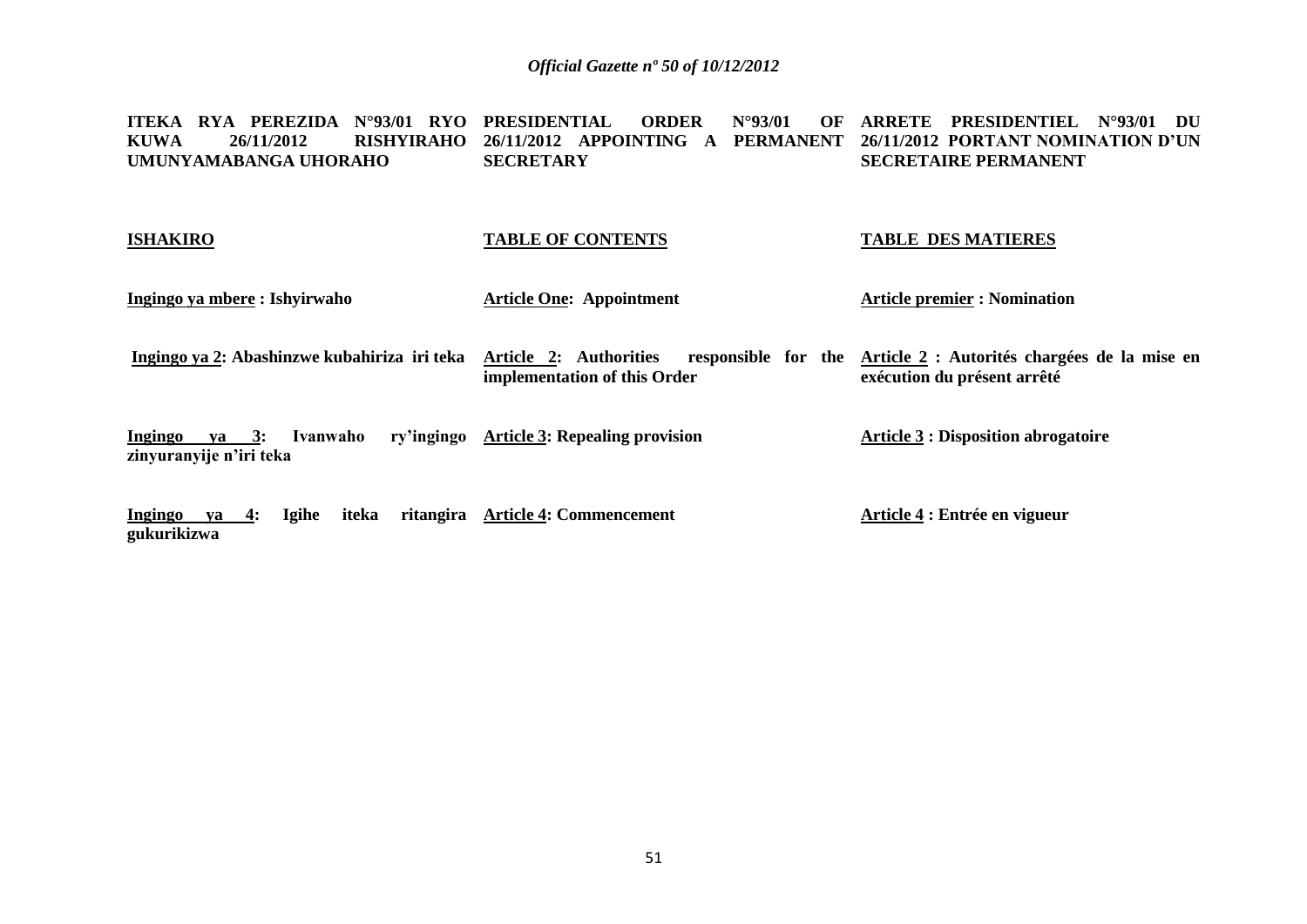**ITEKA RYA PEREZIDA N°93/01 RYO KUWA 26/11/2012 RISHYIRAHO UMUNYAMABANGA UHORAHO**

**ISHAKIRO**

**Ingingo ya mbere : Ishyirwaho**

**Ingingo ya 2: Abashinzwe kubahiriza iri teka**

**Ingingo ya 3: Ivanwaho ry'ingingo zinyuranyije n'iri teka**

**Ingingo ya 4: Igihe iteka ritangira gukurikizwa**

**PRESIDENTIAL ORDER N°93/01 OF 26/11/2012 APPOINTING A PERMANENT SECRETARY**

**TABLE OF CONTENTS**

**Article One: Appointment**

**Article 2: Authorities responsible for the implementation of this Order**

**Article 3: Repealing provision**

**Article 4: Commencement**

**ARRETE PRESIDENTIEL N°93/01 DU 26/11/2012 PORTANT NOMINATION D'UN SECRETAIRE PERMANENT**

**TABLE DES MATIERES**

**Article premier : Nomination**

**Article 2 : Autorités chargées de la mise en exécution du présent arrêté**

**Article 3 : Disposition abrogatoire**

**Article 4 : Entrée en vigueur**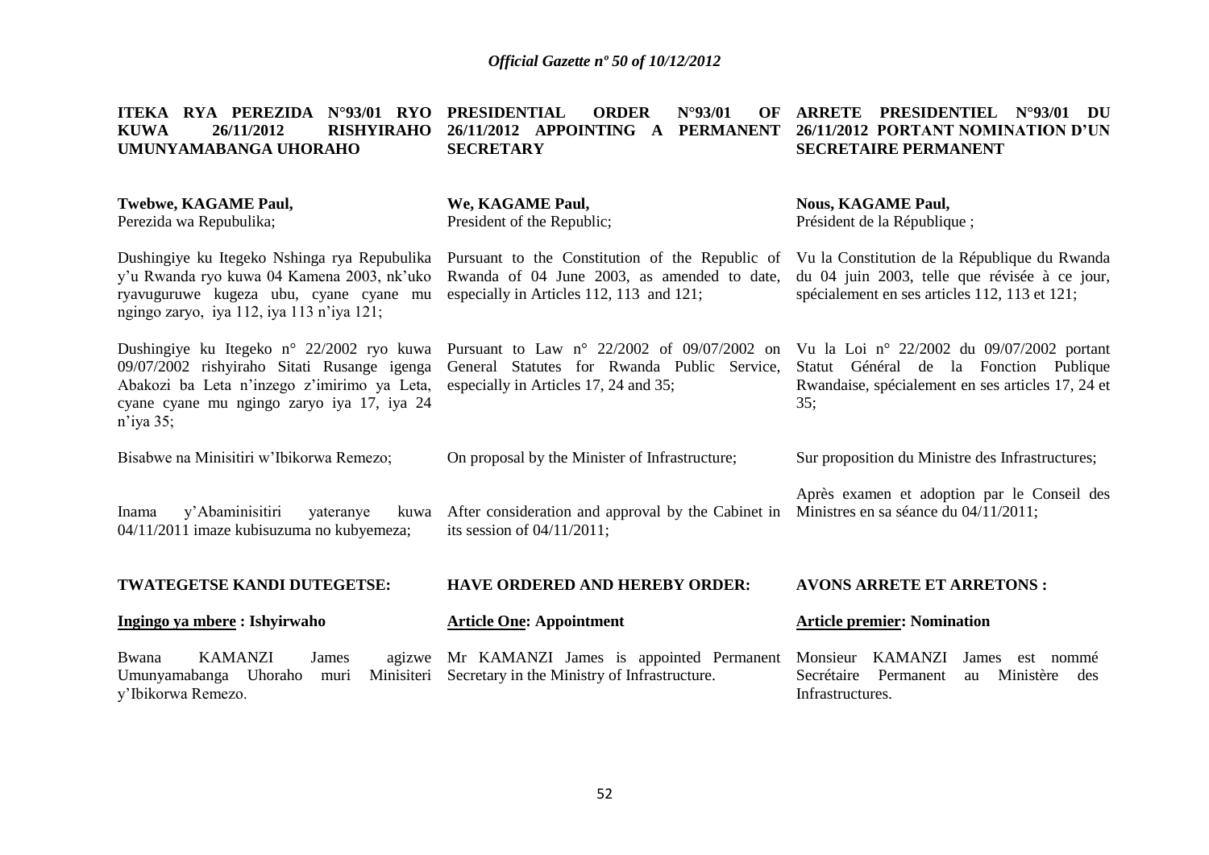**ITEKA RYA PEREZIDA N°93/01 RYO KUWA 26/11/2012 RISHYIRAHO UMUNYAMABANGA UHORAHO**

**Twebwe, KAGAME Paul,**
Perezida wa Repubulika;

Dushingiye ku Itegeko Nshinga rya Repubulika y'u Rwanda ryo kuwa 04 Kamena 2003, nk'uko ryavuguruwe kugeza ubu, cyane cyane mu ngingo zaryo, iya 112, iya 113 n'iya 121;

Dushingiye ku Itegeko n° 22/2002 ryo kuwa 09/07/2002 rishyiraho Sitati Rusange igenga Abakozi ba Leta n'inzego z'imirimo ya Leta, cyane cyane mu ngingo zaryo iya 17, iya 24 n'iya 35;

Bisabwe na Minisitiri w'Ibikorwa Remezo;

Inama y'Abaminisitiri yateranye kuwa 04/11/2011 imaze kubisuzuma no kubyemeza;

**TWATEGETSE KANDI DUTEGETSE:**

**Ingingo ya mbere : Ishyirwaho**

Bwana KAMANZI James agizwe Umunyamabanga Uhoraho muri Minisiteri y'Ibikorwa Remezo.

**PRESIDENTIAL ORDER N°93/01 OF 26/11/2012 APPOINTING A PERMANENT SECRETARY**

**We, KAGAME Paul,**
President of the Republic;

Pursuant to the Constitution of the Republic of Rwanda of 04 June 2003, as amended to date, especially in Articles 112, 113 and 121;

Pursuant to Law n° 22/2002 of 09/07/2002 on General Statutes for Rwanda Public Service, especially in Articles 17, 24 and 35;

On proposal by the Minister of Infrastructure;

After consideration and approval by the Cabinet in its session of 04/11/2011;

**HAVE ORDERED AND HEREBY ORDER:**

**Article One: Appointment**

Mr KAMANZI James is appointed Permanent Secretary in the Ministry of Infrastructure.

**ARRETE PRESIDENTIEL N°93/01 DU 26/11/2012 PORTANT NOMINATION D'UN SECRETAIRE PERMANENT**

**Nous, KAGAME Paul,**
Président de la République ;

Vu la Constitution de la République du Rwanda du 04 juin 2003, telle que révisée à ce jour, spécialement en ses articles 112, 113 et 121;

Vu la Loi n° 22/2002 du 09/07/2002 portant Statut Général de la Fonction Publique Rwandaise, spécialement en ses articles 17, 24 et 35;

Sur proposition du Ministre des Infrastructures;

Après examen et adoption par le Conseil des Ministres en sa séance du 04/11/2011;

**AVONS ARRETE ET ARRETONS :**

**Article premier: Nomination**

Monsieur KAMANZI James est nommé Secrétaire Permanent au Ministère des Infrastructures.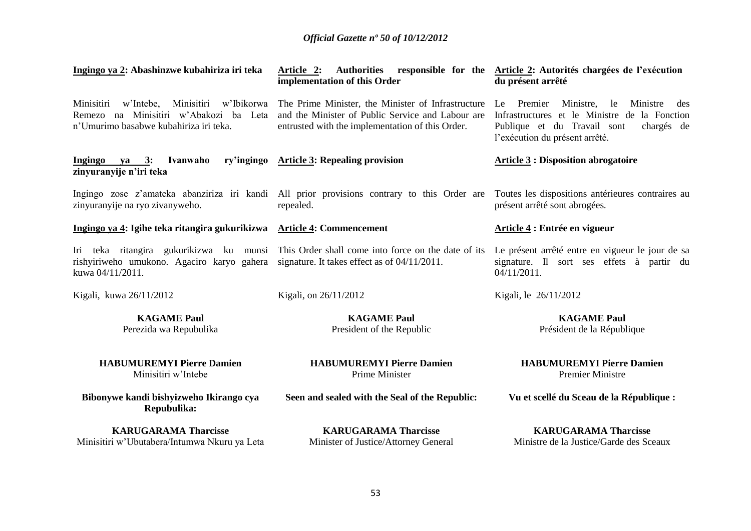**Ingingo ya 2: Abashinzwe kubahiriza iri teka**

Minisitiri w'Intebe, Minisitiri w'Ibikorwa Remezo na Minisitiri w'Abakozi ba Leta n'Umurimo basabwe kubahiriza iri teka.

**Ingingo ya 3: Ivanwaho ry'ingingo zinyuranyije n'iri teka**

Ingingo zose z'amateka abanziriza iri kandi zinyuranyije na ryo zivanyweho.

**Ingingo ya 4: Igihe teka ritangira gukurikizwa**

Iri teka ritangira gukurikizwa ku munsi rishyiriweho umukono. Agaciro karyo gahera kuwa 04/11/2011.

Kigali, kuwa 26/11/2012

**KAGAME Paul**
Perezida wa Repubulika

**HABUMUREMYI Pierre Damien**
Minisitiri w'Intebe

**Bibonywe kandi bishyizweho Ikirango cya Repubulika:**

**KARUGARAMA Tharcisse**
Minisitiri w'Ubutabera/Intumwa Nkuru ya Leta

**Article 2: Authorities responsible for the implementation of this Order**

The Prime Minister, the Minister of Infrastructure and the Minister of Public Service and Labour are entrusted with the implementation of this Order.

**Article 3: Repealing provision**

All prior provisions contrary to this Order are repealed.

**Article 4: Commencement**

This Order shall come into force on the date of its signature. It takes effect as of 04/11/2011.

Kigali, on 26/11/2012

**KAGAME Paul**
President of the Republic

**HABUMUREMYI Pierre Damien**
Prime Minister

**Seen and sealed with the Seal of the Republic:**

**KARUGARAMA Tharcisse**
Minister of Justice/Attorney General

**Article 2: Autorités chargées de l'exécution du présent arrêté**

Le Premier Ministre, le Ministre des Infrastructures et le Ministre de la Fonction Publique et du Travail sont chargés de l'exécution du présent arrêté.

**Article 3 : Disposition abrogatoire**

Toutes les dispositions antérieures contraires au présent arrêté sont abrogées.

**Article 4 : Entrée en vigueur**

Le présent arrêté entre en vigueur le jour de sa signature. Il sort ses effets à partir du 04/11/2011.

Kigali, le 26/11/2012

**KAGAME Paul**
Président de la République

**HABUMUREMYI Pierre Damien**
Premier Ministre

**Vu et scellé du Sceau de la République :**

**KARUGARAMA Tharcisse**
Ministre de la Justice/Garde des Sceaux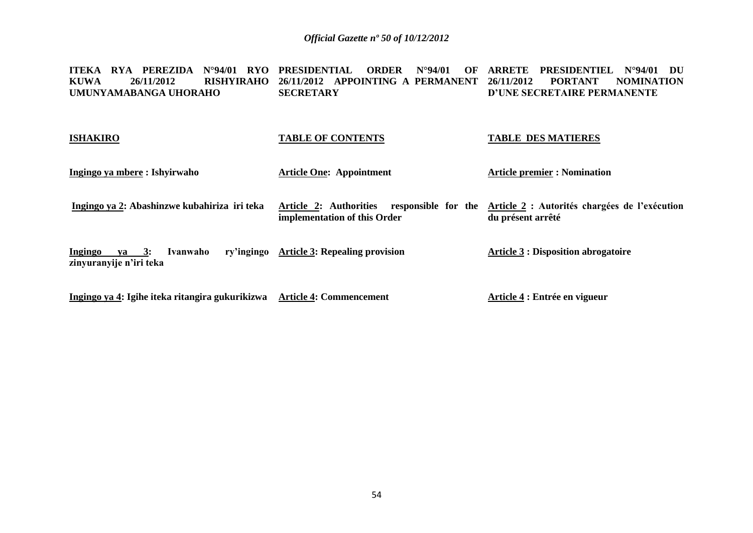**ITEKA RYA PEREZIDA N°94/01 RYO KUWA 26/11/2012 RISHYIRAHO UMUNYAMABANGA UHORAHO**

**ISHAKIRO**

**Ingingo ya mbere : Ishyirwaho**

**Ingingo ya 2: Abashinzwe kubahiriza iri teka**

**Ingingo ya 3: Ivanwaho ry'ingingo zinyuranyije n'iri teka**

**Ingingo ya 4: Igihe iteka ritangira gukurikizwa**

**PRESIDENTIAL ORDER N°94/01 OF 26/11/2012 APPOINTING A PERMANENT SECRETARY**

**TABLE OF CONTENTS**

**Article One: Appointment**

**Article 2: Authorities responsible for the implementation of this Order**

**Article 3: Repealing provision**

**Article 4: Commencement**

**ARRETE PRESIDENTIEL N°94/01 DU 26/11/2012 PORTANT NOMINATION D'UNE SECRETAIRE PERMANENTE**

**TABLE DES MATIERES**

**Article premier : Nomination**

**Article 2 : Autorités chargées de l'exécution du présent arrêté**

**Article 3 : Disposition abrogatoire**

**Article 4 : Entrée en vigueur**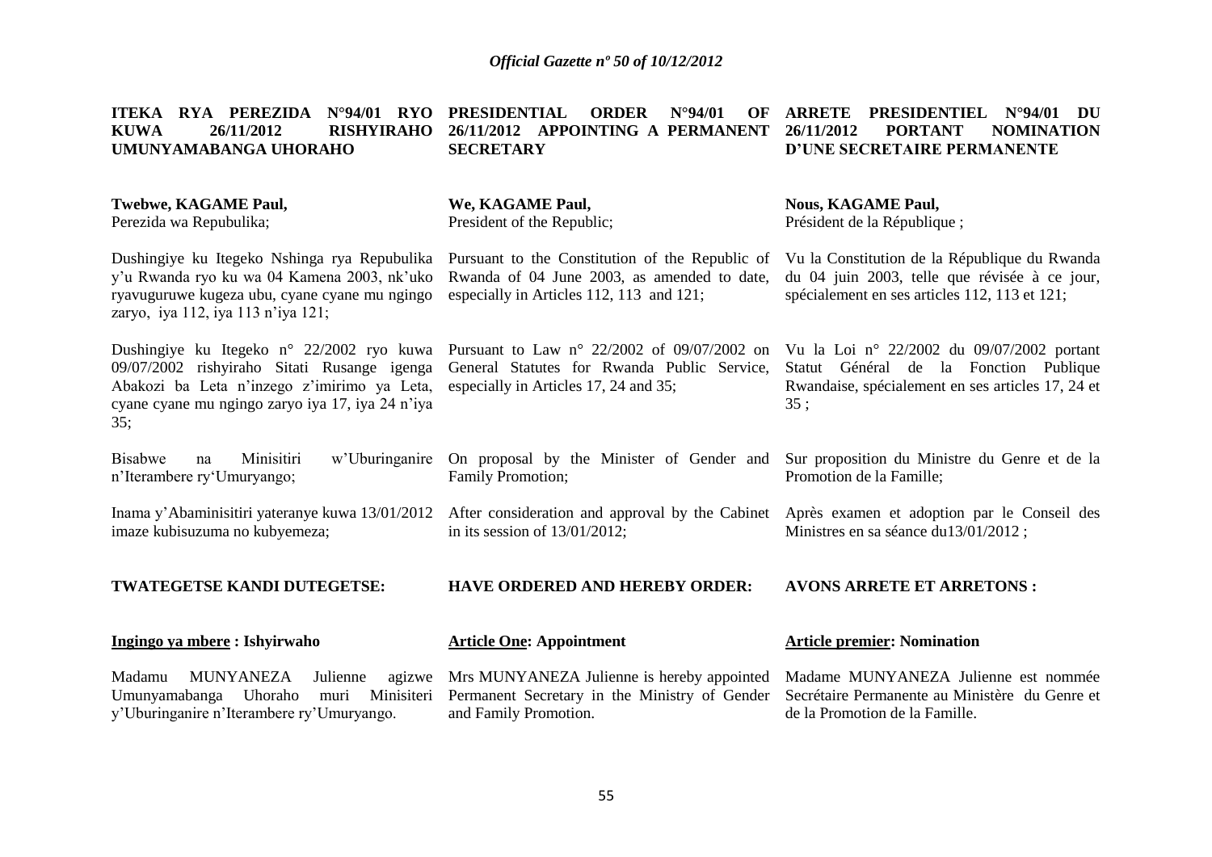**ITEKA RYA PEREZIDA N°94/01 RYO KUWA 26/11/2012 RISHYIRAHO UMUNYAMABANGA UHORAHO**

**Twebwe, KAGAME Paul,**
Perezida wa Repubulika;

Dushingiye ku Itegeko Nshinga rya Repubulika y'u Rwanda ryo ku wa 04 Kamena 2003, nk'uko ryavuguruwe kugeza ubu, cyane cyane mu ngingo zaryo, iya 112, iya 113 n'iya 121;

Dushingiye ku Itegeko n° 22/2002 ryo kuwa 09/07/2002 rishyiraho Sitati Rusange igenga Abakozi ba Leta n'inzego z'imirimo ya Leta, cyane cyane mu ngingo zaryo iya 17, iya 24 n'iya 35;

Bisabwe na Minisitiri w'Uburinganire n'Iterambere ry'Umuryango;

Inama y'Abaminisitiri yateranye kuwa 13/01/2012 imaze kubisuzuma no kubyemeza;

**TWATEGETSE KANDI DUTEGETSE:**

**Ingingo ya mbere : Ishyirwaho**

Madamu MUNYANEZA Julienne agizwe Umunyamabanga Uhoraho muri Minisiteri y'Uburinganire n'Iterambere ry'Umuryango.

---

**PRESIDENTIAL ORDER N°94/01 OF 26/11/2012 APPOINTING A PERMANENT SECRETARY**

**We, KAGAME Paul,**
President of the Republic;

Pursuant to the Constitution of the Republic of Rwanda of 04 June 2003, as amended to date, especially in Articles 112, 113 and 121;

Pursuant to Law n° 22/2002 of 09/07/2002 on General Statutes for Rwanda Public Service, especially in Articles 17, 24 and 35;

On proposal by the Minister of Gender and Family Promotion;

After consideration and approval by the Cabinet in its session of 13/01/2012;

**HAVE ORDERED AND HEREBY ORDER:**

**Article One: Appointment**

Mrs MUNYANEZA Julienne is hereby appointed Permanent Secretary in the Ministry of Gender and Family Promotion.

---

**ARRETE PRESIDENTIEL N°94/01 DU 26/11/2012 PORTANT NOMINATION D'UNE SECRETAIRE PERMANENTE**

**Nous, KAGAME Paul,**
Président de la République ;

Vu la Constitution de la République du Rwanda du 04 juin 2003, telle que révisée à ce jour, spécialement en ses articles 112, 113 et 121;

Vu la Loi n° 22/2002 du 09/07/2002 portant Statut Général de la Fonction Publique Rwandaise, spécialement en ses articles 17, 24 et 35 ;

Sur proposition du Ministre du Genre et de la Promotion de la Famille;

Après examen et adoption par le Conseil des Ministres en sa séance du13/01/2012 ;

**AVONS ARRETE ET ARRETONS :**

**Article premier: Nomination**

Madame MUNYANEZA Julienne est nommée Secrétaire Permanente au Ministère du Genre et de la Promotion de la Famille.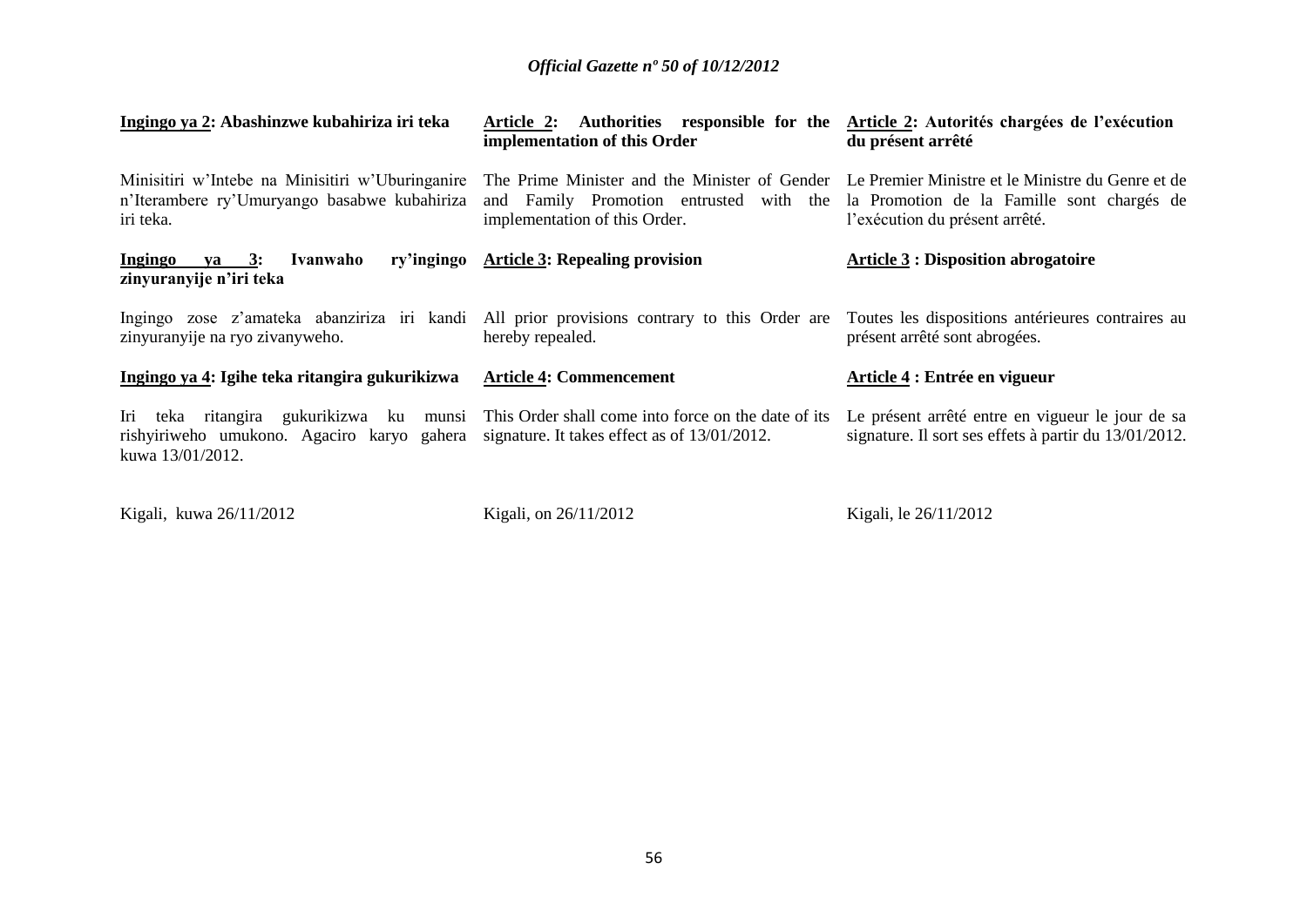**<u>Ingingo ya 2</u>: Abashinzwe kubahiriza iri teka**

Minisitiri w'Intebe na Minisitiri w'Uburinganire n'Iterambere ry'Umuryango basabwe kubahiriza iri teka.

**<u>Ingingo ya 3</u>: Ivanwaho ry'ingingo zinyuranyije n'iri teka**

Ingingo zose z'amateka abanziriza iri kandi zinyuranyije na ryo zivanyweho.

**<u>Ingingo ya 4</u>: Igihe teka ritangira gukurikizwa**

Iri teka ritangira gukurikizwa ku munsi rishyiriweho umukono. Agaciro karyo gahera kuwa 13/01/2012.

Kigali, kuwa 26/11/2012

**<u>Article 2</u>: Authorities responsible for the implementation of this Order**

The Prime Minister and the Minister of Gender and Family Promotion entrusted with the implementation of this Order.

**<u>Article 3</u>: Repealing provision**

All prior provisions contrary to this Order are hereby repealed.

**<u>Article 4</u>: Commencement**

This Order shall come into force on the date of its signature. It takes effect as of 13/01/2012.

Kigali, on 26/11/2012

**<u>Article 2</u>: Autorités chargées de l'exécution du présent arrêté**

Le Premier Ministre et le Ministre du Genre et de la Promotion de la Famille sont chargés de l'exécution du présent arrêté.

**<u>Article 3</u> : Disposition abrogatoire**

Toutes les dispositions antérieures contraires au présent arrêté sont abrogées.

**<u>Article 4</u> : Entrée en vigueur**

Le présent arrêté entre en vigueur le jour de sa signature. Il sort ses effets à partir du 13/01/2012.

Kigali, le 26/11/2012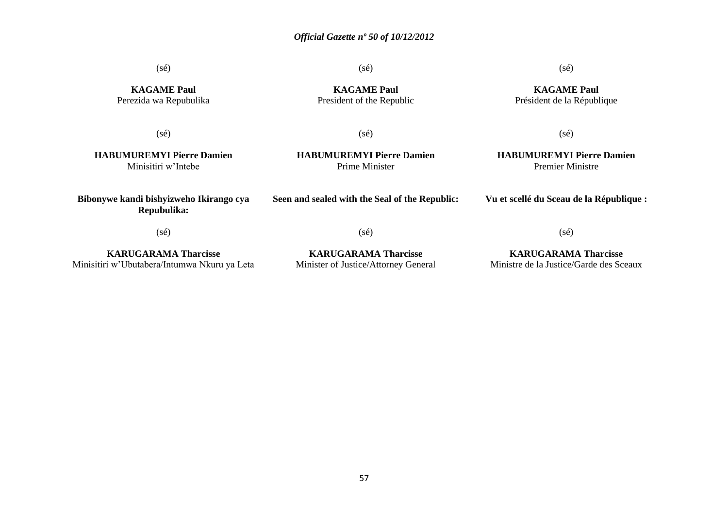(sé)

**KAGAME Paul**
Perezida wa Repubulika

(sé)

**HABUMUREMYI Pierre Damien**
Minisitiri w'Intebe

**Bibonywe kandi bishyizweho Ikirango cya Repubulika:**

(sé)

**KARUGARAMA Tharcisse**
Minisitiri w'Ubutabera/Intumwa Nkuru ya Leta

(sé)

**KAGAME Paul**
President of the Republic

(sé)

**HABUMUREMYI Pierre Damien**
Prime Minister

**Seen and sealed with the Seal of the Republic:**

(sé)

**KARUGARAMA Tharcisse**
Minister of Justice/Attorney General

(sé)

**KAGAME Paul**
Président de la République

(sé)

**HABUMUREMYI Pierre Damien**
Premier Ministre

**Vu et scellé du Sceau de la République :**

(sé)

**KARUGARAMA Tharcisse**
Ministre de la Justice/Garde des Sceaux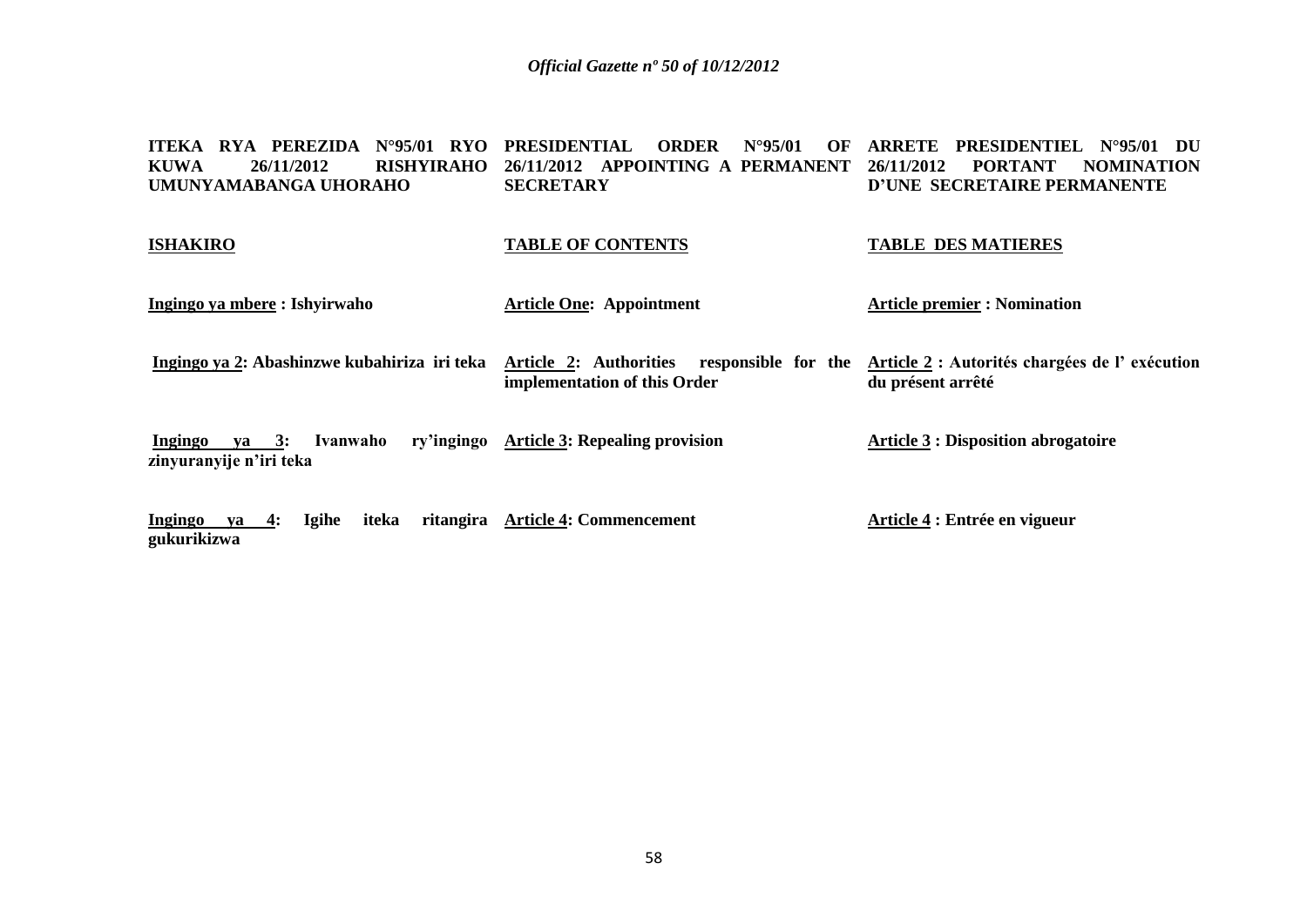**ITEKA RYA PEREZIDA N°95/01 RYO KUWA 26/11/2012 RISHYIRAHO UMUNYAMABANGA UHORAHO**

**ISHAKIRO**

**Ingingo ya mbere : Ishyirwaho**

**Ingingo ya 2: Abashinzwe kubahiriza iri teka**

**Ingingo ya 3: Ivanwaho ry'ingingo zinyuranyije n'iri teka**

**Ingingo ya 4: Igihe iteka ritangira gukurikizwa**

**PRESIDENTIAL ORDER N°95/01 OF 26/11/2012 APPOINTING A PERMANENT SECRETARY**

**TABLE OF CONTENTS**

**Article One: Appointment**

**Article 2: Authorities responsible for the implementation of this Order**

**Article 3: Repealing provision**

**Article 4: Commencement**

**ARRETE PRESIDENTIEL N°95/01 DU 26/11/2012 PORTANT NOMINATION D'UNE SECRETAIRE PERMANENTE**

**TABLE DES MATIERES**

**Article premier : Nomination**

**Article 2 : Autorités chargées de l' exécution du présent arrêté**

**Article 3 : Disposition abrogatoire**

**Article 4 : Entrée en vigueur**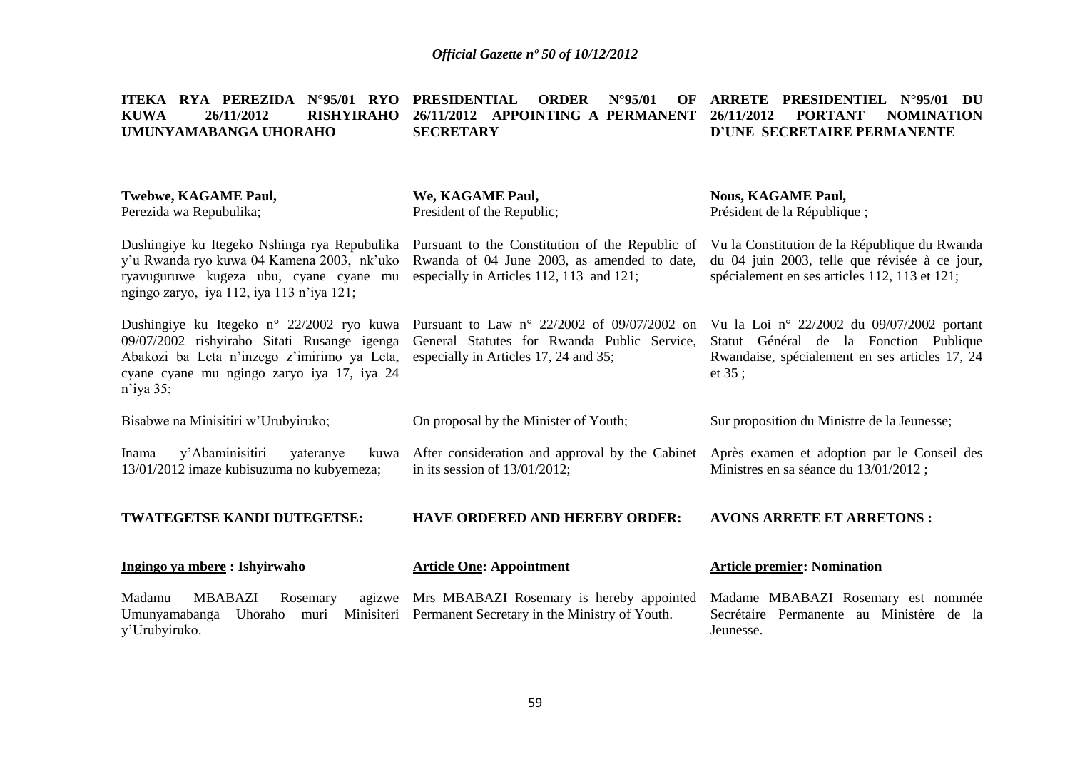**ITEKA RYA PEREZIDA N°95/01 RYO KUWA 26/11/2012 RISHYIRAHO UMUNYAMABANGA UHORAHO**

**Twebwe, KAGAME Paul,**
Perezida wa Repubulika;

Dushingiye ku Itegeko Nshinga rya Repubulika y'u Rwanda ryo kuwa 04 Kamena 2003, nk'uko ryavuguruwe kugeza ubu, cyane cyane mu ngingo zaryo, iya 112, iya 113 n'iya 121;

Dushingiye ku Itegeko n° 22/2002 ryo kuwa 09/07/2002 rishyiraho Sitati Rusange igenga Abakozi ba Leta n'inzego z'imirimo ya Leta, cyane cyane mu ngingo zaryo iya 17, iya 24 n'iya 35;

Bisabwe na Minisitiri w'Urubyiruko;

Inama y'Abaminisitiri yateranye kuwa 13/01/2012 imaze kubisuzuma no kubyemeza;

**TWATEGETSE KANDI DUTEGETSE:**

**Ingingo ya mbere : Ishyirwaho**

Madamu MBABAZI Rosemary agizwe Umunyamabanga Uhoraho muri Minisiteri y'Urubyiruko.

**PRESIDENTIAL ORDER N°95/01 OF 26/11/2012 APPOINTING A PERMANENT SECRETARY**

**We, KAGAME Paul,**
President of the Republic;

Pursuant to the Constitution of the Republic of Rwanda of 04 June 2003, as amended to date, especially in Articles 112, 113 and 121;

Pursuant to Law n° 22/2002 of 09/07/2002 on General Statutes for Rwanda Public Service, especially in Articles 17, 24 and 35;

On proposal by the Minister of Youth;

After consideration and approval by the Cabinet in its session of 13/01/2012;

**HAVE ORDERED AND HEREBY ORDER:**

**Article One: Appointment**

Mrs MBABAZI Rosemary is hereby appointed Permanent Secretary in the Ministry of Youth.

**ARRETE PRESIDENTIEL N°95/01 DU 26/11/2012 PORTANT NOMINATION D'UNE SECRETAIRE PERMANENTE**

**Nous, KAGAME Paul,**
Président de la République ;

Vu la Constitution de la République du Rwanda du 04 juin 2003, telle que révisée à ce jour, spécialement en ses articles 112, 113 et 121;

Vu la Loi n° 22/2002 du 09/07/2002 portant Statut Général de la Fonction Publique Rwandaise, spécialement en ses articles 17, 24 et 35 ;

Sur proposition du Ministre de la Jeunesse;

Après examen et adoption par le Conseil des Ministres en sa séance du 13/01/2012 ;

**AVONS ARRETE ET ARRETONS :**

**Article premier: Nomination**

Madame MBABAZI Rosemary est nommée Secrétaire Permanente au Ministère de la Jeunesse.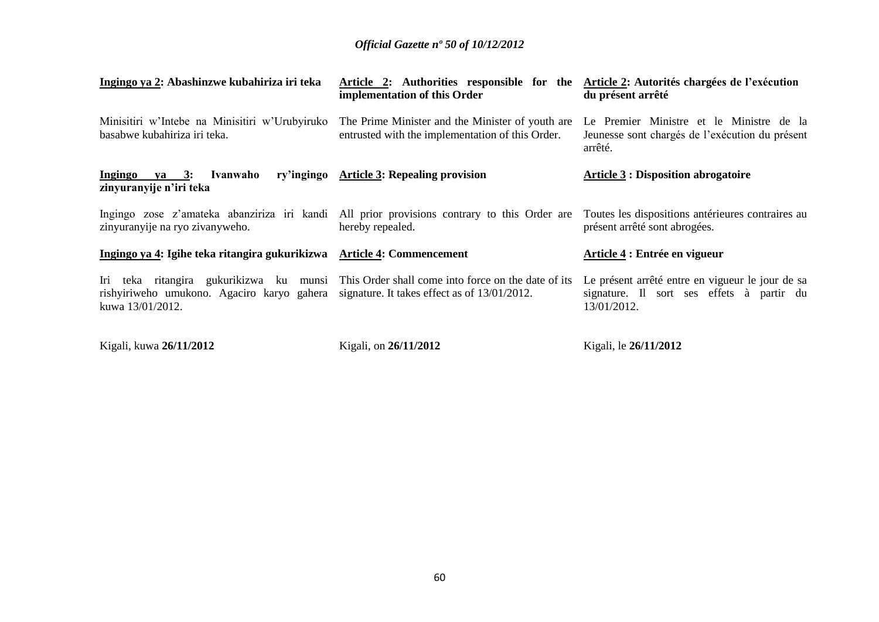| **Ingingo ya 2: Abashinzwe kubahiriza iri teka** | **Article 2: Authorities responsible for the implementation of this Order** | **Article 2: Autorités chargées de l'exécution du présent arrêté** |
|---|---|---|
| Minisitiri w'Intebe na Minisitiri w'Urubyiruko basabwe kubahiriza iri teka. | The Prime Minister and the Minister of youth are entrusted with the implementation of this Order. | Le Premier Ministre et le Ministre de la Jeunesse sont chargés de l'exécution du présent arrêté. |
| **Ingingo ya 3: Ivanwaho ry'ingingo zinyuranyije n'iri teka** | **Article 3: Repealing provision** | **Article 3 : Disposition abrogatoire** |
| Ingingo zose z'amateka abanziriza iri kandi zinyuranyije na ryo zivanyweho. | All prior provisions contrary to this Order are hereby repealed. | Toutes les dispositions antérieures contraires au présent arrêté sont abrogées. |
| **Ingingo ya 4: Igihe teka ritangira gukurikizwa** | **Article 4: Commencement** | **Article 4 : Entrée en vigueur** |
| Iri teka ritangira gukurikizwa ku munsi rishyiriweho umukono. Agaciro karyo gahera kuwa 13/01/2012. | This Order shall come into force on the date of its signature. It takes effect as of 13/01/2012. | Le présent arrêté entre en vigueur le jour de sa signature. Il sort ses effets à partir du 13/01/2012. |
| Kigali, kuwa **26/11/2012** | Kigali, on **26/11/2012** | Kigali, le **26/11/2012** |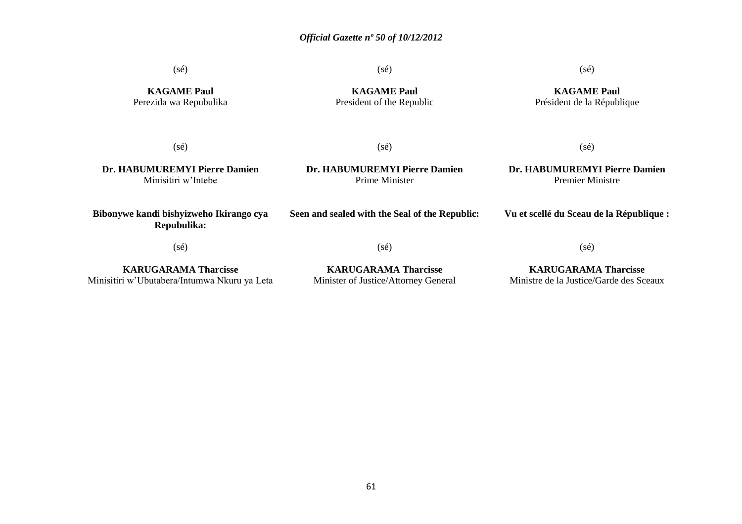(sé)

**KAGAME Paul**
Perezida wa Repubulika

(sé)

**KAGAME Paul**
President of the Republic

(sé)

**KAGAME Paul**
Président de la République

(sé)

**Dr. HABUMUREMYI Pierre Damien**
Minisitiri w'Intebe

(sé)

**Dr. HABUMUREMYI Pierre Damien**
Prime Minister

(sé)

**Dr. HABUMUREMYI Pierre Damien**
Premier Ministre

**Bibonywe kandi bishyizweho Ikirango cya Repubulika:**

(sé)

**KARUGARAMA Tharcisse**
Minisitiri w'Ubutabera/Intumwa Nkuru ya Leta

**Seen and sealed with the Seal of the Republic:**

(sé)

**KARUGARAMA Tharcisse**
Minister of Justice/Attorney General

**Vu et scellé du Sceau de la République :**

(sé)

**KARUGARAMA Tharcisse**
Ministre de la Justice/Garde des Sceaux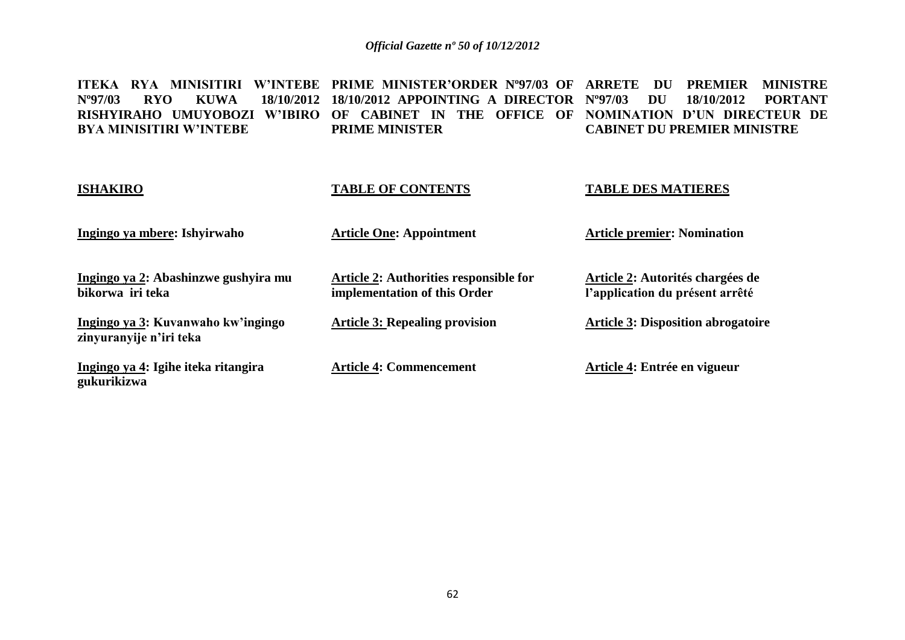**ITEKA RYA MINISITIRI W'INTEBE Nº97/03 RYO KUWA 18/10/2012 RISHYIRAHO UMUYOBOZI W'IBIRO BYA MINISITIRI W'INTEBE**

**ISHAKIRO**

**Ingingo ya mbere: Ishyirwaho**

**Ingingo ya 2: Abashinzwe gushyira mu bikorwa iri teka**

**Ingingo ya 3: Kuvanwaho kw'ingingo zinyuranyije n'iri teka**

**Ingingo ya 4: Igihe iteka ritangira gukurikizwa**

**PRIME MINISTER'ORDER Nº97/03 OF 18/10/2012 APPOINTING A DIRECTOR OF CABINET IN THE OFFICE OF PRIME MINISTER**

**TABLE OF CONTENTS**

**Article One: Appointment**

**Article 2: Authorities responsible for implementation of this Order**

**Article 3: Repealing provision**

**Article 4: Commencement**

**ARRETE DU PREMIER MINISTRE Nº97/03 DU 18/10/2012 PORTANT NOMINATION D'UN DIRECTEUR DE CABINET DU PREMIER MINISTRE**

**TABLE DES MATIERES**

**Article premier: Nomination**

**Article 2: Autorités chargées de l'application du présent arrêté**

**Article 3: Disposition abrogatoire**

**Article 4: Entrée en vigueur**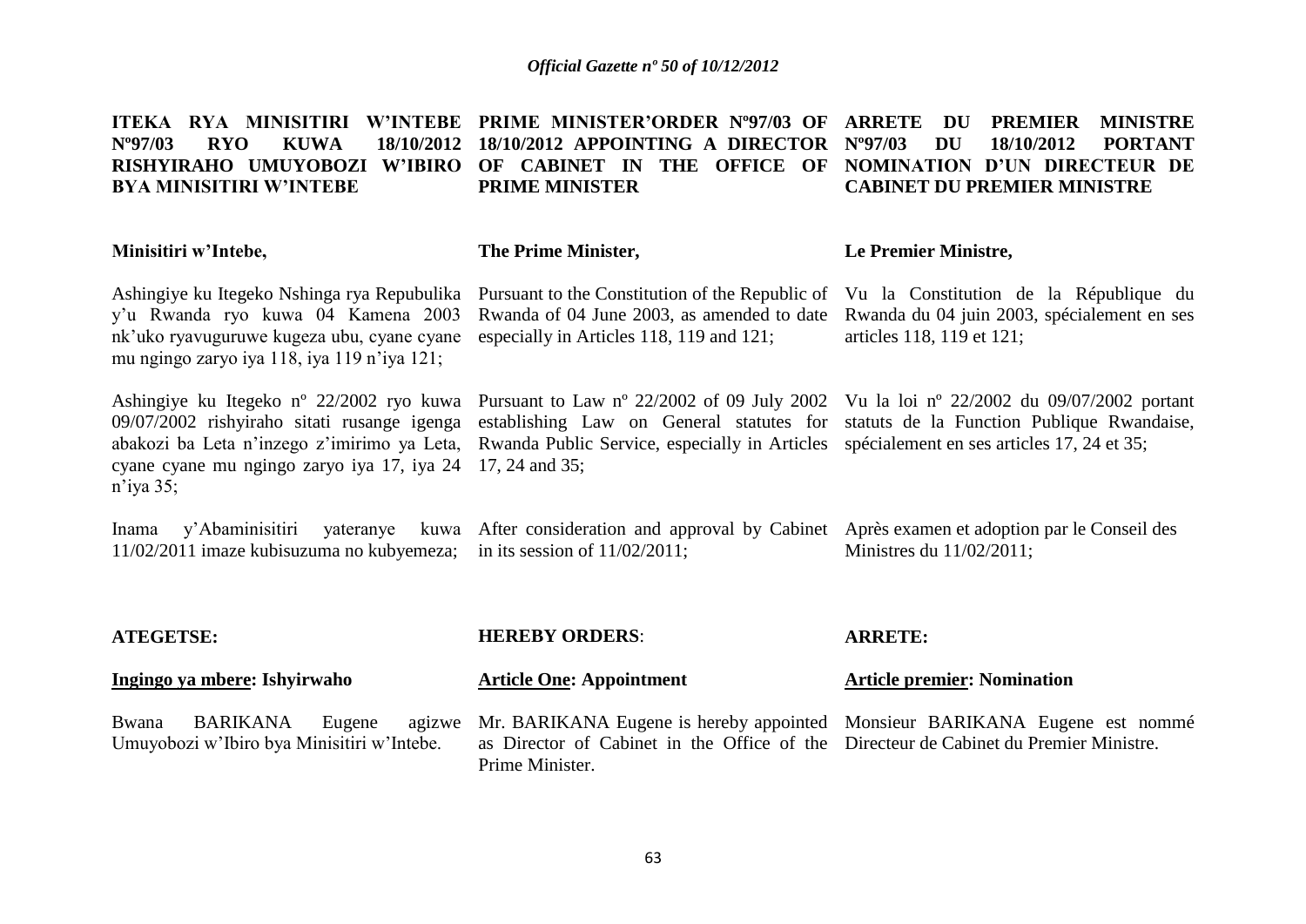**ITEKA RYA MINISITIRI W'INTEBE Nº97/03 RYO KUWA 18/10/2012 RISHYIRAHO UMUYOBOZI W'IBIRO BYA MINISITIRI W'INTEBE**

**Minisitiri w'Intebe,**

Ashingiye ku Itegeko Nshinga rya Repubulika y'u Rwanda ryo kuwa 04 Kamena 2003 nk'uko ryavuguruwe kugeza ubu, cyane cyane mu ngingo zaryo iya 118, iya 119 n'iya 121;

Ashingiye ku Itegeko nº 22/2002 ryo kuwa 09/07/2002 rishyiraho sitati rusange igenga abakozi ba Leta n'inzego z'imirimo ya Leta, cyane cyane mu ngingo zaryo iya 17, iya 24 n'iya 35;

Inama y'Abaminisitiri yateranye kuwa 11/02/2011 imaze kubisuzuma no kubyemeza;

**ATEGETSE:**

**Ingingo ya mbere: Ishyirwaho**

Bwana BARIKANA Eugene agizwe Umuyobozi w'Ibiro bya Minisitiri w'Intebe.

**PRIME MINISTER'ORDER Nº97/03 OF 18/10/2012 APPOINTING A DIRECTOR OF CABINET IN THE OFFICE OF PRIME MINISTER**

**The Prime Minister,**

Pursuant to the Constitution of the Republic of Rwanda of 04 June 2003, as amended to date especially in Articles 118, 119 and 121;

Pursuant to Law nº 22/2002 of 09 July 2002 establishing Law on General statutes for Rwanda Public Service, especially in Articles 17, 24 and 35;

After consideration and approval by Cabinet in its session of 11/02/2011;

**HEREBY ORDERS**:

**Article One: Appointment**

Mr. BARIKANA Eugene is hereby appointed as Director of Cabinet in the Office of the Prime Minister.

**ARRETE DU PREMIER MINISTRE Nº97/03 DU 18/10/2012 PORTANT NOMINATION D'UN DIRECTEUR DE CABINET DU PREMIER MINISTRE**

**Le Premier Ministre,**

Vu la Constitution de la République du Rwanda du 04 juin 2003, spécialement en ses articles 118, 119 et 121;

Vu la loi nº 22/2002 du 09/07/2002 portant statuts de la Function Publique Rwandaise, spécialement en ses articles 17, 24 et 35;

Après examen et adoption par le Conseil des Ministres du 11/02/2011;

**ARRETE:**

**Article premier: Nomination**

Monsieur BARIKANA Eugene est nommé Directeur de Cabinet du Premier Ministre.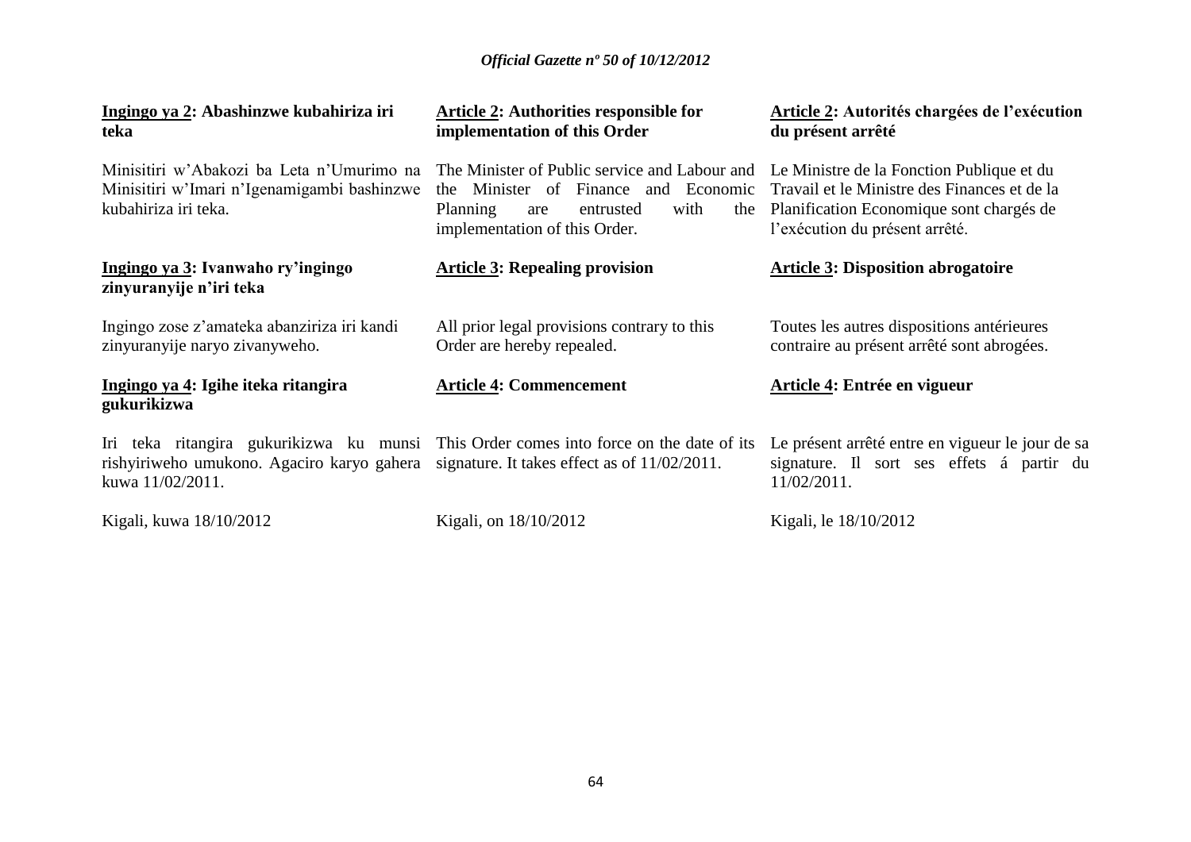**Ingingo ya 2: Abashinzwe kubahiriza iri teka**

Minisitiri w'Abakozi ba Leta n'Umurimo na Minisitiri w'Imari n'Igenamigambi bashinzwe kubahiriza iri teka.

**Ingingo ya 3: Ivanwaho ry'ingingo zinyuranyije n'iri teka**

Ingingo zose z'amateka abanziriza iri kandi zinyuranyije naryo zivanyweho.

**Ingingo ya 4: Igihe iteka ritangira gukurikizwa**

Iri teka ritangira gukurikizwa ku munsi rishyiriweho umukono. Agaciro karyo gahera kuwa 11/02/2011.

Kigali, kuwa 18/10/2012

**Article 2: Authorities responsible for implementation of this Order**

The Minister of Public service and Labour and the Minister of Finance and Economic Planning are entrusted with the implementation of this Order.

**Article 3: Repealing provision**

All prior legal provisions contrary to this Order are hereby repealed.

**Article 4: Commencement**

This Order comes into force on the date of its signature. It takes effect as of 11/02/2011.

Kigali, on 18/10/2012

**Article 2: Autorités chargées de l'exécution du présent arrêté**

Le Ministre de la Fonction Publique et du Travail et le Ministre des Finances et de la Planification Economique sont chargés de l'exécution du présent arrêté.

**Article 3: Disposition abrogatoire**

Toutes les autres dispositions antérieures contraire au présent arrêté sont abrogées.

**Article 4: Entrée en vigueur**

Le présent arrêté entre en vigueur le jour de sa signature. Il sort ses effets á partir du 11/02/2011.

Kigali, le 18/10/2012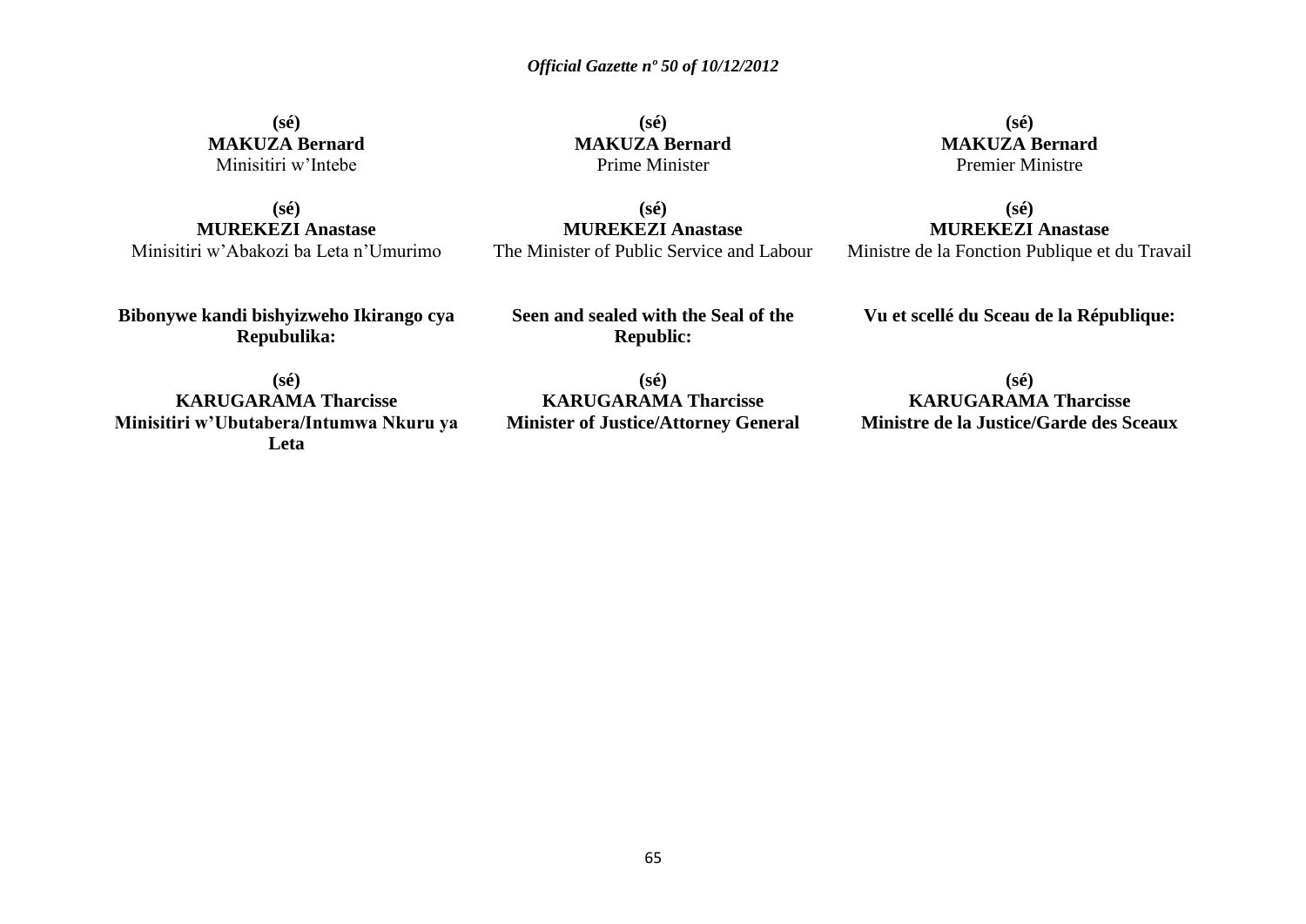**(sé)**
**MAKUZA Bernard**
Minisitiri w'Intebe

**(sé)**
**MUREKEZI Anastase**
Minisitiri w'Abakozi ba Leta n'Umurimo

**Bibonywe kandi bishyizweho Ikirango cya Repubulika:**

**(sé)**
**KARUGARAMA Tharcisse**
**Minisitiri w'Ubutabera/Intumwa Nkuru ya Leta**

**(sé)**
**MAKUZA Bernard**
Prime Minister

**(sé)**
**MUREKEZI Anastase**
The Minister of Public Service and Labour

**Seen and sealed with the Seal of the Republic:**

**(sé)**
**KARUGARAMA Tharcisse**
**Minister of Justice/Attorney General**

**(sé)**
**MAKUZA Bernard**
Premier Ministre

**(sé)**
**MUREKEZI Anastase**
Ministre de la Fonction Publique et du Travail

**Vu et scellé du Sceau de la République:**

**(sé)**
**KARUGARAMA Tharcisse**
**Ministre de la Justice/Garde des Sceaux**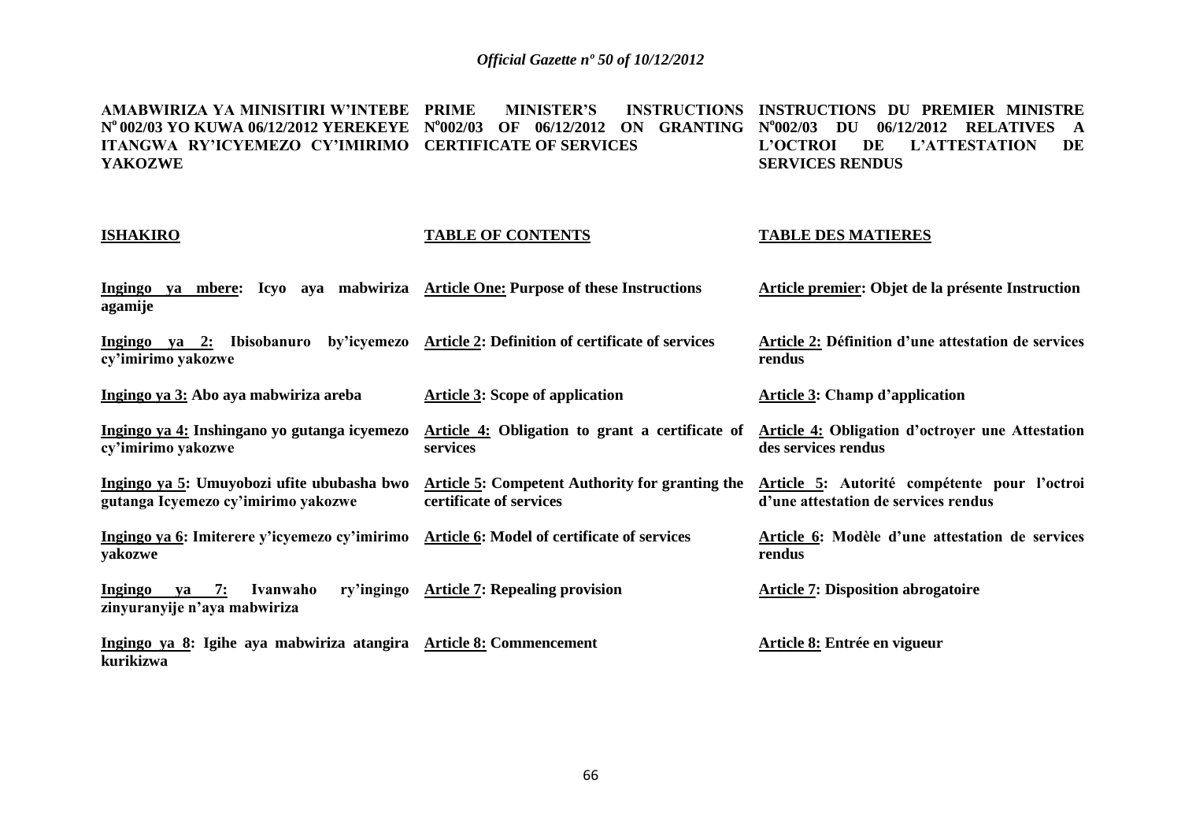**AMABWIRIZA YA MINISITIRI W'INTEBE N° 002/03 YO KUWA 06/12/2012 YEREKEYE ITANGWA RY'ICYEMEZO CY'IMIRIMO YAKOZWE**

**ISHAKIRO**

**Ingingo ya mbere: Icyo aya mabwiriza agamije**

**Ingingo ya 2: Ibisobanuro by'icyemezo cy'imirimo yakozwe**

**Ingingo ya 3: Abo aya mabwiriza areba**

**Ingingo ya 4: Inshingano yo gutanga icyemezo cy'imirimo yakozwe**

**Ingingo ya 5: Umuyobozi ufite ububasha bwo gutanga Icyemezo cy'imirimo yakozwe**

**Ingingo ya 6: Imiterere y'icyemezo cy'imirimo yakozwe**

**Ingingo ya 7: Ivanwaho ry'ingingo zinyuranyije n'aya mabwiriza**

**Ingingo ya 8: Igihe aya mabwiriza atangira kurikizwa**

**PRIME MINISTER'S INSTRUCTIONS N°002/03 OF 06/12/2012 ON GRANTING CERTIFICATE OF SERVICES**

**TABLE OF CONTENTS**

**Article One: Purpose of these Instructions**

**Article 2: Definition of certificate of services**

**Article 3: Scope of application**

**Article 4: Obligation to grant a certificate of services**

**Article 5: Competent Authority for granting the certificate of services**

**Article 6: Model of certificate of services**

**Article 7: Repealing provision**

**Article 8: Commencement**

**INSTRUCTIONS DU PREMIER MINISTRE N°002/03 DU 06/12/2012 RELATIVES A L'OCTROI DE L'ATTESTATION DE SERVICES RENDUS**

**TABLE DES MATIERES**

**Article premier: Objet de la présente Instruction**

**Article 2: Définition d'une attestation de services rendus**

**Article 3: Champ d'application**

**Article 4: Obligation d'octroyer une Attestation des services rendus**

**Article 5: Autorité compétente pour l'octroi d'une attestation de services rendus**

**Article 6: Modèle d'une attestation de services rendus**

**Article 7: Disposition abrogatoire**

**Article 8: Entrée en vigueur**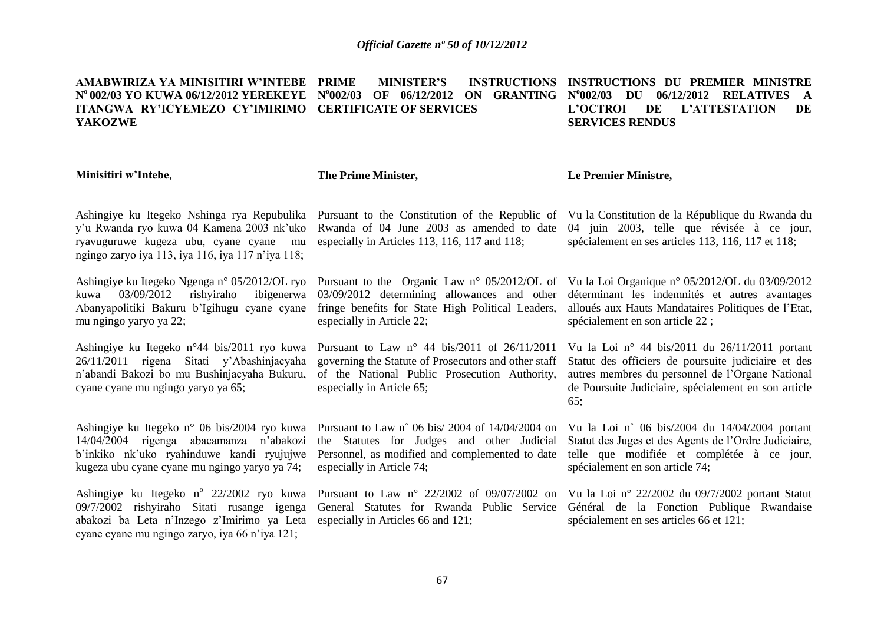**AMABWIRIZA YA MINISITIRI W'INTEBE N° 002/03 YO KUWA 06/12/2012 YEREKEYE ITANGWA RY'ICYEMEZO CY'IMIRIMO YAKOZWE**

**Minisitiri w'Intebe**,

Ashingiye ku Itegeko Nshinga rya Repubulika y'u Rwanda ryo kuwa 04 Kamena 2003 nk'uko ryavuguruwe kugeza ubu, cyane cyane mu ngingo zaryo iya 113, iya 116, iya 117 n'iya 118;

Ashingiye ku Itegeko Ngenga n° 05/2012/OL ryo kuwa 03/09/2012 rishyiraho ibigenerwa Abanyapolitiki Bakuru b'Igihugu cyane cyane mu ngingo yaryo ya 22;

Ashingiye ku Itegeko n°44 bis/2011 ryo kuwa 26/11/2011 rigena Sitati y'Abashinjacyaha n'abandi Bakozi bo mu Bushinjacyaha Bukuru, cyane cyane mu ngingo yaryo ya 65;

Ashingiye ku Itegeko n° 06 bis/2004 ryo kuwa 14/04/2004 rigenga abacamanza n'abakozi b'inkiko nk'uko ryahinduwe kandi ryujujwe kugeza ubu cyane cyane mu ngingo yaryo ya 74;

Ashingiye ku Itegeko n° 22/2002 ryo kuwa 09/7/2002 rishyiraho Sitati rusange igenga abakozi ba Leta n'Inzego z'Imirimo ya Leta cyane cyane mu ngingo zaryo, iya 66 n'iya 121;

**PRIME MINISTER'S INSTRUCTIONS N°002/03 OF 06/12/2012 ON GRANTING CERTIFICATE OF SERVICES**

**The Prime Minister,**

Pursuant to the Constitution of the Republic of Rwanda of 04 June 2003 as amended to date especially in Articles 113, 116, 117 and 118;

Pursuant to the Organic Law n° 05/2012/OL of 03/09/2012 determining allowances and other fringe benefits for State High Political Leaders, especially in Article 22;

Pursuant to Law n° 44 bis/2011 of 26/11/2011 governing the Statute of Prosecutors and other staff of the National Public Prosecution Authority, especially in Article 65;

Pursuant to Law n° 06 bis/ 2004 of 14/04/2004 on the Statutes for Judges and other Judicial Personnel, as modified and complemented to date especially in Article 74;

Pursuant to Law n° 22/2002 of 09/07/2002 on General Statutes for Rwanda Public Service especially in Articles 66 and 121;

**INSTRUCTIONS DU PREMIER MINISTRE N°002/03 DU 06/12/2012 RELATIVES A L'OCTROI DE L'ATTESTATION DE SERVICES RENDUS**

**Le Premier Ministre,**

Vu la Constitution de la République du Rwanda du 04 juin 2003, telle que révisée à ce jour, spécialement en ses articles 113, 116, 117 et 118;

Vu la Loi Organique n° 05/2012/OL du 03/09/2012 déterminant les indemnités et autres avantages alloués aux Hauts Mandataires Politiques de l'Etat, spécialement en son article 22 ;

Vu la Loi n° 44 bis/2011 du 26/11/2011 portant Statut des officiers de poursuite judiciaire et des autres membres du personnel de l'Organe National de Poursuite Judiciaire, spécialement en son article 65;

Vu la Loi n° 06 bis/2004 du 14/04/2004 portant Statut des Juges et des Agents de l'Ordre Judiciaire, telle que modifiée et complétée à ce jour, spécialement en son article 74;

Vu la Loi n° 22/2002 du 09/7/2002 portant Statut Général de la Fonction Publique Rwandaise spécialement en ses articles 66 et 121;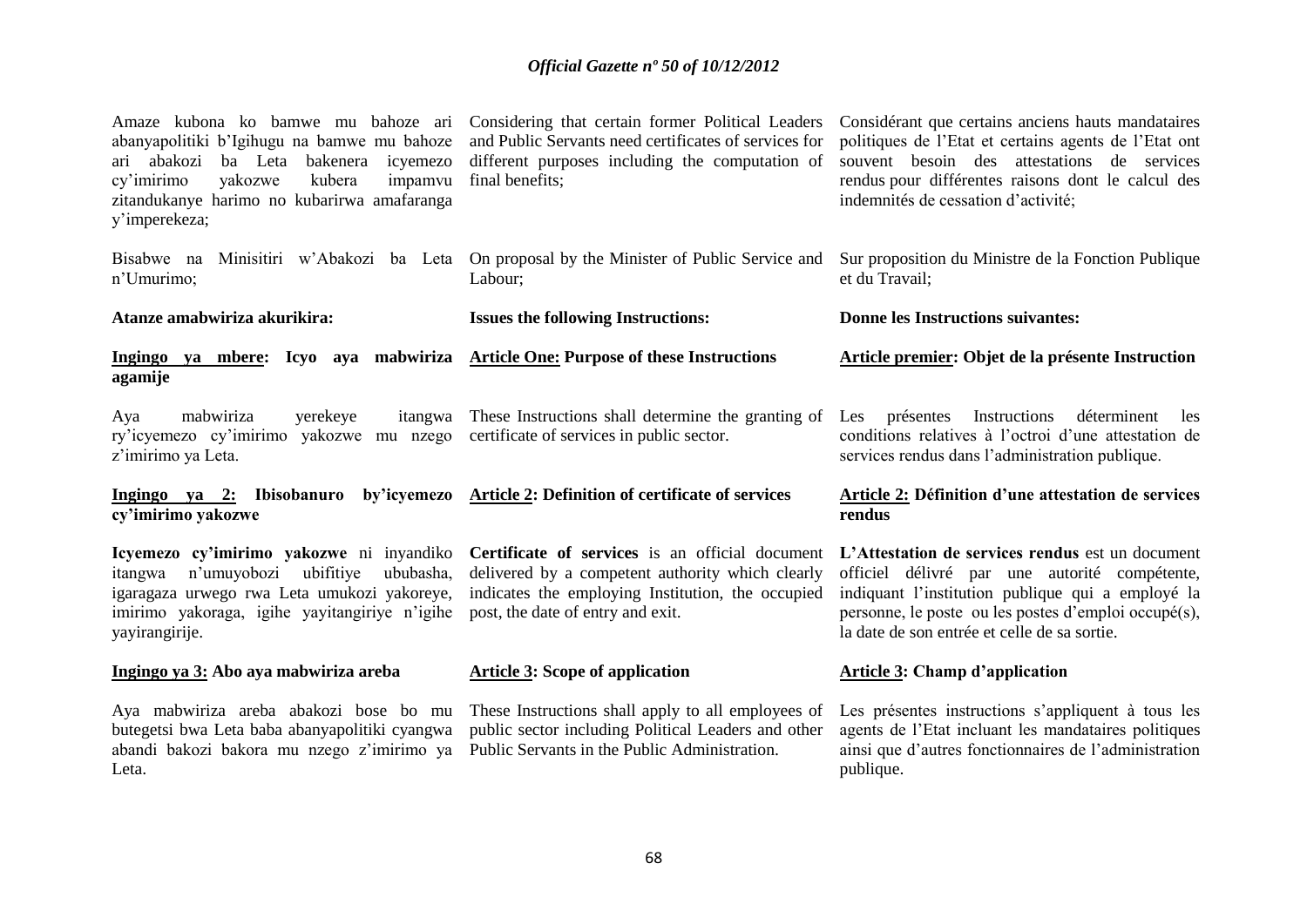Amaze kubona ko bamwe mu bahoze ari abanyapolitiki b'Igihugu na bamwe mu bahoze ari abakozi ba Leta bakenera icyemezo cy'imirimo yakozwe kubera impamvu zitandukanye harimo no kubarirwa amafaranga y'imperekeza;

Bisabwe na Minisitiri w'Abakozi ba Leta n'Umurimo;

**Atanze amabwiriza akurikira:**

**Ingingo ya mbere: Icyo aya mabwiriza agamije**

Aya mabwiriza yerekeye itangwa ry'icyemezo cy'imirimo yakozwe mu nzego z'imirimo ya Leta.

**Ingingo ya 2: Ibisobanuro by'icyemezo cy'imirimo yakozwe**

**Icyemezo cy'imirimo yakozwe** ni inyandiko itangwa n'umuyobozi ubifitiye ububasha, igaragaza urwego rwa Leta umukozi yakoreye, imirimo yakoraga, igihe yayitangiriye n'igihe yayirangirije.

**Ingingo ya 3: Abo aya mabwiriza areba**

Aya mabwiriza areba abakozi bose bo mu butegetsi bwa Leta baba abanyapolitiki cyangwa abandi bakozi bakora mu nzego z'imirimo ya Leta.

Considering that certain former Political Leaders and Public Servants need certificates of services for different purposes including the computation of final benefits;

On proposal by the Minister of Public Service and Labour;

**Issues the following Instructions:**

**Article One: Purpose of these Instructions**

These Instructions shall determine the granting of certificate of services in public sector.

**Article 2: Definition of certificate of services**

**Certificate of services** is an official document delivered by a competent authority which clearly indicates the employing Institution, the occupied post, the date of entry and exit.

**Article 3: Scope of application**

These Instructions shall apply to all employees of public sector including Political Leaders and other Public Servants in the Public Administration.

Considérant que certains anciens hauts mandataires politiques de l'Etat et certains agents de l'Etat ont souvent besoin des attestations de services rendus pour différentes raisons dont le calcul des indemnités de cessation d'activité;

Sur proposition du Ministre de la Fonction Publique et du Travail;

**Donne les Instructions suivantes:**

**Article premier: Objet de la présente Instruction**

Les présentes Instructions déterminent les conditions relatives à l'octroi d'une attestation de services rendus dans l'administration publique.

**Article 2: Définition d'une attestation de services rendus**

**L'Attestation de services rendus** est un document officiel délivré par une autorité compétente, indiquant l'institution publique qui a employé la personne, le poste ou les postes d'emploi occupé(s), la date de son entrée et celle de sa sortie.

**Article 3: Champ d'application**

Les présentes instructions s'appliquent à tous les agents de l'Etat incluant les mandataires politiques ainsi que d'autres fonctionnaires de l'administration publique.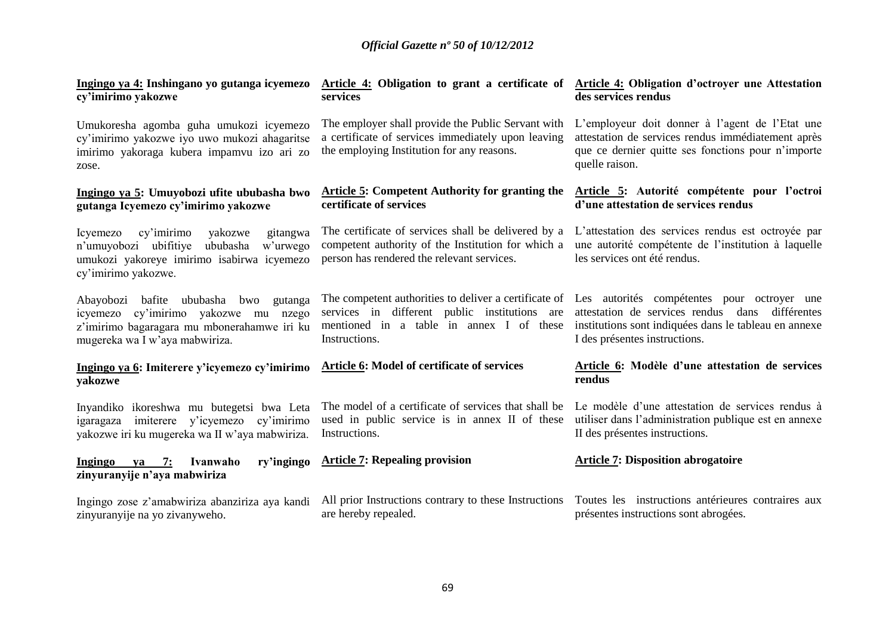**Ingingo ya 4: Inshingano yo gutanga icyemezo cy'imirimo yakozwe**

Umukoresha agomba guha umukozi icyemezo cy'imirimo yakozwe iyo uwo mukozi ahagaritse imirimo yakoraga kubera impamvu izo ari zo zose.

**Ingingo ya 5: Umuyobozi ufite ububasha bwo gutanga Icyemezo cy'imirimo yakozwe**

Icyemezo cy'imirimo yakozwe gitangwa n'umuyobozi ubifitiye ububasha w'urwego umukozi yakoreye imirimo isabirwa icyemezo cy'imirimo yakozwe.

Abayobozi bafite ububasha bwo gutanga icyemezo cy'imirimo yakozwe mu nzego z'imirimo bagaragara mu mbonerahamwe iri ku mugereka wa I w'aya mabwiriza.

**Ingingo ya 6: Imiterere y'icyemezo cy'imirimo yakozwe**

Inyandiko ikoreshwa mu butegetsi bwa Leta igaragaza imiterere y'icyemezo cy'imirimo yakozwe iri ku mugereka wa II w'aya mabwiriza.

**Ingingo ya 7: Ivanwaho ry'ingingo zinyuranyije n'aya mabwiriza**

Ingingo zose z'amabwiriza abanziriza aya kandi zinyuranyije na yo zivanyweho.

**Article 4: Obligation to grant a certificate of services**

The employer shall provide the Public Servant with a certificate of services immediately upon leaving the employing Institution for any reasons.

**Article 5: Competent Authority for granting the certificate of services**

The certificate of services shall be delivered by a competent authority of the Institution for which a person has rendered the relevant services.

The competent authorities to deliver a certificate of services in different public institutions are mentioned in a table in annex I of these Instructions.

**Article 6: Model of certificate of services**

The model of a certificate of services that shall be used in public service is in annex II of these Instructions.

**Article 7: Repealing provision**

All prior Instructions contrary to these Instructions are hereby repealed.

**Article 4: Obligation d'octroyer une Attestation des services rendus**

L'employeur doit donner à l'agent de l'Etat une attestation de services rendus immédiatement après que ce dernier quitte ses fonctions pour n'importe quelle raison.

**Article 5: Autorité compétente pour l'octroi d'une attestation de services rendus**

L'attestation des services rendus est octroyée par une autorité compétente de l'institution à laquelle les services ont été rendus.

Les autorités compétentes pour octroyer une attestation de services rendus dans différentes institutions sont indiquées dans le tableau en annexe I des présentes instructions.

**Article 6: Modèle d'une attestation de services rendus**

Le modèle d'une attestation de services rendus à utiliser dans l'administration publique est en annexe II des présentes instructions.

**Article 7: Disposition abrogatoire**

Toutes les instructions antérieures contraires aux présentes instructions sont abrogées.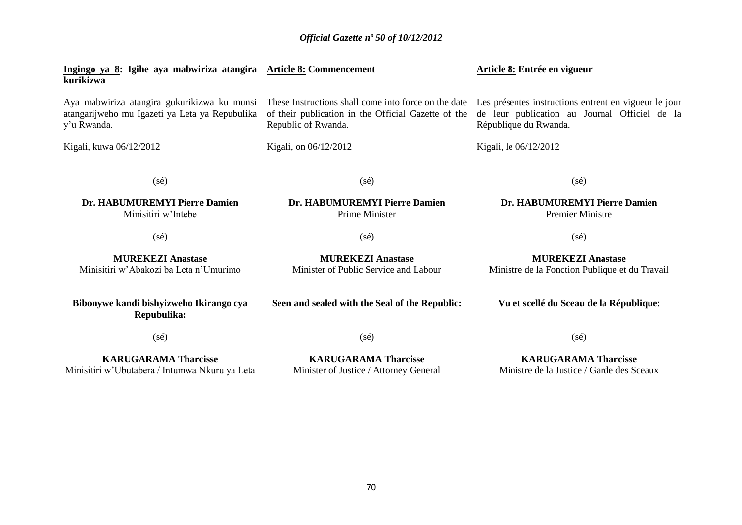**Ingingo ya 8: Igihe aya mabwiriza atangira kurikizwa**

Aya mabwiriza atangira gukurikizwa ku munsi atangarijweho mu Igazeti ya Leta ya Repubulika y'u Rwanda.

Kigali, kuwa 06/12/2012

(sé)

**Dr. HABUMUREMYI Pierre Damien**
Minisitiri w'Intebe

(sé)

**MUREKEZI Anastase**
Minisitiri w'Abakozi ba Leta n'Umurimo

**Bibonywe kandi bishyizweho Ikirango cya Repubulika:**

(sé)

**KARUGARAMA Tharcisse**
Minisitiri w'Ubutabera / Intumwa Nkuru ya Leta

**Article 8: Commencement**

These Instructions shall come into force on the date of their publication in the Official Gazette of the Republic of Rwanda.

Kigali, on 06/12/2012

(sé)

**Dr. HABUMUREMYI Pierre Damien**
Prime Minister

(sé)

**MUREKEZI Anastase**
Minister of Public Service and Labour

**Seen and sealed with the Seal of the Republic:**

(sé)

**KARUGARAMA Tharcisse**
Minister of Justice / Attorney General

**Article 8: Entrée en vigueur**

Les présentes instructions entrent en vigueur le jour de leur publication au Journal Officiel de la République du Rwanda.

Kigali, le 06/12/2012

(sé)

**Dr. HABUMUREMYI Pierre Damien**
Premier Ministre

(sé)

**MUREKEZI Anastase**
Ministre de la Fonction Publique et du Travail

**Vu et scellé du Sceau de la République**:

(sé)

**KARUGARAMA Tharcisse**
Ministre de la Justice / Garde des Sceaux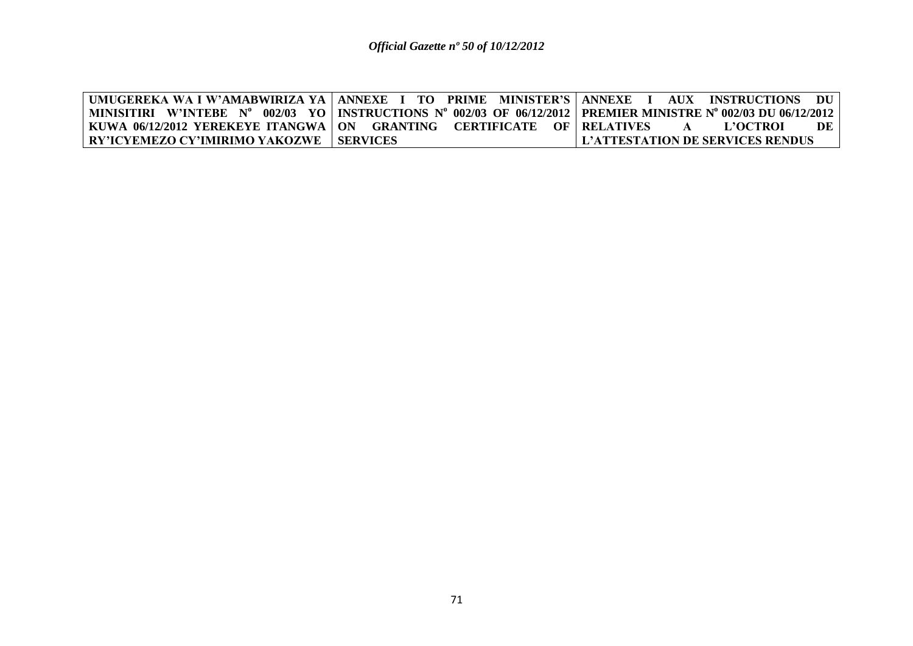| UMUGEREKA WA I W'AMABWIRIZA YA MINISITIRI W'INTEBE N° 002/03 YO KUWA 06/12/2012 YEREKEYE ITANGWA RY'ICYEMEZO CY'IMIRIMO YAKOZWE | ANNEXE I TO PRIME MINISTER'S INSTRUCTIONS N° 002/03 OF 06/12/2012 ON GRANTING CERTIFICATE OF SERVICES | ANNEXE I AUX INSTRUCTIONS DU PREMIER MINISTRE N° 002/03 DU 06/12/2012 RELATIVES A L'OCTROI DE L'ATTESTATION DE SERVICES RENDUS |
|---|---|---|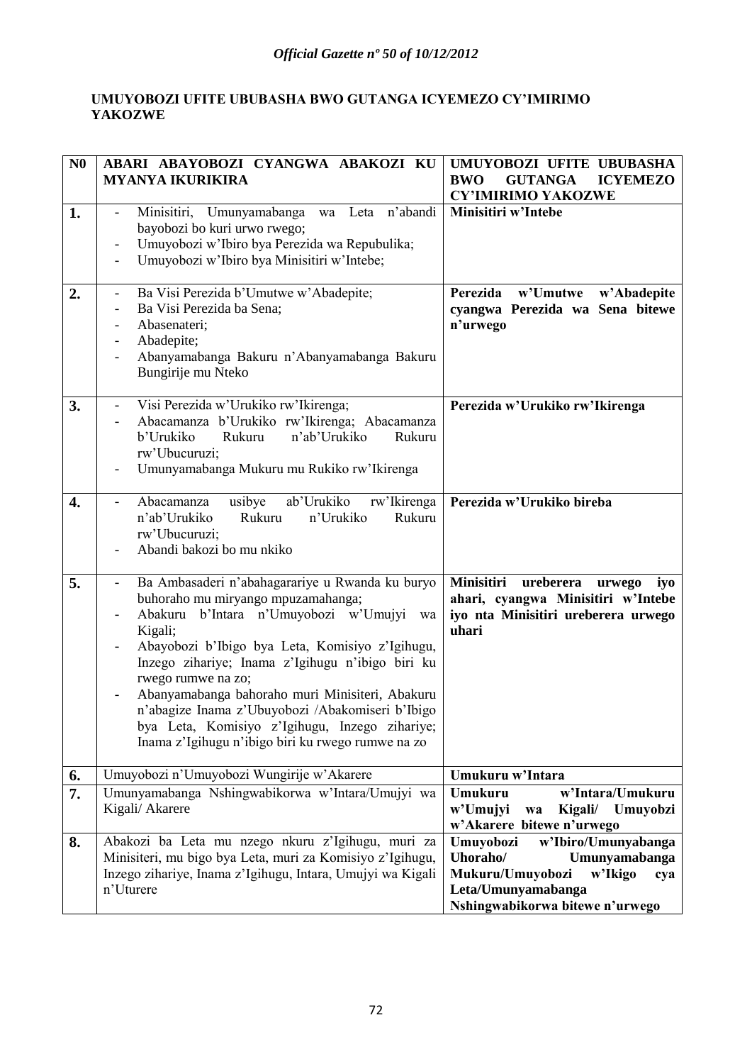**UMUYOBOZI UFITE UBUBASHA BWO GUTANGA ICYEMEZO CY'IMIRIMO YAKOZWE**

| N0 | ABARI ABAYOBOZI CYANGWA ABAKOZI KU MYANYA IKURIKIRA | UMUYOBOZI UFITE UBUBASHA BWO GUTANGA ICYEMEZO CY'IMIRIMO YAKOZWE |
|---|---|---|
| **1.** | - Minisitiri, Umunyamabanga wa Leta n'abandi bayobozi bo kuri urwo rwego;<br>- Umuyobozi w'Ibiro bya Perezida wa Repubulika;<br>- Umuyobozi w'Ibiro bya Minisitiri w'Intebe; | **Minisitiri w'Intebe** |
| **2.** | - Ba Visi Perezida b'Umutwe w'Abadepite;<br>- Ba Visi Perezida ba Sena;<br>- Abasenateri;<br>- Abadepite;<br>- Abanyamabanga Bakuru n'Abanyamabanga Bakuru Bungirije mu Nteko | **Perezida w'Umutwe w'Abadepite cyangwa Perezida wa Sena bitewe n'urwego** |
| **3.** | - Visi Perezida w'Urukiko rw'Ikirenga;<br>- Abacamanza b'Urukiko rw'Ikirenga; Abacamanza b'Urukiko Rukuru n'ab'Urukiko Rukuru rw'Ubucuruzi;<br>- Umunyamabanga Mukuru mu Rukiko rw'Ikirenga | **Perezida w'Urukiko rw'Ikirenga** |
| **4.** | - Abacamanza usibye ab'Urukiko rw'Ikirenga n'ab'Urukiko Rukuru n'Urukiko Rukuru rw'Ubucuruzi;<br>- Abandi bakozi bo mu nkiko | **Perezida w'Urukiko bireba** |
| **5.** | - Ba Ambasaderi n'abahagarariye u Rwanda ku buryo buhoraho mu miryango mpuzamahanga;<br>- Abakuru b'Intara n'Umuyobozi w'Umujyi wa Kigali;<br>- Abayobozi b'Ibigo bya Leta, Komisiyo z'Igihugu, Inzego zihariye; Inama z'Igihugu n'ibigo biri ku rwego rumwe na zo;<br>- Abanyamabanga bahoraho muri Minisiteri, Abakuru n'abagize Inama z'Ubuyobozi /Abakomiseri b'Ibigo bya Leta, Komisiyo z'Igihugu, Inzego zihariye; Inama z'Igihugu n'ibigo biri ku rwego rumwe na zo | **Minisitiri ureberera urwego iyo ahari, cyangwa Minisitiri w'Intebe iyo nta Minisitiri ureberera urwego uhari** |
| **6.** | Umuyobozi n'Umuyobozi Wungirije w'Akarere | **Umukuru w'Intara** |
| **7.** | Umunyamabanga Nshingwabikorwa w'Intara/Umujyi wa Kigali/ Akarere | **Umukuru w'Intara/Umukuru w'Umujyi wa Kigali/ Umuyobzi w'Akarere bitewe n'urwego** |
| **8.** | Abakozi ba Leta mu nzego nkuru z'Igihugu, muri za Minisiteri, mu bigo bya Leta, muri za Komisiyo z'Igihugu, Inzego zihariye, Inama z'Igihugu, Intara, Umujyi wa Kigali n'Uturere | **Umuyobozi w'Ibiro/Umunyabanga Uhoraho/ Umunyamabanga Mukuru/Umuyobozi w'Ikigo cya Leta/Umunyamabanga Nshingwabikorwa bitewe n'urwego** |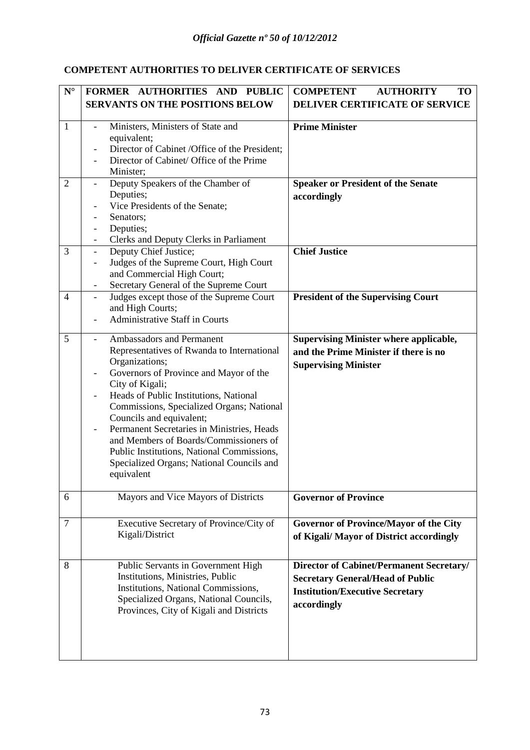**COMPETENT AUTHORITIES TO DELIVER CERTIFICATE OF SERVICES**

| N° | FORMER AUTHORITIES AND PUBLIC SERVANTS ON THE POSITIONS BELOW | COMPETENT AUTHORITY TO DELIVER CERTIFICATE OF SERVICE |
|---|---|---|
| 1 | - Ministers, Ministers of State and equivalent;<br>- Director of Cabinet /Office of the President;<br>- Director of Cabinet/ Office of the Prime Minister; | **Prime Minister** |
| 2 | - Deputy Speakers of the Chamber of Deputies;<br>- Vice Presidents of the Senate;<br>- Senators;<br>- Deputies;<br>- Clerks and Deputy Clerks in Parliament | **Speaker or President of the Senate accordingly** |
| 3 | - Deputy Chief Justice;<br>- Judges of the Supreme Court, High Court and Commercial High Court;<br>- Secretary General of the Supreme Court | **Chief Justice** |
| 4 | - Judges except those of the Supreme Court and High Courts;<br>- Administrative Staff in Courts | **President of the Supervising Court** |
| 5 | - Ambassadors and Permanent Representatives of Rwanda to International Organizations;<br>- Governors of Province and Mayor of the City of Kigali;<br>- Heads of Public Institutions, National Commissions, Specialized Organs; National Councils and equivalent;<br>- Permanent Secretaries in Ministries, Heads and Members of Boards/Commissioners of Public Institutions, National Commissions, Specialized Organs; National Councils and equivalent | **Supervising Minister where applicable, and the Prime Minister if there is no Supervising Minister** |
| 6 | Mayors and Vice Mayors of Districts | **Governor of Province** |
| 7 | Executive Secretary of Province/City of Kigali/District | **Governor of Province/Mayor of the City of Kigali/ Mayor of District accordingly** |
| 8 | Public Servants in Government High Institutions, Ministries, Public Institutions, National Commissions, Specialized Organs, National Councils, Provinces, City of Kigali and Districts | **Director of Cabinet/Permanent Secretary/ Secretary General/Head of Public Institution/Executive Secretary accordingly** |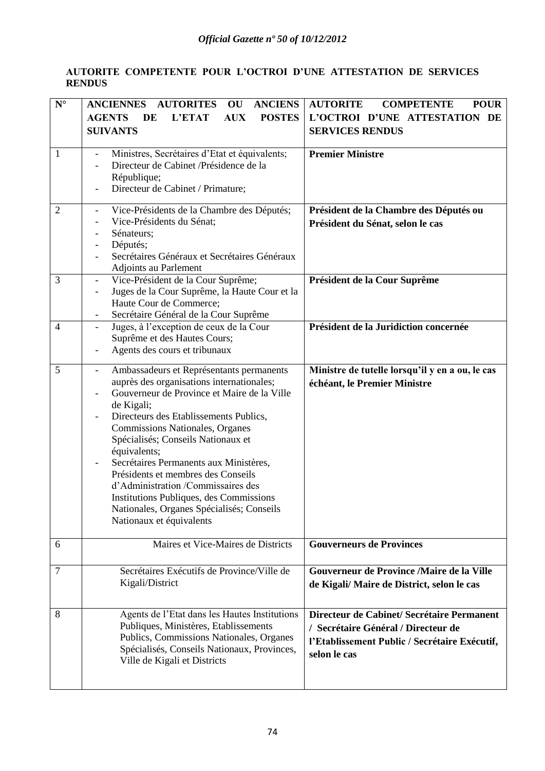**AUTORITE COMPETENTE POUR L'OCTROI D'UNE ATTESTATION DE SERVICES RENDUS**

| N° | ANCIENNES AUTORITES OU ANCIENS AGENTS DE L'ETAT AUX POSTES SUIVANTS | AUTORITE COMPETENTE POUR L'OCTROI D'UNE ATTESTATION DE SERVICES RENDUS |
|---|---|---|
| 1 | - Ministres, Secrétaires d'Etat et équivalents;<br>- Directeur de Cabinet /Présidence de la République;<br>- Directeur de Cabinet / Primature; | **Premier Ministre** |
| 2 | - Vice-Présidents de la Chambre des Députés;<br>- Vice-Présidents du Sénat;<br>- Sénateurs;<br>- Députés;<br>- Secrétaires Généraux et Secrétaires Généraux Adjoints au Parlement | **Président de la Chambre des Députés ou Président du Sénat, selon le cas** |
| 3 | - Vice-Président de la Cour Suprême;<br>- Juges de la Cour Suprême, la Haute Cour et la Haute Cour de Commerce;<br>- Secrétaire Général de la Cour Suprême | **Président de la Cour Suprême** |
| 4 | - Juges, à l'exception de ceux de la Cour Suprême et des Hautes Cours;<br>- Agents des cours et tribunaux | **Président de la Juridiction concernée** |
| 5 | - Ambassadeurs et Représentants permanents auprès des organisations internationales;<br>- Gouverneur de Province et Maire de la Ville de Kigali;<br>- Directeurs des Etablissements Publics, Commissions Nationales, Organes Spécialisés; Conseils Nationaux et équivalents;<br>- Secrétaires Permanents aux Ministères, Présidents et membres des Conseils d'Administration /Commissaires des Institutions Publiques, des Commissions Nationales, Organes Spécialisés; Conseils Nationaux et équivalents | **Ministre de tutelle lorsqu'il y en a ou, le cas échéant, le Premier Ministre** |
| 6 | Maires et Vice-Maires de Districts | **Gouverneurs de Provinces** |
| 7 | Secrétaires Exécutifs de Province/Ville de Kigali/District | **Gouverneur de Province /Maire de la Ville de Kigali/ Maire de District, selon le cas** |
| 8 | Agents de l'Etat dans les Hautes Institutions Publiques, Ministères, Etablissements Publics, Commissions Nationales, Organes Spécialisés, Conseils Nationaux, Provinces, Ville de Kigali et Districts | **Directeur de Cabinet/ Secrétaire Permanent / Secrétaire Général / Directeur de l'Etablissement Public / Secrétaire Exécutif, selon le cas** |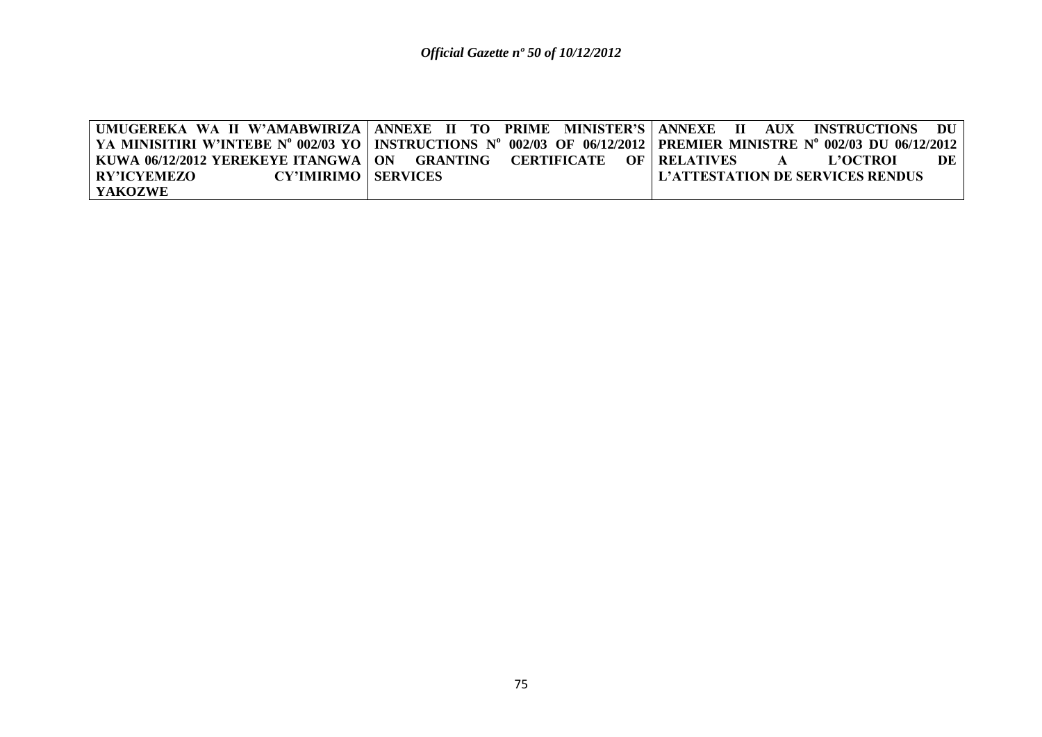| UMUGEREKA WA II W'AMABWIRIZA YA MINISITIRI W'INTEBE N° 002/03 YO KUWA 06/12/2012 YEREKEYE ITANGWA RY'ICYEMEZO CY'IMIRIMO YAKOZWE | ANNEXE II TO PRIME MINISTER'S INSTRUCTIONS N° 002/03 OF 06/12/2012 ON GRANTING CERTIFICATE OF SERVICES | ANNEXE II AUX INSTRUCTIONS DU PREMIER MINISTRE N° 002/03 DU 06/12/2012 RELATIVES A L'OCTROI DE L'ATTESTATION DE SERVICES RENDUS |
|---|---|---|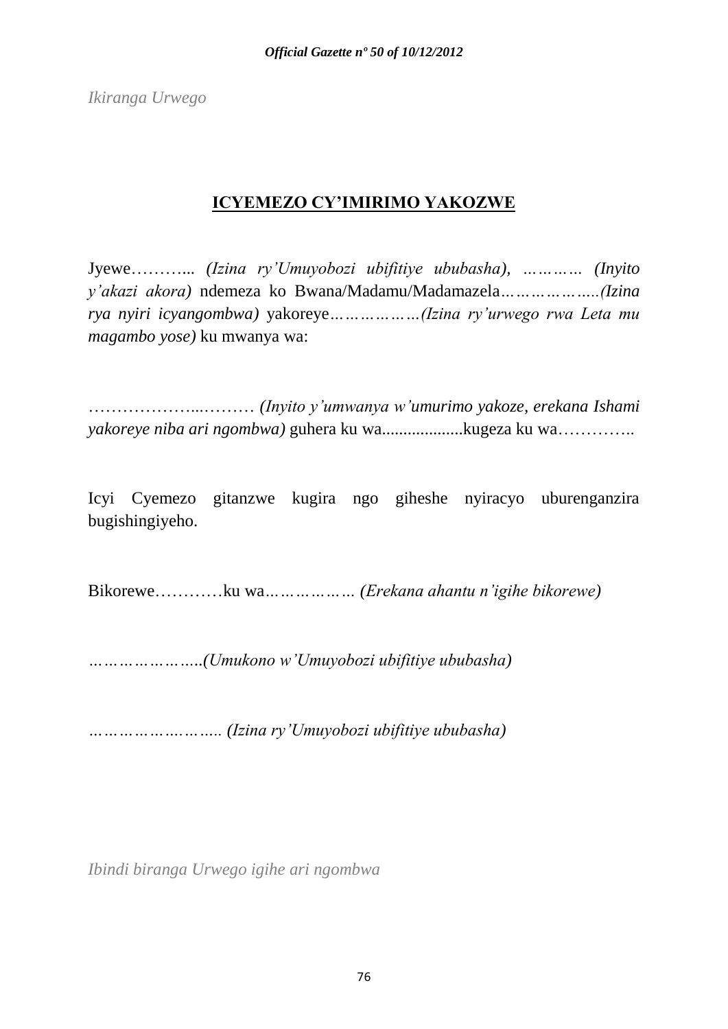*Ikiranga Urwego*

## ICYEMEZO CY'IMIRIMO YAKOZWE

Jyewe……….. *(Izina ry'Umuyobozi ubifitiye ububasha), ………… (Inyito y'akazi akora)* ndemeza ko Bwana/Madamu/Madamazela*………………..(Izina rya nyiri icyangombwa)* yakoreye*………………(Izina ry'urwego rwa Leta mu magambo yose)* ku mwanya wa:

………………...……… *(Inyito y'umwanya w'umurimo yakoze, erekana Ishami yakoreye niba ari ngombwa)* guhera ku wa...................kugeza ku wa…………..

Icyi Cyemezo gitanzwe kugira ngo giheshe nyiracyo uburenganzira bugishingiyeho.

Bikorewe…………ku wa*……………… (Erekana ahantu n'igihe bikorewe)*

*…………………..(Umukono w'Umuyobozi ubifitiye ububasha)*

*…………………….. (Izina ry'Umuyobozi ubifitiye ububasha)*

*Ibindi biranga Urwego igihe ari ngombwa*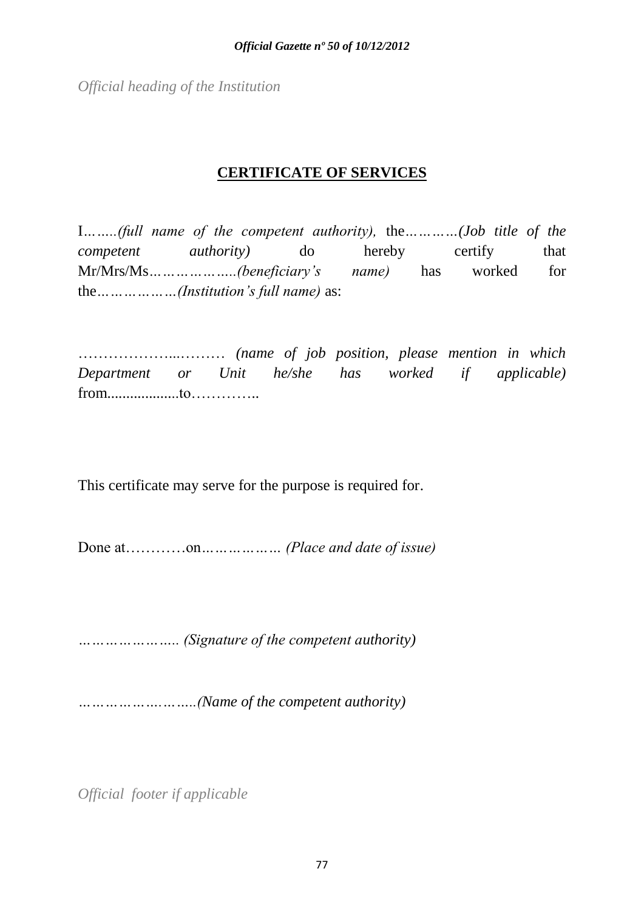*Official heading of the Institution*

**CERTIFICATE OF SERVICES**

I*……(full name of the competent authority),* the*…………(Job title of the competent authority)* do hereby certify that Mr/Mrs/Ms*……………….(beneficiary's name)* has worked for the*………………(Institution's full name)* as:

………………...……… *(name of job position, please mention in which Department or Unit he/she has worked if applicable)* from..................to…………..

This certificate may serve for the purpose is required for.

Done at…………on*……………… (Place and date of issue)*

*………………….. (Signature of the competent authority)*

*……………………..(Name of the competent authority)*

*Official footer if applicable*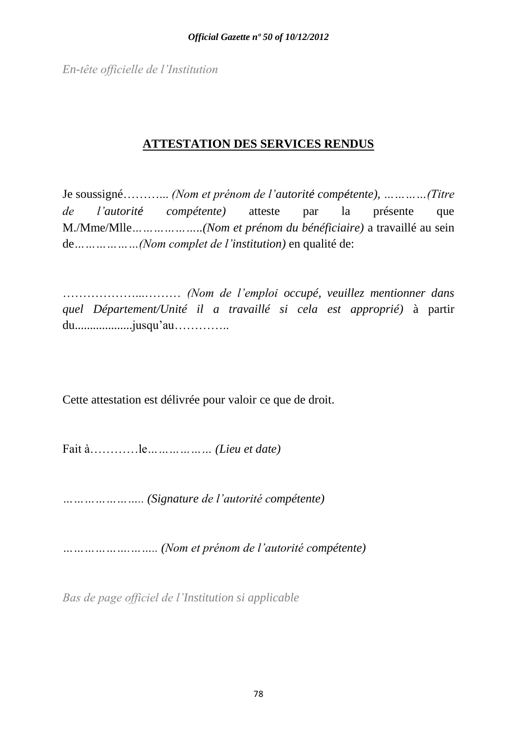*En-tête officielle de l'Institution*

## ATTESTATION DES SERVICES RENDUS

Je soussigné……….. *(Nom et prénom de l'autorité compétente), …………(Titre de l'autorité compétente)* atteste par la présente que M./Mme/Mlle*………………..(Nom et prénom du bénéficiaire)* a travaillé au sein de*………………(Nom complet de l'institution)* en qualité de:

………………...……… *(Nom de l'emploi occupé, veuillez mentionner dans quel Département/Unité il a travaillé si cela est approprié)* à partir du..................jusqu'au…………..

Cette attestation est délivrée pour valoir ce que de droit.

Fait à…………le*……………… (Lieu et date)*

*………………….. (Signature de l'autorité compétente)*

*…………………….. (Nom et prénom de l'autorité compétente)*

*Bas de page officiel de l'Institution si applicable*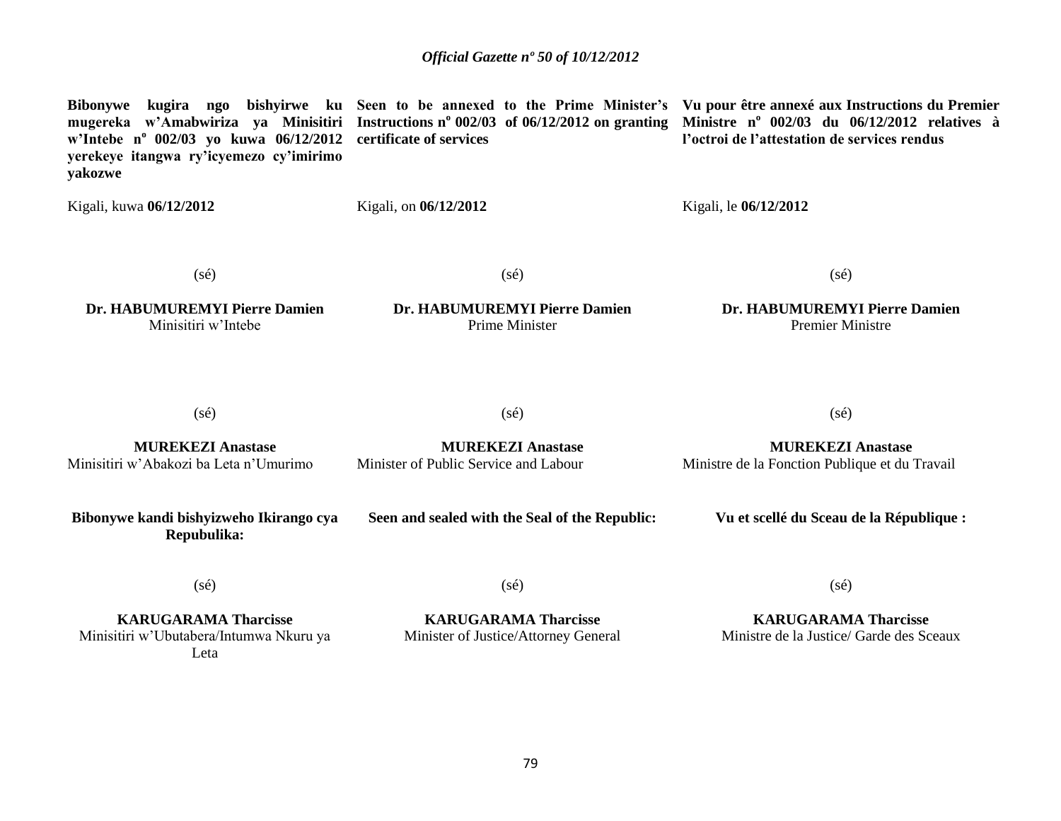**Bibonywe kugira ngo bishyirwe ku mugereka w'Amabwiriza ya Minisitiri w'Intebe nº 002/03 yo kuwa 06/12/2012 yerekeye itangwa ry'icyemezo cy'imirimo yakozwe**

Kigali, kuwa **06/12/2012**

(sé)

**Dr. HABUMUREMYI Pierre Damien**
Minisitiri w'Intebe

(sé)

**MUREKEZI Anastase**
Minisitiri w'Abakozi ba Leta n'Umurimo

**Bibonywe kandi bishyizweho Ikirango cya Repubulika:**

(sé)

**KARUGARAMA Tharcisse**
Minisitiri w'Ubutabera/Intumwa Nkuru ya Leta

**Seen to be annexed to the Prime Minister's Instructions nº 002/03 of 06/12/2012 on granting certificate of services**

Kigali, on **06/12/2012**

(sé)

**Dr. HABUMUREMYI Pierre Damien**
Prime Minister

(sé)

**MUREKEZI Anastase**
Minister of Public Service and Labour

**Seen and sealed with the Seal of the Republic:**

(sé)

**KARUGARAMA Tharcisse**
Minister of Justice/Attorney General

**Vu pour être annexé aux Instructions du Premier Ministre nº 002/03 du 06/12/2012 relatives à l'octroi de l'attestation de services rendus**

Kigali, le **06/12/2012**

(sé)

**Dr. HABUMUREMYI Pierre Damien**
Premier Ministre

(sé)

**MUREKEZI Anastase**
Ministre de la Fonction Publique et du Travail

**Vu et scellé du Sceau de la République :**

(sé)

**KARUGARAMA Tharcisse**
Ministre de la Justice/ Garde des Sceaux